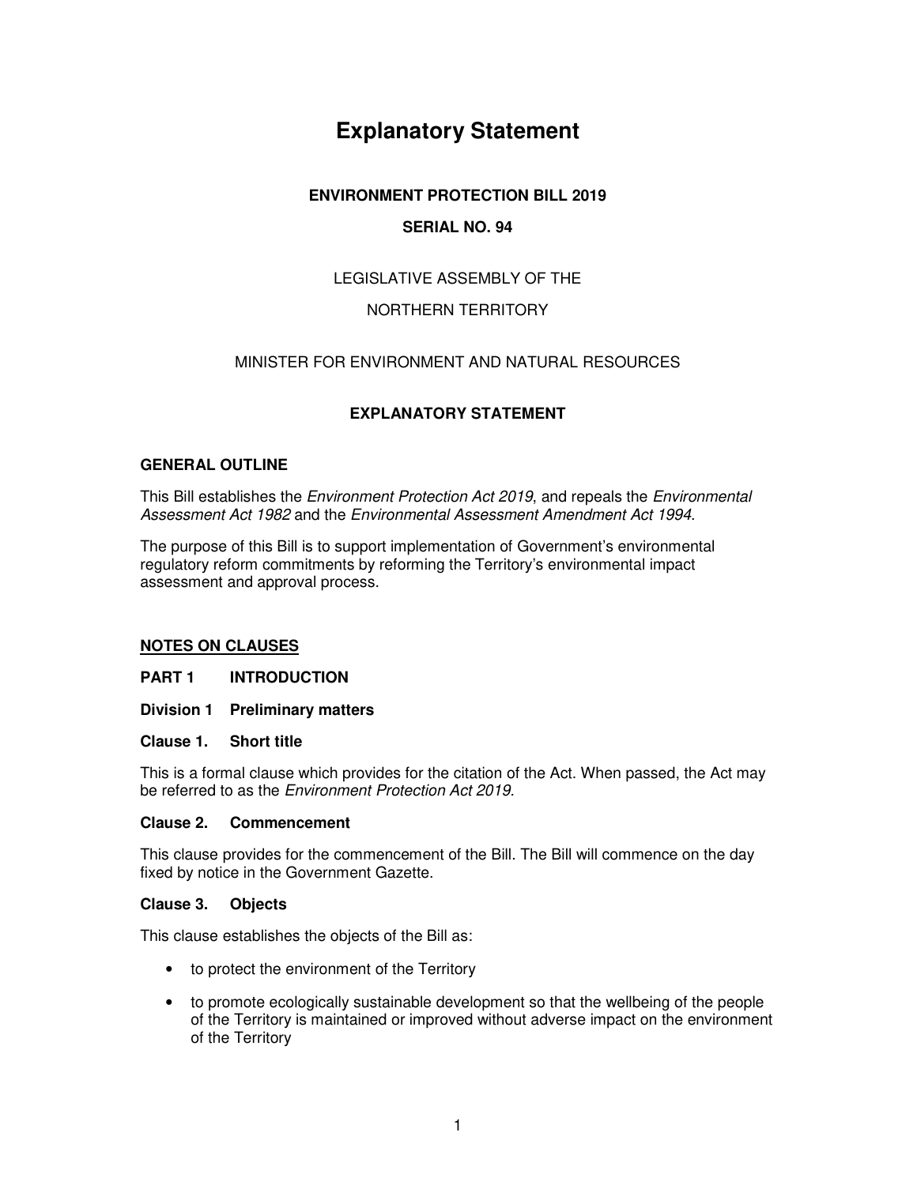# Explanatory Statement

**ENVIRONMENT PROTECTION BILL 2019**

**SERIAL NO. 94**

LEGISLATIVE ASSEMBLY OF THE

NORTHERN TERRITORY

MINISTER FOR ENVIRONMENT AND NATURAL RESOURCES

**EXPLANATORY STATEMENT**

## GENERAL OUTLINE

This Bill establishes the *Environment Protection Act 2019*, and repeals the *Environmental Assessment Act 1982* and the *Environmental Assessment Amendment Act 1994*.

The purpose of this Bill is to support implementation of Government's environmental regulatory reform commitments by reforming the Territory's environmental impact assessment and approval process.

## NOTES ON CLAUSES

### PART 1 INTRODUCTION

### Division 1 Preliminary matters

#### Clause 1. Short title

This is a formal clause which provides for the citation of the Act. When passed, the Act may be referred to as the *Environment Protection Act 2019.*

#### Clause 2. Commencement

This clause provides for the commencement of the Bill. The Bill will commence on the day fixed by notice in the Government Gazette.

#### Clause 3. Objects

This clause establishes the objects of the Bill as:

- to protect the environment of the Territory
- to promote ecologically sustainable development so that the wellbeing of the people of the Territory is maintained or improved without adverse impact on the environment of the Territory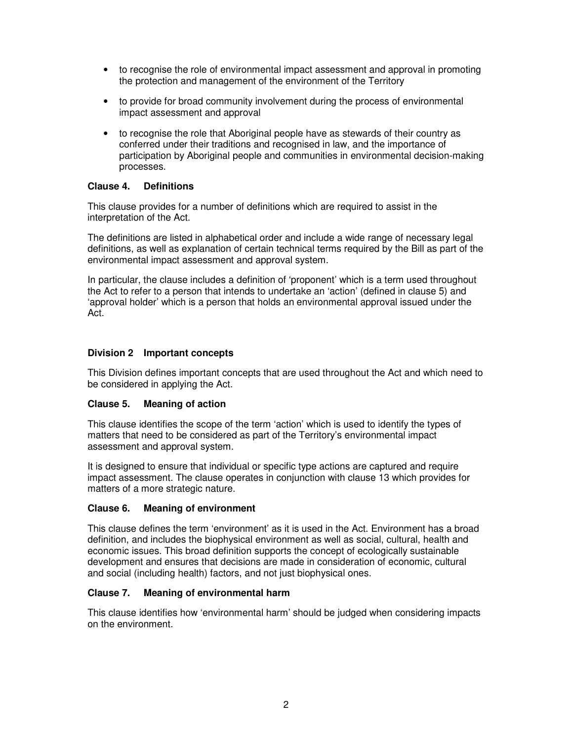- to recognise the role of environmental impact assessment and approval in promoting the protection and management of the environment of the Territory
- to provide for broad community involvement during the process of environmental impact assessment and approval
- to recognise the role that Aboriginal people have as stewards of their country as conferred under their traditions and recognised in law, and the importance of participation by Aboriginal people and communities in environmental decision-making processes.

### Clause 4. Definitions

This clause provides for a number of definitions which are required to assist in the interpretation of the Act.

The definitions are listed in alphabetical order and include a wide range of necessary legal definitions, as well as explanation of certain technical terms required by the Bill as part of the environmental impact assessment and approval system.

In particular, the clause includes a definition of 'proponent' which is a term used throughout the Act to refer to a person that intends to undertake an 'action' (defined in clause 5) and 'approval holder' which is a person that holds an environmental approval issued under the Act.

## Division 2 Important concepts

This Division defines important concepts that are used throughout the Act and which need to be considered in applying the Act.

### Clause 5. Meaning of action

This clause identifies the scope of the term 'action' which is used to identify the types of matters that need to be considered as part of the Territory's environmental impact assessment and approval system.

It is designed to ensure that individual or specific type actions are captured and require impact assessment. The clause operates in conjunction with clause 13 which provides for matters of a more strategic nature.

### Clause 6. Meaning of environment

This clause defines the term 'environment' as it is used in the Act. Environment has a broad definition, and includes the biophysical environment as well as social, cultural, health and economic issues. This broad definition supports the concept of ecologically sustainable development and ensures that decisions are made in consideration of economic, cultural and social (including health) factors, and not just biophysical ones.

### Clause 7. Meaning of environmental harm

This clause identifies how 'environmental harm' should be judged when considering impacts on the environment.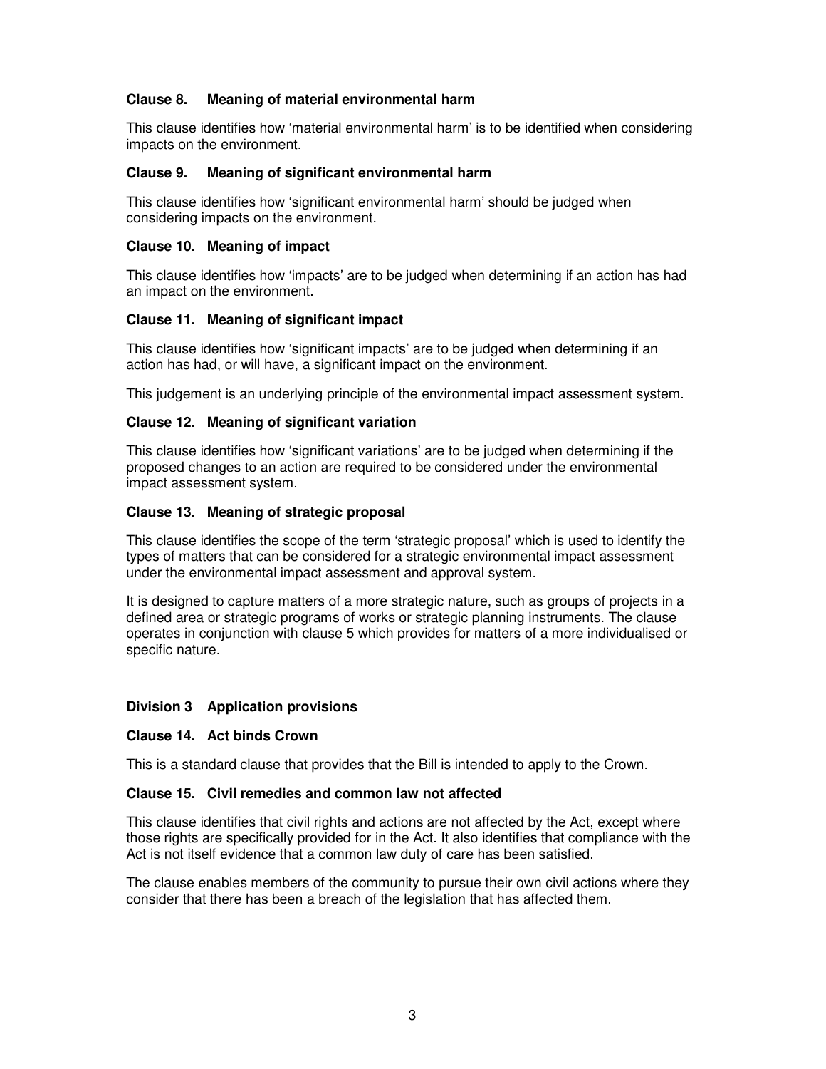#### Clause 8. Meaning of material environmental harm

This clause identifies how 'material environmental harm' is to be identified when considering impacts on the environment.

#### Clause 9. Meaning of significant environmental harm

This clause identifies how 'significant environmental harm' should be judged when considering impacts on the environment.

#### Clause 10. Meaning of impact

This clause identifies how 'impacts' are to be judged when determining if an action has had an impact on the environment.

#### Clause 11. Meaning of significant impact

This clause identifies how 'significant impacts' are to be judged when determining if an action has had, or will have, a significant impact on the environment.

This judgement is an underlying principle of the environmental impact assessment system.

#### Clause 12. Meaning of significant variation

This clause identifies how 'significant variations' are to be judged when determining if the proposed changes to an action are required to be considered under the environmental impact assessment system.

#### Clause 13. Meaning of strategic proposal

This clause identifies the scope of the term 'strategic proposal' which is used to identify the types of matters that can be considered for a strategic environmental impact assessment under the environmental impact assessment and approval system.

It is designed to capture matters of a more strategic nature, such as groups of projects in a defined area or strategic programs of works or strategic planning instruments. The clause operates in conjunction with clause 5 which provides for matters of a more individualised or specific nature.

### Division 3 Application provisions

#### Clause 14. Act binds Crown

This is a standard clause that provides that the Bill is intended to apply to the Crown.

#### Clause 15. Civil remedies and common law not affected

This clause identifies that civil rights and actions are not affected by the Act, except where those rights are specifically provided for in the Act. It also identifies that compliance with the Act is not itself evidence that a common law duty of care has been satisfied.

The clause enables members of the community to pursue their own civil actions where they consider that there has been a breach of the legislation that has affected them.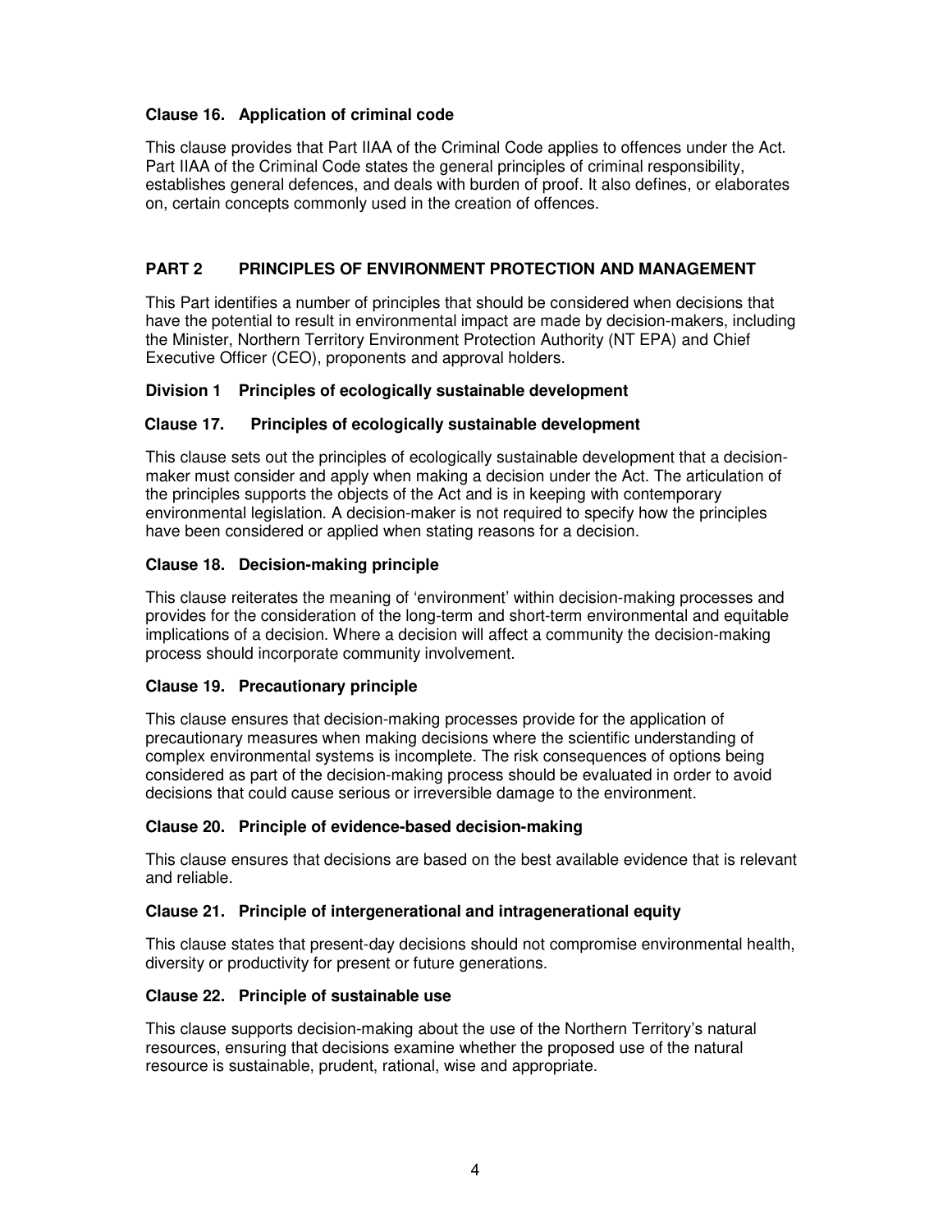### Clause 16. Application of criminal code

This clause provides that Part IIAA of the Criminal Code applies to offences under the Act. Part IIAA of the Criminal Code states the general principles of criminal responsibility, establishes general defences, and deals with burden of proof. It also defines, or elaborates on, certain concepts commonly used in the creation of offences.

## PART 2 PRINCIPLES OF ENVIRONMENT PROTECTION AND MANAGEMENT

This Part identifies a number of principles that should be considered when decisions that have the potential to result in environmental impact are made by decision-makers, including the Minister, Northern Territory Environment Protection Authority (NT EPA) and Chief Executive Officer (CEO), proponents and approval holders.

### Division 1 Principles of ecologically sustainable development

### Clause 17. Principles of ecologically sustainable development

This clause sets out the principles of ecologically sustainable development that a decision-maker must consider and apply when making a decision under the Act. The articulation of the principles supports the objects of the Act and is in keeping with contemporary environmental legislation. A decision-maker is not required to specify how the principles have been considered or applied when stating reasons for a decision.

### Clause 18. Decision-making principle

This clause reiterates the meaning of 'environment' within decision-making processes and provides for the consideration of the long-term and short-term environmental and equitable implications of a decision. Where a decision will affect a community the decision-making process should incorporate community involvement.

### Clause 19. Precautionary principle

This clause ensures that decision-making processes provide for the application of precautionary measures when making decisions where the scientific understanding of complex environmental systems is incomplete. The risk consequences of options being considered as part of the decision-making process should be evaluated in order to avoid decisions that could cause serious or irreversible damage to the environment.

### Clause 20. Principle of evidence-based decision-making

This clause ensures that decisions are based on the best available evidence that is relevant and reliable.

### Clause 21. Principle of intergenerational and intragenerational equity

This clause states that present-day decisions should not compromise environmental health, diversity or productivity for present or future generations.

### Clause 22. Principle of sustainable use

This clause supports decision-making about the use of the Northern Territory's natural resources, ensuring that decisions examine whether the proposed use of the natural resource is sustainable, prudent, rational, wise and appropriate.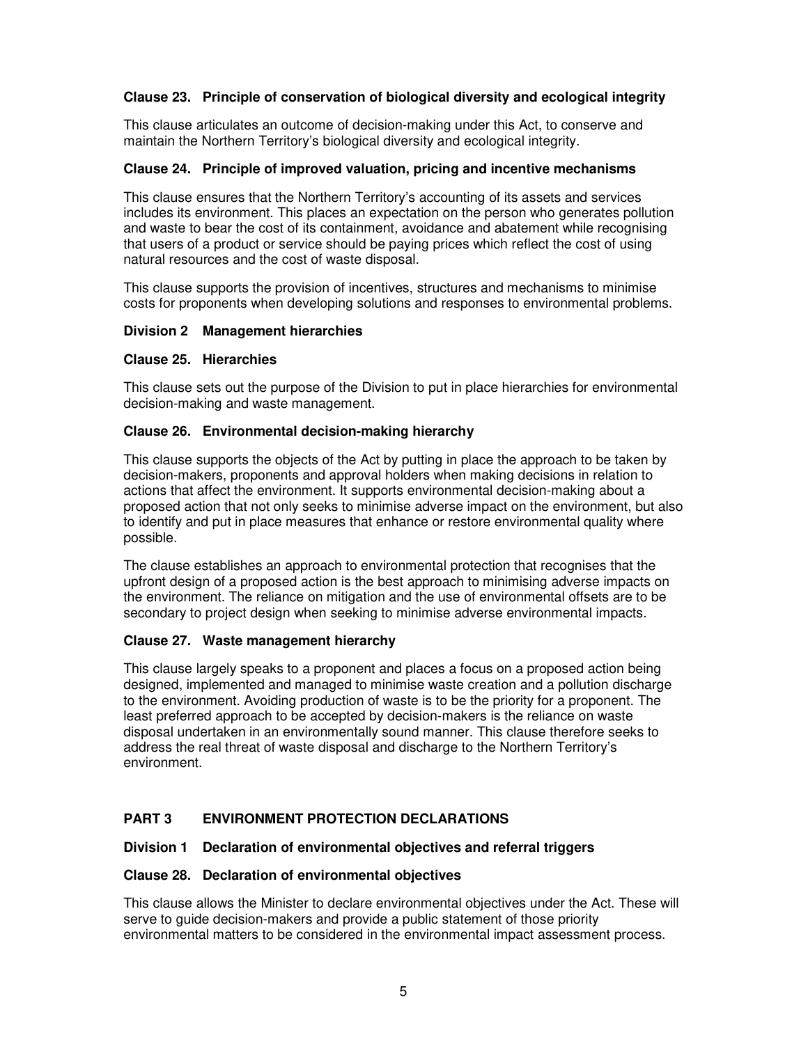### Clause 23. Principle of conservation of biological diversity and ecological integrity

This clause articulates an outcome of decision-making under this Act, to conserve and maintain the Northern Territory's biological diversity and ecological integrity.

### Clause 24. Principle of improved valuation, pricing and incentive mechanisms

This clause ensures that the Northern Territory's accounting of its assets and services includes its environment. This places an expectation on the person who generates pollution and waste to bear the cost of its containment, avoidance and abatement while recognising that users of a product or service should be paying prices which reflect the cost of using natural resources and the cost of waste disposal.

This clause supports the provision of incentives, structures and mechanisms to minimise costs for proponents when developing solutions and responses to environmental problems.

## Division 2 Management hierarchies

### Clause 25. Hierarchies

This clause sets out the purpose of the Division to put in place hierarchies for environmental decision-making and waste management.

### Clause 26. Environmental decision-making hierarchy

This clause supports the objects of the Act by putting in place the approach to be taken by decision-makers, proponents and approval holders when making decisions in relation to actions that affect the environment. It supports environmental decision-making about a proposed action that not only seeks to minimise adverse impact on the environment, but also to identify and put in place measures that enhance or restore environmental quality where possible.

The clause establishes an approach to environmental protection that recognises that the upfront design of a proposed action is the best approach to minimising adverse impacts on the environment. The reliance on mitigation and the use of environmental offsets are to be secondary to project design when seeking to minimise adverse environmental impacts.

### Clause 27. Waste management hierarchy

This clause largely speaks to a proponent and places a focus on a proposed action being designed, implemented and managed to minimise waste creation and a pollution discharge to the environment. Avoiding production of waste is to be the priority for a proponent. The least preferred approach to be accepted by decision-makers is the reliance on waste disposal undertaken in an environmentally sound manner. This clause therefore seeks to address the real threat of waste disposal and discharge to the Northern Territory's environment.

# PART 3 ENVIRONMENT PROTECTION DECLARATIONS

## Division 1 Declaration of environmental objectives and referral triggers

### Clause 28. Declaration of environmental objectives

This clause allows the Minister to declare environmental objectives under the Act. These will serve to guide decision-makers and provide a public statement of those priority environmental matters to be considered in the environmental impact assessment process.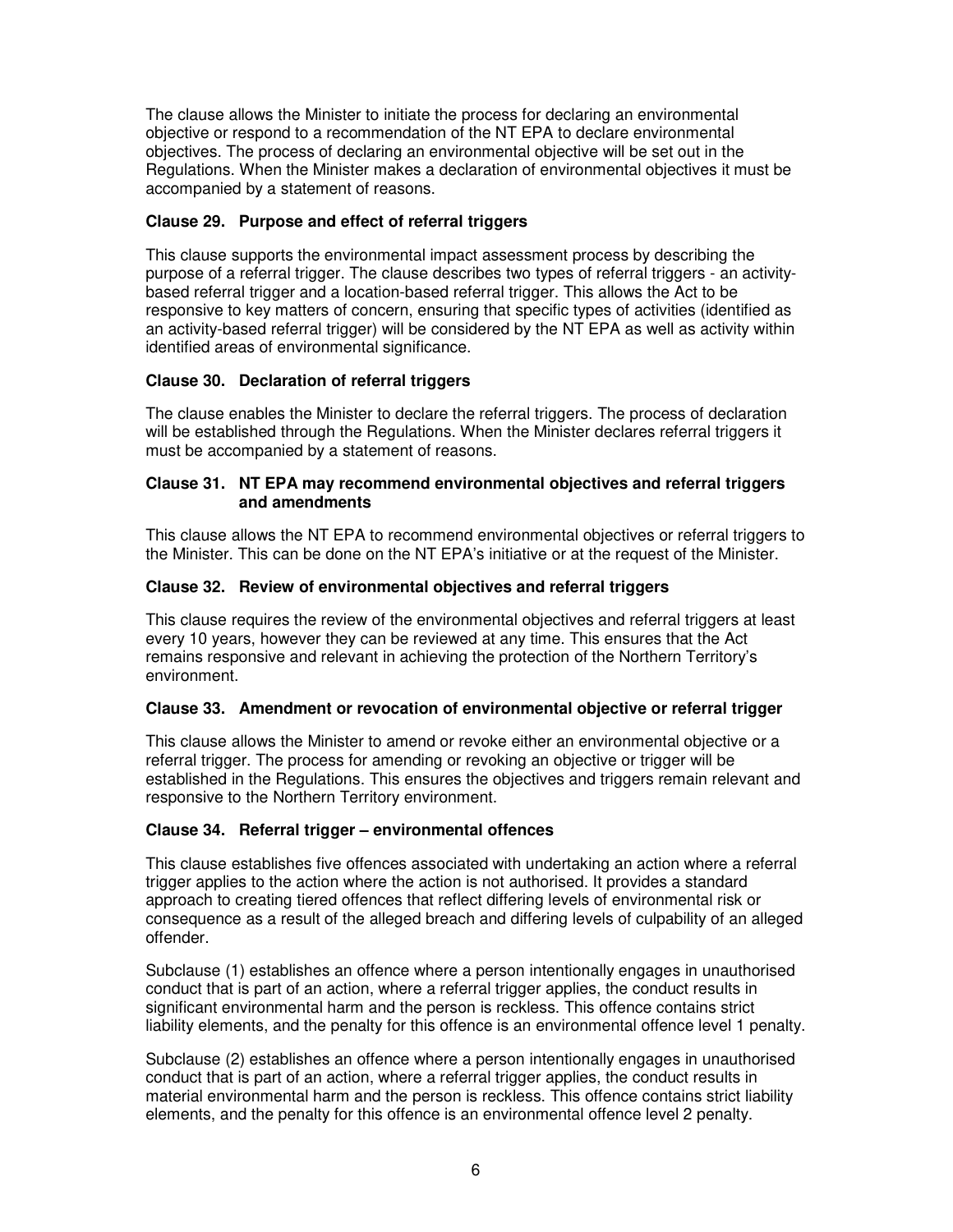The clause allows the Minister to initiate the process for declaring an environmental objective or respond to a recommendation of the NT EPA to declare environmental objectives. The process of declaring an environmental objective will be set out in the Regulations. When the Minister makes a declaration of environmental objectives it must be accompanied by a statement of reasons.

### Clause 29. Purpose and effect of referral triggers

This clause supports the environmental impact assessment process by describing the purpose of a referral trigger. The clause describes two types of referral triggers - an activity-based referral trigger and a location-based referral trigger. This allows the Act to be responsive to key matters of concern, ensuring that specific types of activities (identified as an activity-based referral trigger) will be considered by the NT EPA as well as activity within identified areas of environmental significance.

### Clause 30. Declaration of referral triggers

The clause enables the Minister to declare the referral triggers. The process of declaration will be established through the Regulations. When the Minister declares referral triggers it must be accompanied by a statement of reasons.

### Clause 31. NT EPA may recommend environmental objectives and referral triggers and amendments

This clause allows the NT EPA to recommend environmental objectives or referral triggers to the Minister. This can be done on the NT EPA's initiative or at the request of the Minister.

### Clause 32. Review of environmental objectives and referral triggers

This clause requires the review of the environmental objectives and referral triggers at least every 10 years, however they can be reviewed at any time. This ensures that the Act remains responsive and relevant in achieving the protection of the Northern Territory's environment.

### Clause 33. Amendment or revocation of environmental objective or referral trigger

This clause allows the Minister to amend or revoke either an environmental objective or a referral trigger. The process for amending or revoking an objective or trigger will be established in the Regulations. This ensures the objectives and triggers remain relevant and responsive to the Northern Territory environment.

### Clause 34. Referral trigger – environmental offences

This clause establishes five offences associated with undertaking an action where a referral trigger applies to the action where the action is not authorised. It provides a standard approach to creating tiered offences that reflect differing levels of environmental risk or consequence as a result of the alleged breach and differing levels of culpability of an alleged offender.

Subclause (1) establishes an offence where a person intentionally engages in unauthorised conduct that is part of an action, where a referral trigger applies, the conduct results in significant environmental harm and the person is reckless. This offence contains strict liability elements, and the penalty for this offence is an environmental offence level 1 penalty.

Subclause (2) establishes an offence where a person intentionally engages in unauthorised conduct that is part of an action, where a referral trigger applies, the conduct results in material environmental harm and the person is reckless. This offence contains strict liability elements, and the penalty for this offence is an environmental offence level 2 penalty.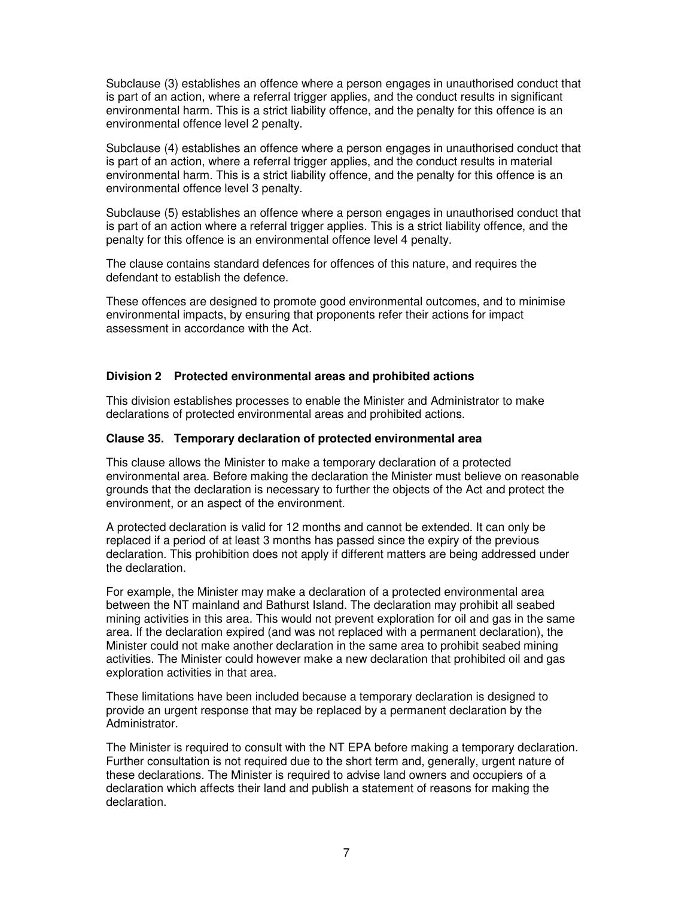Subclause (3) establishes an offence where a person engages in unauthorised conduct that is part of an action, where a referral trigger applies, and the conduct results in significant environmental harm. This is a strict liability offence, and the penalty for this offence is an environmental offence level 2 penalty.

Subclause (4) establishes an offence where a person engages in unauthorised conduct that is part of an action, where a referral trigger applies, and the conduct results in material environmental harm. This is a strict liability offence, and the penalty for this offence is an environmental offence level 3 penalty.

Subclause (5) establishes an offence where a person engages in unauthorised conduct that is part of an action where a referral trigger applies. This is a strict liability offence, and the penalty for this offence is an environmental offence level 4 penalty.

The clause contains standard defences for offences of this nature, and requires the defendant to establish the defence.

These offences are designed to promote good environmental outcomes, and to minimise environmental impacts, by ensuring that proponents refer their actions for impact assessment in accordance with the Act.

### Division 2 Protected environmental areas and prohibited actions

This division establishes processes to enable the Minister and Administrator to make declarations of protected environmental areas and prohibited actions.

#### Clause 35. Temporary declaration of protected environmental area

This clause allows the Minister to make a temporary declaration of a protected environmental area. Before making the declaration the Minister must believe on reasonable grounds that the declaration is necessary to further the objects of the Act and protect the environment, or an aspect of the environment.

A protected declaration is valid for 12 months and cannot be extended. It can only be replaced if a period of at least 3 months has passed since the expiry of the previous declaration. This prohibition does not apply if different matters are being addressed under the declaration.

For example, the Minister may make a declaration of a protected environmental area between the NT mainland and Bathurst Island. The declaration may prohibit all seabed mining activities in this area. This would not prevent exploration for oil and gas in the same area. If the declaration expired (and was not replaced with a permanent declaration), the Minister could not make another declaration in the same area to prohibit seabed mining activities. The Minister could however make a new declaration that prohibited oil and gas exploration activities in that area.

These limitations have been included because a temporary declaration is designed to provide an urgent response that may be replaced by a permanent declaration by the Administrator.

The Minister is required to consult with the NT EPA before making a temporary declaration. Further consultation is not required due to the short term and, generally, urgent nature of these declarations. The Minister is required to advise land owners and occupiers of a declaration which affects their land and publish a statement of reasons for making the declaration.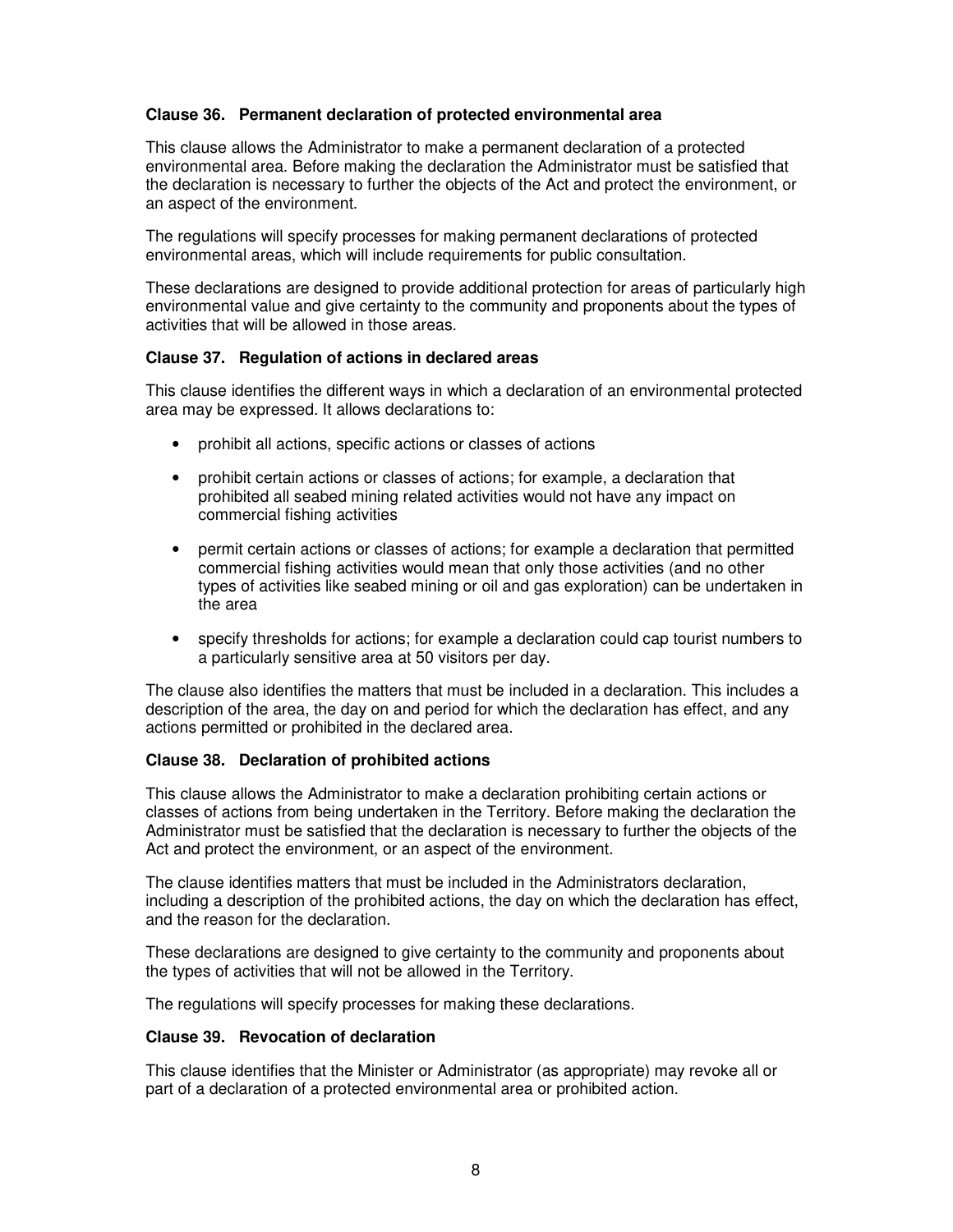### Clause 36. Permanent declaration of protected environmental area

This clause allows the Administrator to make a permanent declaration of a protected environmental area. Before making the declaration the Administrator must be satisfied that the declaration is necessary to further the objects of the Act and protect the environment, or an aspect of the environment.

The regulations will specify processes for making permanent declarations of protected environmental areas, which will include requirements for public consultation.

These declarations are designed to provide additional protection for areas of particularly high environmental value and give certainty to the community and proponents about the types of activities that will be allowed in those areas.

### Clause 37. Regulation of actions in declared areas

This clause identifies the different ways in which a declaration of an environmental protected area may be expressed. It allows declarations to:

- prohibit all actions, specific actions or classes of actions
- prohibit certain actions or classes of actions; for example, a declaration that prohibited all seabed mining related activities would not have any impact on commercial fishing activities
- permit certain actions or classes of actions; for example a declaration that permitted commercial fishing activities would mean that only those activities (and no other types of activities like seabed mining or oil and gas exploration) can be undertaken in the area
- specify thresholds for actions; for example a declaration could cap tourist numbers to a particularly sensitive area at 50 visitors per day.

The clause also identifies the matters that must be included in a declaration. This includes a description of the area, the day on and period for which the declaration has effect, and any actions permitted or prohibited in the declared area.

### Clause 38. Declaration of prohibited actions

This clause allows the Administrator to make a declaration prohibiting certain actions or classes of actions from being undertaken in the Territory. Before making the declaration the Administrator must be satisfied that the declaration is necessary to further the objects of the Act and protect the environment, or an aspect of the environment.

The clause identifies matters that must be included in the Administrators declaration, including a description of the prohibited actions, the day on which the declaration has effect, and the reason for the declaration.

These declarations are designed to give certainty to the community and proponents about the types of activities that will not be allowed in the Territory.

The regulations will specify processes for making these declarations.

### Clause 39. Revocation of declaration

This clause identifies that the Minister or Administrator (as appropriate) may revoke all or part of a declaration of a protected environmental area or prohibited action.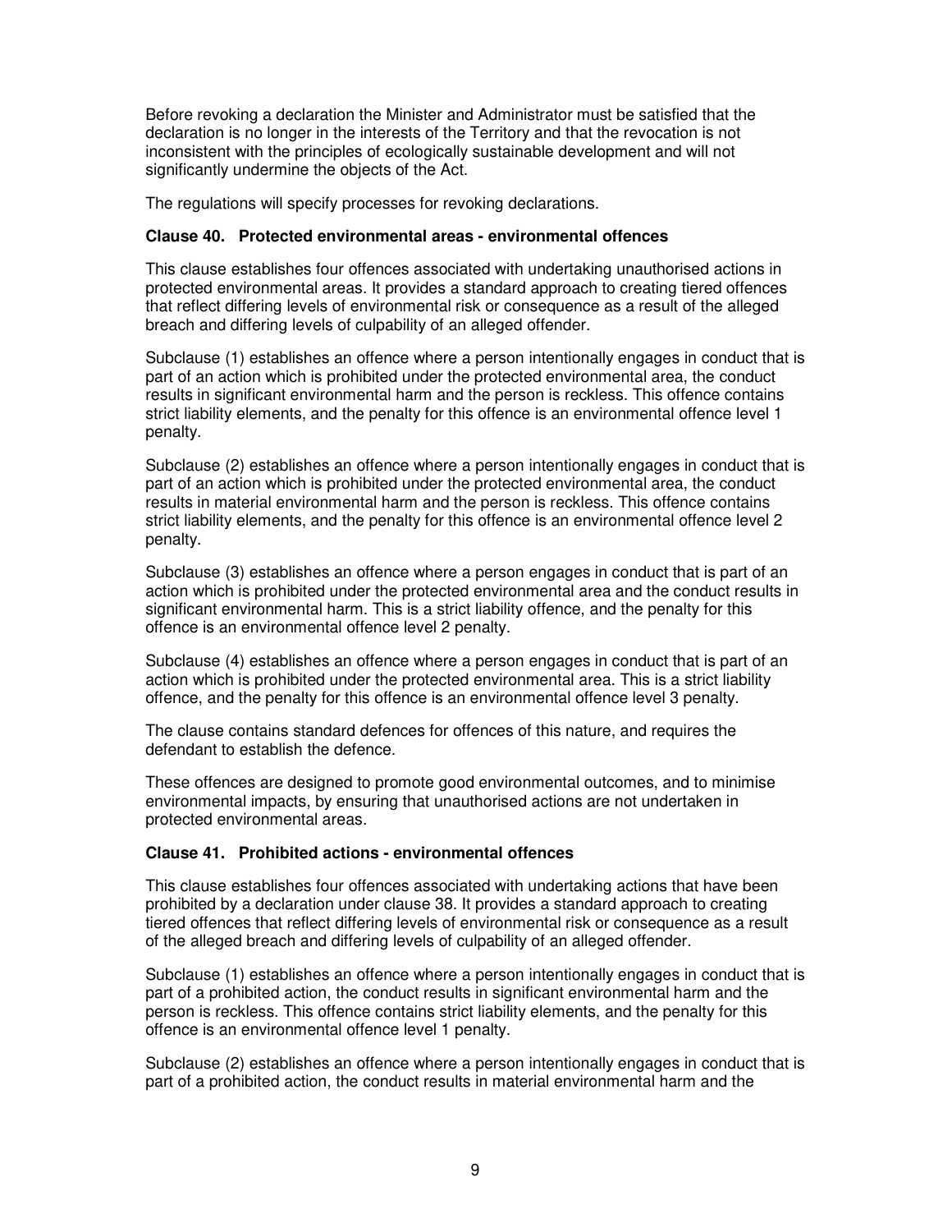Before revoking a declaration the Minister and Administrator must be satisfied that the declaration is no longer in the interests of the Territory and that the revocation is not inconsistent with the principles of ecologically sustainable development and will not significantly undermine the objects of the Act.

The regulations will specify processes for revoking declarations.

**Clause 40. Protected environmental areas - environmental offences**

This clause establishes four offences associated with undertaking unauthorised actions in protected environmental areas. It provides a standard approach to creating tiered offences that reflect differing levels of environmental risk or consequence as a result of the alleged breach and differing levels of culpability of an alleged offender.

Subclause (1) establishes an offence where a person intentionally engages in conduct that is part of an action which is prohibited under the protected environmental area, the conduct results in significant environmental harm and the person is reckless. This offence contains strict liability elements, and the penalty for this offence is an environmental offence level 1 penalty.

Subclause (2) establishes an offence where a person intentionally engages in conduct that is part of an action which is prohibited under the protected environmental area, the conduct results in material environmental harm and the person is reckless. This offence contains strict liability elements, and the penalty for this offence is an environmental offence level 2 penalty.

Subclause (3) establishes an offence where a person engages in conduct that is part of an action which is prohibited under the protected environmental area and the conduct results in significant environmental harm. This is a strict liability offence, and the penalty for this offence is an environmental offence level 2 penalty.

Subclause (4) establishes an offence where a person engages in conduct that is part of an action which is prohibited under the protected environmental area. This is a strict liability offence, and the penalty for this offence is an environmental offence level 3 penalty.

The clause contains standard defences for offences of this nature, and requires the defendant to establish the defence.

These offences are designed to promote good environmental outcomes, and to minimise environmental impacts, by ensuring that unauthorised actions are not undertaken in protected environmental areas.

**Clause 41. Prohibited actions - environmental offences**

This clause establishes four offences associated with undertaking actions that have been prohibited by a declaration under clause 38. It provides a standard approach to creating tiered offences that reflect differing levels of environmental risk or consequence as a result of the alleged breach and differing levels of culpability of an alleged offender.

Subclause (1) establishes an offence where a person intentionally engages in conduct that is part of a prohibited action, the conduct results in significant environmental harm and the person is reckless. This offence contains strict liability elements, and the penalty for this offence is an environmental offence level 1 penalty.

Subclause (2) establishes an offence where a person intentionally engages in conduct that is part of a prohibited action, the conduct results in material environmental harm and the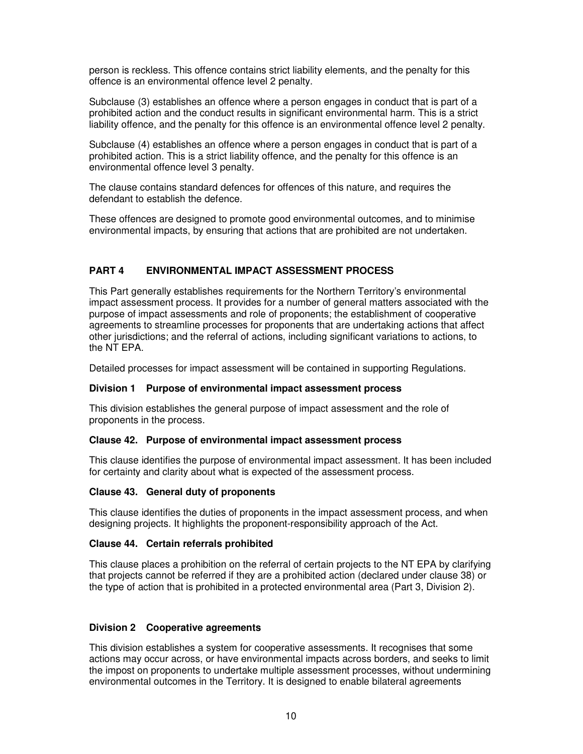person is reckless. This offence contains strict liability elements, and the penalty for this offence is an environmental offence level 2 penalty.

Subclause (3) establishes an offence where a person engages in conduct that is part of a prohibited action and the conduct results in significant environmental harm. This is a strict liability offence, and the penalty for this offence is an environmental offence level 2 penalty.

Subclause (4) establishes an offence where a person engages in conduct that is part of a prohibited action. This is a strict liability offence, and the penalty for this offence is an environmental offence level 3 penalty.

The clause contains standard defences for offences of this nature, and requires the defendant to establish the defence.

These offences are designed to promote good environmental outcomes, and to minimise environmental impacts, by ensuring that actions that are prohibited are not undertaken.

## PART 4 ENVIRONMENTAL IMPACT ASSESSMENT PROCESS

This Part generally establishes requirements for the Northern Territory's environmental impact assessment process. It provides for a number of general matters associated with the purpose of impact assessments and role of proponents; the establishment of cooperative agreements to streamline processes for proponents that are undertaking actions that affect other jurisdictions; and the referral of actions, including significant variations to actions, to the NT EPA.

Detailed processes for impact assessment will be contained in supporting Regulations.

### Division 1 Purpose of environmental impact assessment process

This division establishes the general purpose of impact assessment and the role of proponents in the process.

#### Clause 42. Purpose of environmental impact assessment process

This clause identifies the purpose of environmental impact assessment. It has been included for certainty and clarity about what is expected of the assessment process.

#### Clause 43. General duty of proponents

This clause identifies the duties of proponents in the impact assessment process, and when designing projects. It highlights the proponent-responsibility approach of the Act.

#### Clause 44. Certain referrals prohibited

This clause places a prohibition on the referral of certain projects to the NT EPA by clarifying that projects cannot be referred if they are a prohibited action (declared under clause 38) or the type of action that is prohibited in a protected environmental area (Part 3, Division 2).

### Division 2 Cooperative agreements

This division establishes a system for cooperative assessments. It recognises that some actions may occur across, or have environmental impacts across borders, and seeks to limit the impost on proponents to undertake multiple assessment processes, without undermining environmental outcomes in the Territory. It is designed to enable bilateral agreements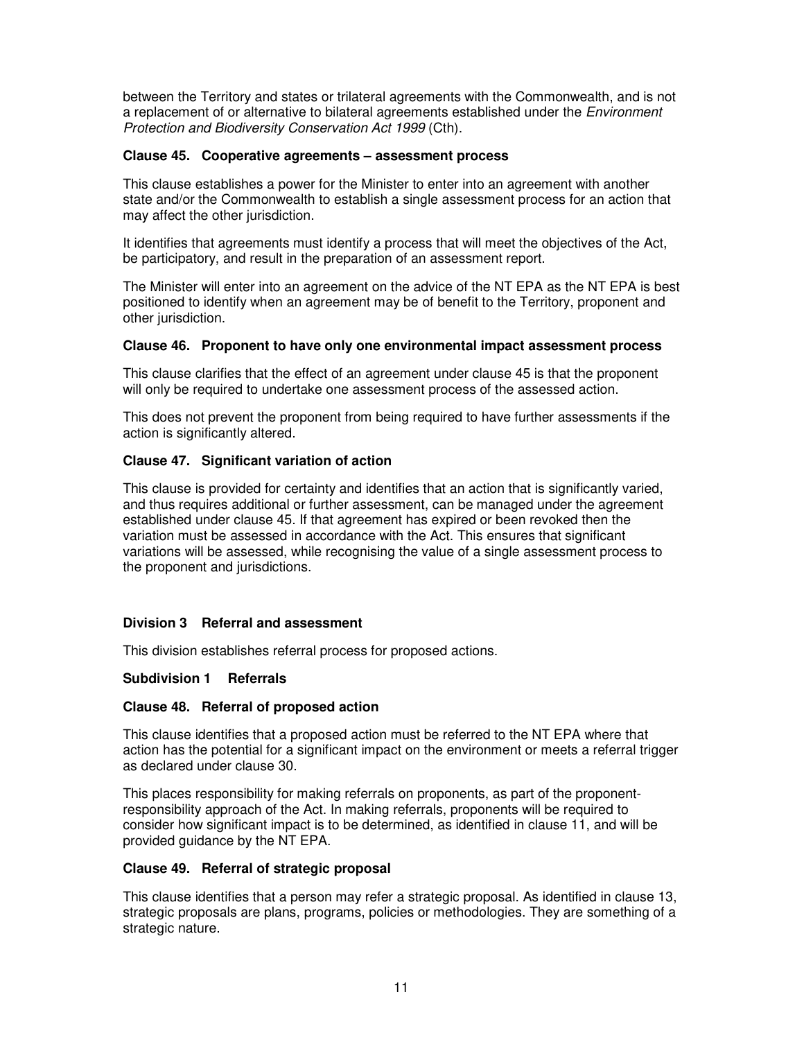between the Territory and states or trilateral agreements with the Commonwealth, and is not a replacement of or alternative to bilateral agreements established under the *Environment Protection and Biodiversity Conservation Act 1999* (Cth).

**Clause 45. Cooperative agreements – assessment process**

This clause establishes a power for the Minister to enter into an agreement with another state and/or the Commonwealth to establish a single assessment process for an action that may affect the other jurisdiction.

It identifies that agreements must identify a process that will meet the objectives of the Act, be participatory, and result in the preparation of an assessment report.

The Minister will enter into an agreement on the advice of the NT EPA as the NT EPA is best positioned to identify when an agreement may be of benefit to the Territory, proponent and other jurisdiction.

**Clause 46. Proponent to have only one environmental impact assessment process**

This clause clarifies that the effect of an agreement under clause 45 is that the proponent will only be required to undertake one assessment process of the assessed action.

This does not prevent the proponent from being required to have further assessments if the action is significantly altered.

**Clause 47. Significant variation of action**

This clause is provided for certainty and identifies that an action that is significantly varied, and thus requires additional or further assessment, can be managed under the agreement established under clause 45. If that agreement has expired or been revoked then the variation must be assessed in accordance with the Act. This ensures that significant variations will be assessed, while recognising the value of a single assessment process to the proponent and jurisdictions.

**Division 3 Referral and assessment**

This division establishes referral process for proposed actions.

**Subdivision 1 Referrals**

**Clause 48. Referral of proposed action**

This clause identifies that a proposed action must be referred to the NT EPA where that action has the potential for a significant impact on the environment or meets a referral trigger as declared under clause 30.

This places responsibility for making referrals on proponents, as part of the proponent-responsibility approach of the Act. In making referrals, proponents will be required to consider how significant impact is to be determined, as identified in clause 11, and will be provided guidance by the NT EPA.

**Clause 49. Referral of strategic proposal**

This clause identifies that a person may refer a strategic proposal. As identified in clause 13, strategic proposals are plans, programs, policies or methodologies. They are something of a strategic nature.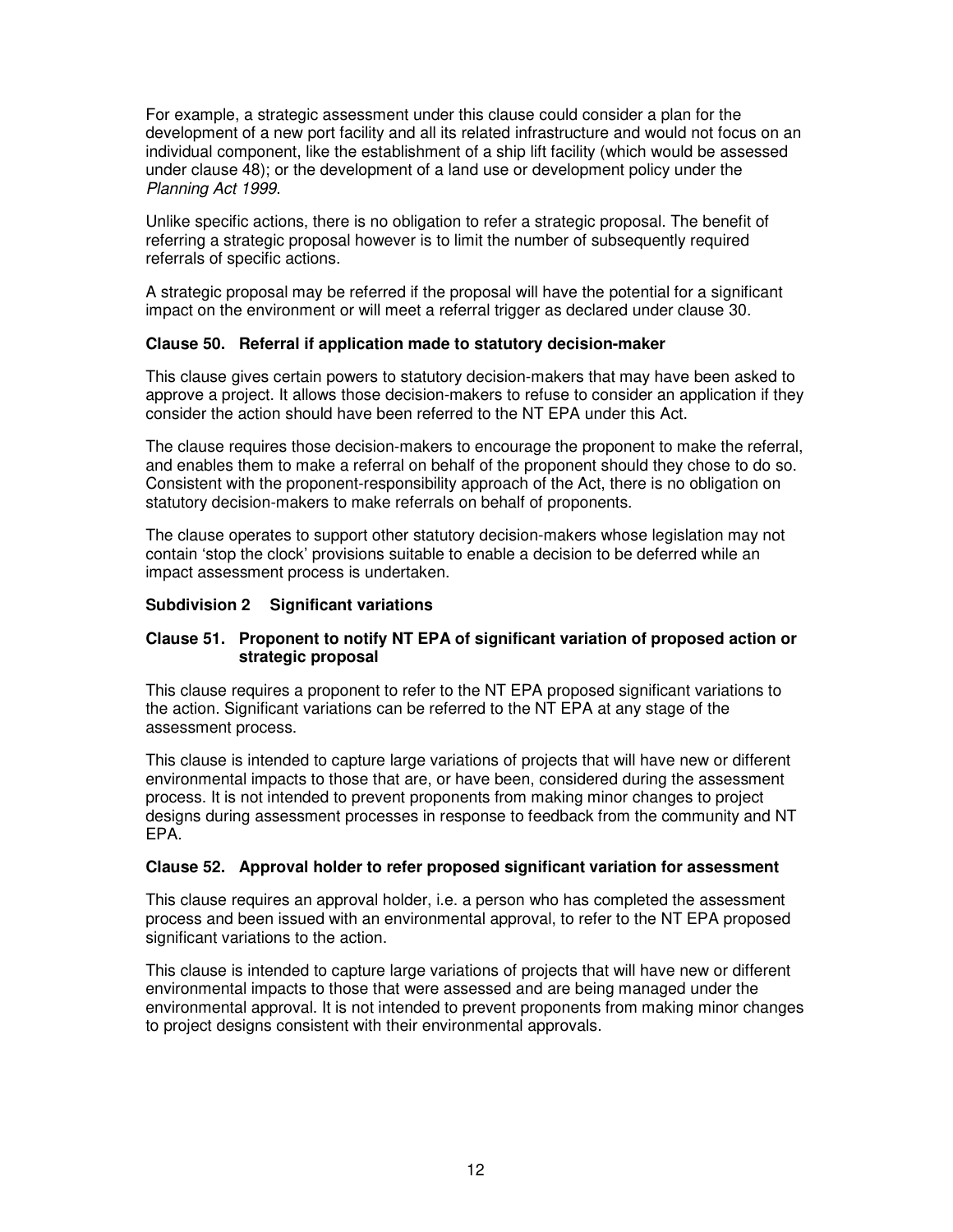For example, a strategic assessment under this clause could consider a plan for the development of a new port facility and all its related infrastructure and would not focus on an individual component, like the establishment of a ship lift facility (which would be assessed under clause 48); or the development of a land use or development policy under the *Planning Act 1999*.

Unlike specific actions, there is no obligation to refer a strategic proposal. The benefit of referring a strategic proposal however is to limit the number of subsequently required referrals of specific actions.

A strategic proposal may be referred if the proposal will have the potential for a significant impact on the environment or will meet a referral trigger as declared under clause 30.

### Clause 50. Referral if application made to statutory decision-maker

This clause gives certain powers to statutory decision-makers that may have been asked to approve a project. It allows those decision-makers to refuse to consider an application if they consider the action should have been referred to the NT EPA under this Act.

The clause requires those decision-makers to encourage the proponent to make the referral, and enables them to make a referral on behalf of the proponent should they chose to do so. Consistent with the proponent-responsibility approach of the Act, there is no obligation on statutory decision-makers to make referrals on behalf of proponents.

The clause operates to support other statutory decision-makers whose legislation may not contain 'stop the clock' provisions suitable to enable a decision to be deferred while an impact assessment process is undertaken.

### Subdivision 2 Significant variations

### Clause 51. Proponent to notify NT EPA of significant variation of proposed action or strategic proposal

This clause requires a proponent to refer to the NT EPA proposed significant variations to the action. Significant variations can be referred to the NT EPA at any stage of the assessment process.

This clause is intended to capture large variations of projects that will have new or different environmental impacts to those that are, or have been, considered during the assessment process. It is not intended to prevent proponents from making minor changes to project designs during assessment processes in response to feedback from the community and NT EPA.

### Clause 52. Approval holder to refer proposed significant variation for assessment

This clause requires an approval holder, i.e. a person who has completed the assessment process and been issued with an environmental approval, to refer to the NT EPA proposed significant variations to the action.

This clause is intended to capture large variations of projects that will have new or different environmental impacts to those that were assessed and are being managed under the environmental approval. It is not intended to prevent proponents from making minor changes to project designs consistent with their environmental approvals.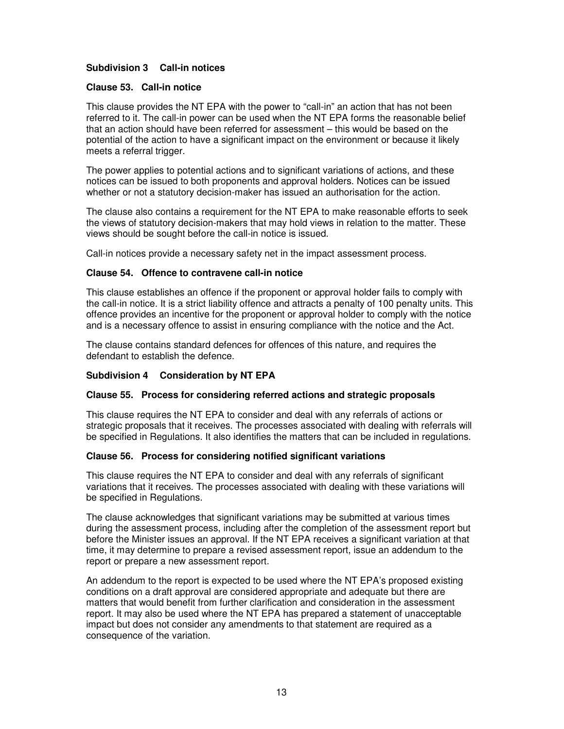### Subdivision 3 Call-in notices

#### Clause 53. Call-in notice

This clause provides the NT EPA with the power to "call-in" an action that has not been referred to it. The call-in power can be used when the NT EPA forms the reasonable belief that an action should have been referred for assessment – this would be based on the potential of the action to have a significant impact on the environment or because it likely meets a referral trigger.

The power applies to potential actions and to significant variations of actions, and these notices can be issued to both proponents and approval holders. Notices can be issued whether or not a statutory decision-maker has issued an authorisation for the action.

The clause also contains a requirement for the NT EPA to make reasonable efforts to seek the views of statutory decision-makers that may hold views in relation to the matter. These views should be sought before the call-in notice is issued.

Call-in notices provide a necessary safety net in the impact assessment process.

#### Clause 54. Offence to contravene call-in notice

This clause establishes an offence if the proponent or approval holder fails to comply with the call-in notice. It is a strict liability offence and attracts a penalty of 100 penalty units. This offence provides an incentive for the proponent or approval holder to comply with the notice and is a necessary offence to assist in ensuring compliance with the notice and the Act.

The clause contains standard defences for offences of this nature, and requires the defendant to establish the defence.

### Subdivision 4 Consideration by NT EPA

#### Clause 55. Process for considering referred actions and strategic proposals

This clause requires the NT EPA to consider and deal with any referrals of actions or strategic proposals that it receives. The processes associated with dealing with referrals will be specified in Regulations. It also identifies the matters that can be included in regulations.

#### Clause 56. Process for considering notified significant variations

This clause requires the NT EPA to consider and deal with any referrals of significant variations that it receives. The processes associated with dealing with these variations will be specified in Regulations.

The clause acknowledges that significant variations may be submitted at various times during the assessment process, including after the completion of the assessment report but before the Minister issues an approval. If the NT EPA receives a significant variation at that time, it may determine to prepare a revised assessment report, issue an addendum to the report or prepare a new assessment report.

An addendum to the report is expected to be used where the NT EPA's proposed existing conditions on a draft approval are considered appropriate and adequate but there are matters that would benefit from further clarification and consideration in the assessment report. It may also be used where the NT EPA has prepared a statement of unacceptable impact but does not consider any amendments to that statement are required as a consequence of the variation.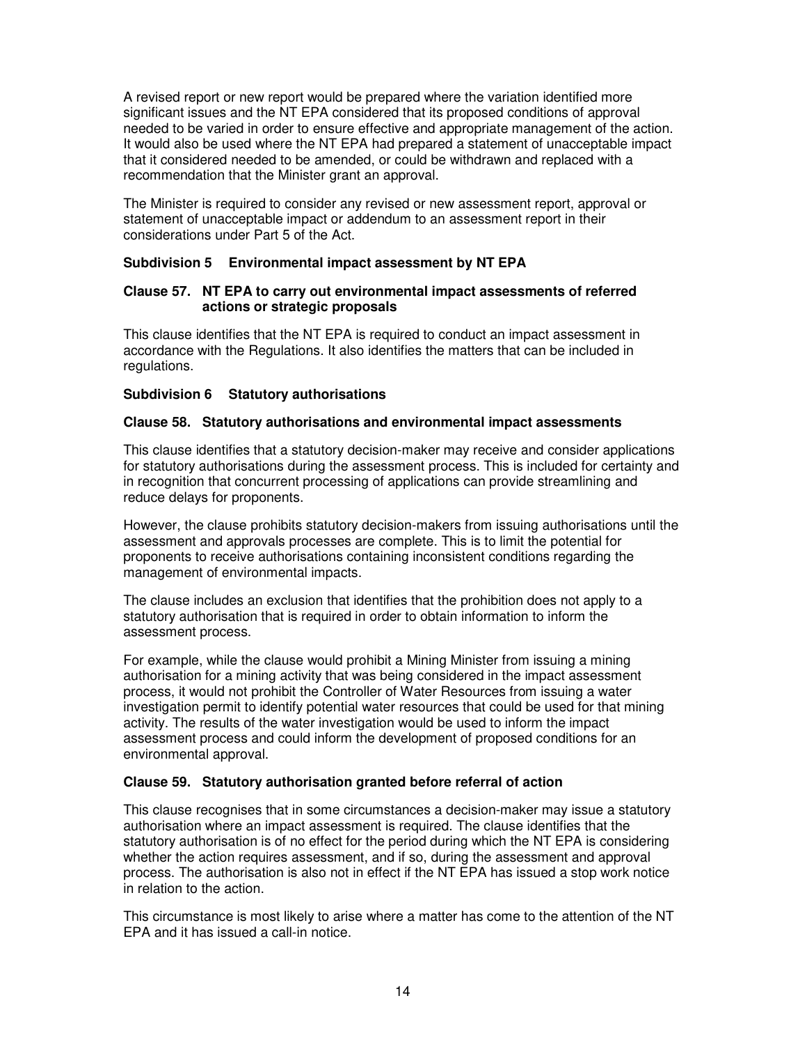A revised report or new report would be prepared where the variation identified more significant issues and the NT EPA considered that its proposed conditions of approval needed to be varied in order to ensure effective and appropriate management of the action. It would also be used where the NT EPA had prepared a statement of unacceptable impact that it considered needed to be amended, or could be withdrawn and replaced with a recommendation that the Minister grant an approval.

The Minister is required to consider any revised or new assessment report, approval or statement of unacceptable impact or addendum to an assessment report in their considerations under Part 5 of the Act.

### Subdivision 5 Environmental impact assessment by NT EPA

#### Clause 57. NT EPA to carry out environmental impact assessments of referred actions or strategic proposals

This clause identifies that the NT EPA is required to conduct an impact assessment in accordance with the Regulations. It also identifies the matters that can be included in regulations.

### Subdivision 6 Statutory authorisations

#### Clause 58. Statutory authorisations and environmental impact assessments

This clause identifies that a statutory decision-maker may receive and consider applications for statutory authorisations during the assessment process. This is included for certainty and in recognition that concurrent processing of applications can provide streamlining and reduce delays for proponents.

However, the clause prohibits statutory decision-makers from issuing authorisations until the assessment and approvals processes are complete. This is to limit the potential for proponents to receive authorisations containing inconsistent conditions regarding the management of environmental impacts.

The clause includes an exclusion that identifies that the prohibition does not apply to a statutory authorisation that is required in order to obtain information to inform the assessment process.

For example, while the clause would prohibit a Mining Minister from issuing a mining authorisation for a mining activity that was being considered in the impact assessment process, it would not prohibit the Controller of Water Resources from issuing a water investigation permit to identify potential water resources that could be used for that mining activity. The results of the water investigation would be used to inform the impact assessment process and could inform the development of proposed conditions for an environmental approval.

#### Clause 59. Statutory authorisation granted before referral of action

This clause recognises that in some circumstances a decision-maker may issue a statutory authorisation where an impact assessment is required. The clause identifies that the statutory authorisation is of no effect for the period during which the NT EPA is considering whether the action requires assessment, and if so, during the assessment and approval process. The authorisation is also not in effect if the NT EPA has issued a stop work notice in relation to the action.

This circumstance is most likely to arise where a matter has come to the attention of the NT EPA and it has issued a call-in notice.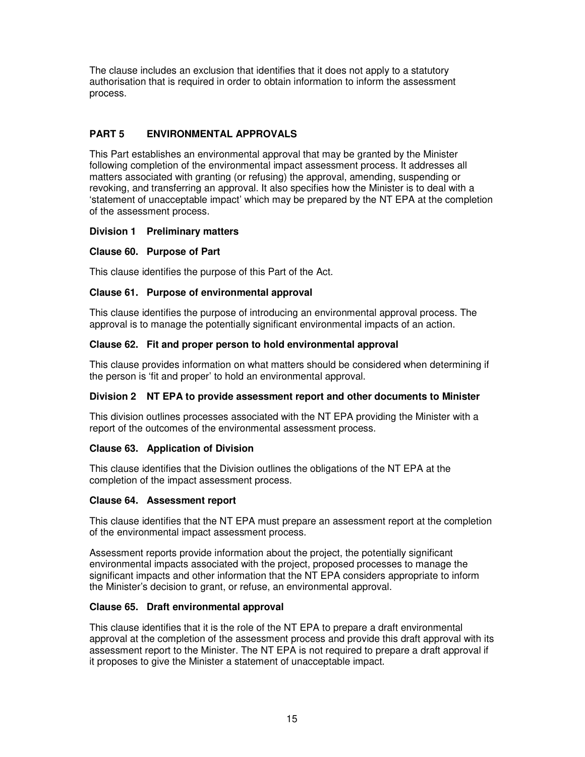The clause includes an exclusion that identifies that it does not apply to a statutory authorisation that is required in order to obtain information to inform the assessment process.

## PART 5 ENVIRONMENTAL APPROVALS

This Part establishes an environmental approval that may be granted by the Minister following completion of the environmental impact assessment process. It addresses all matters associated with granting (or refusing) the approval, amending, suspending or revoking, and transferring an approval. It also specifies how the Minister is to deal with a 'statement of unacceptable impact' which may be prepared by the NT EPA at the completion of the assessment process.

### Division 1 Preliminary matters

#### Clause 60. Purpose of Part

This clause identifies the purpose of this Part of the Act.

#### Clause 61. Purpose of environmental approval

This clause identifies the purpose of introducing an environmental approval process. The approval is to manage the potentially significant environmental impacts of an action.

#### Clause 62. Fit and proper person to hold environmental approval

This clause provides information on what matters should be considered when determining if the person is 'fit and proper' to hold an environmental approval.

### Division 2 NT EPA to provide assessment report and other documents to Minister

This division outlines processes associated with the NT EPA providing the Minister with a report of the outcomes of the environmental assessment process.

#### Clause 63. Application of Division

This clause identifies that the Division outlines the obligations of the NT EPA at the completion of the impact assessment process.

#### Clause 64. Assessment report

This clause identifies that the NT EPA must prepare an assessment report at the completion of the environmental impact assessment process.

Assessment reports provide information about the project, the potentially significant environmental impacts associated with the project, proposed processes to manage the significant impacts and other information that the NT EPA considers appropriate to inform the Minister's decision to grant, or refuse, an environmental approval.

#### Clause 65. Draft environmental approval

This clause identifies that it is the role of the NT EPA to prepare a draft environmental approval at the completion of the assessment process and provide this draft approval with its assessment report to the Minister. The NT EPA is not required to prepare a draft approval if it proposes to give the Minister a statement of unacceptable impact.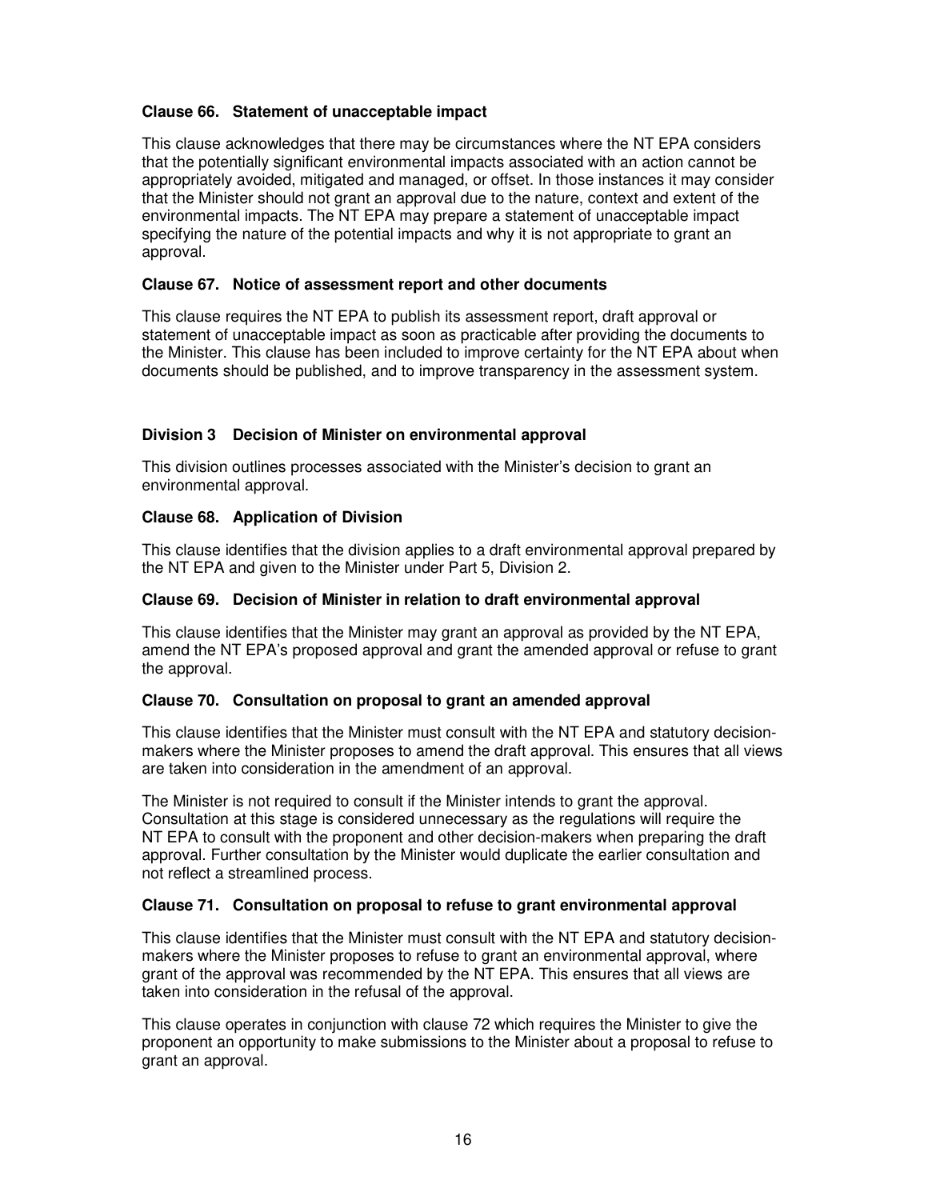### Clause 66. Statement of unacceptable impact

This clause acknowledges that there may be circumstances where the NT EPA considers that the potentially significant environmental impacts associated with an action cannot be appropriately avoided, mitigated and managed, or offset. In those instances it may consider that the Minister should not grant an approval due to the nature, context and extent of the environmental impacts. The NT EPA may prepare a statement of unacceptable impact specifying the nature of the potential impacts and why it is not appropriate to grant an approval.

### Clause 67. Notice of assessment report and other documents

This clause requires the NT EPA to publish its assessment report, draft approval or statement of unacceptable impact as soon as practicable after providing the documents to the Minister. This clause has been included to improve certainty for the NT EPA about when documents should be published, and to improve transparency in the assessment system.

## Division 3 Decision of Minister on environmental approval

This division outlines processes associated with the Minister's decision to grant an environmental approval.

### Clause 68. Application of Division

This clause identifies that the division applies to a draft environmental approval prepared by the NT EPA and given to the Minister under Part 5, Division 2.

### Clause 69. Decision of Minister in relation to draft environmental approval

This clause identifies that the Minister may grant an approval as provided by the NT EPA, amend the NT EPA's proposed approval and grant the amended approval or refuse to grant the approval.

### Clause 70. Consultation on proposal to grant an amended approval

This clause identifies that the Minister must consult with the NT EPA and statutory decision-makers where the Minister proposes to amend the draft approval. This ensures that all views are taken into consideration in the amendment of an approval.

The Minister is not required to consult if the Minister intends to grant the approval. Consultation at this stage is considered unnecessary as the regulations will require the NT EPA to consult with the proponent and other decision-makers when preparing the draft approval. Further consultation by the Minister would duplicate the earlier consultation and not reflect a streamlined process.

### Clause 71. Consultation on proposal to refuse to grant environmental approval

This clause identifies that the Minister must consult with the NT EPA and statutory decision-makers where the Minister proposes to refuse to grant an environmental approval, where grant of the approval was recommended by the NT EPA. This ensures that all views are taken into consideration in the refusal of the approval.

This clause operates in conjunction with clause 72 which requires the Minister to give the proponent an opportunity to make submissions to the Minister about a proposal to refuse to grant an approval.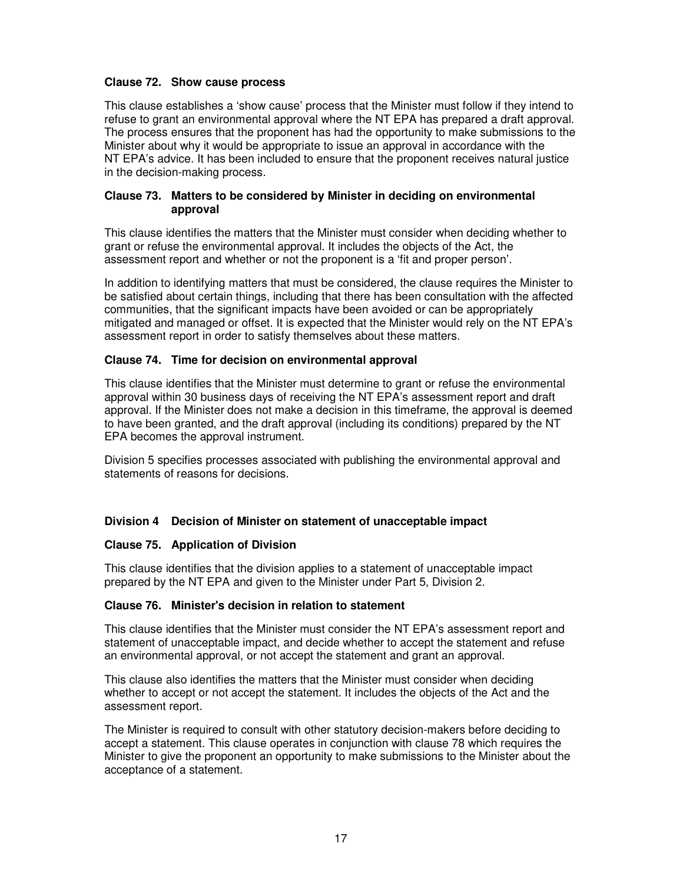### Clause 72. Show cause process

This clause establishes a 'show cause' process that the Minister must follow if they intend to refuse to grant an environmental approval where the NT EPA has prepared a draft approval. The process ensures that the proponent has had the opportunity to make submissions to the Minister about why it would be appropriate to issue an approval in accordance with the NT EPA's advice. It has been included to ensure that the proponent receives natural justice in the decision-making process.

### Clause 73. Matters to be considered by Minister in deciding on environmental approval

This clause identifies the matters that the Minister must consider when deciding whether to grant or refuse the environmental approval. It includes the objects of the Act, the assessment report and whether or not the proponent is a 'fit and proper person'.

In addition to identifying matters that must be considered, the clause requires the Minister to be satisfied about certain things, including that there has been consultation with the affected communities, that the significant impacts have been avoided or can be appropriately mitigated and managed or offset. It is expected that the Minister would rely on the NT EPA's assessment report in order to satisfy themselves about these matters.

### Clause 74. Time for decision on environmental approval

This clause identifies that the Minister must determine to grant or refuse the environmental approval within 30 business days of receiving the NT EPA's assessment report and draft approval. If the Minister does not make a decision in this timeframe, the approval is deemed to have been granted, and the draft approval (including its conditions) prepared by the NT EPA becomes the approval instrument.

Division 5 specifies processes associated with publishing the environmental approval and statements of reasons for decisions.

## Division 4 Decision of Minister on statement of unacceptable impact

### Clause 75. Application of Division

This clause identifies that the division applies to a statement of unacceptable impact prepared by the NT EPA and given to the Minister under Part 5, Division 2.

### Clause 76. Minister's decision in relation to statement

This clause identifies that the Minister must consider the NT EPA's assessment report and statement of unacceptable impact, and decide whether to accept the statement and refuse an environmental approval, or not accept the statement and grant an approval.

This clause also identifies the matters that the Minister must consider when deciding whether to accept or not accept the statement. It includes the objects of the Act and the assessment report.

The Minister is required to consult with other statutory decision-makers before deciding to accept a statement. This clause operates in conjunction with clause 78 which requires the Minister to give the proponent an opportunity to make submissions to the Minister about the acceptance of a statement.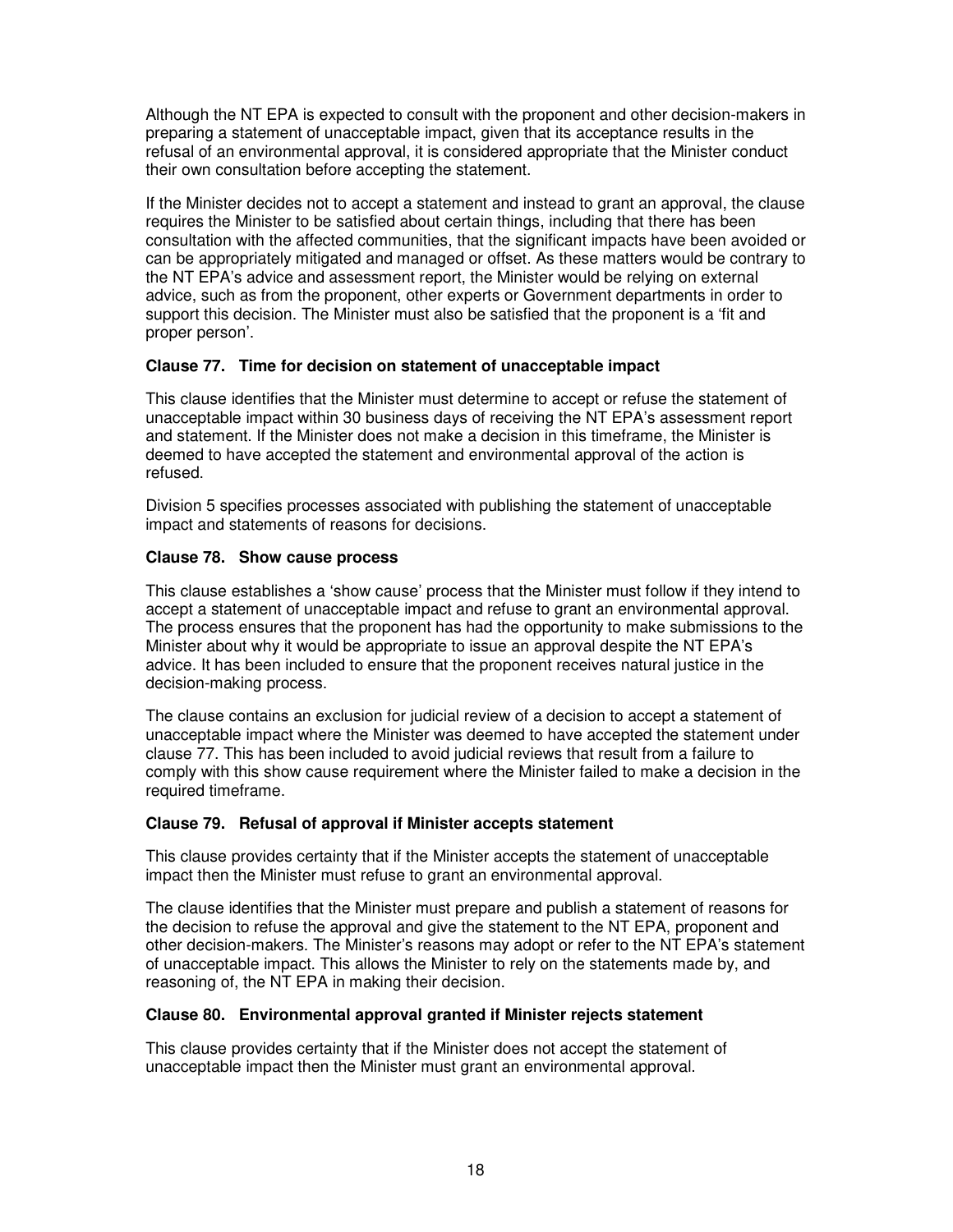Although the NT EPA is expected to consult with the proponent and other decision-makers in preparing a statement of unacceptable impact, given that its acceptance results in the refusal of an environmental approval, it is considered appropriate that the Minister conduct their own consultation before accepting the statement.

If the Minister decides not to accept a statement and instead to grant an approval, the clause requires the Minister to be satisfied about certain things, including that there has been consultation with the affected communities, that the significant impacts have been avoided or can be appropriately mitigated and managed or offset. As these matters would be contrary to the NT EPA's advice and assessment report, the Minister would be relying on external advice, such as from the proponent, other experts or Government departments in order to support this decision. The Minister must also be satisfied that the proponent is a 'fit and proper person'.

**Clause 77. Time for decision on statement of unacceptable impact**

This clause identifies that the Minister must determine to accept or refuse the statement of unacceptable impact within 30 business days of receiving the NT EPA's assessment report and statement. If the Minister does not make a decision in this timeframe, the Minister is deemed to have accepted the statement and environmental approval of the action is refused.

Division 5 specifies processes associated with publishing the statement of unacceptable impact and statements of reasons for decisions.

**Clause 78. Show cause process**

This clause establishes a 'show cause' process that the Minister must follow if they intend to accept a statement of unacceptable impact and refuse to grant an environmental approval. The process ensures that the proponent has had the opportunity to make submissions to the Minister about why it would be appropriate to issue an approval despite the NT EPA's advice. It has been included to ensure that the proponent receives natural justice in the decision-making process.

The clause contains an exclusion for judicial review of a decision to accept a statement of unacceptable impact where the Minister was deemed to have accepted the statement under clause 77. This has been included to avoid judicial reviews that result from a failure to comply with this show cause requirement where the Minister failed to make a decision in the required timeframe.

**Clause 79. Refusal of approval if Minister accepts statement**

This clause provides certainty that if the Minister accepts the statement of unacceptable impact then the Minister must refuse to grant an environmental approval.

The clause identifies that the Minister must prepare and publish a statement of reasons for the decision to refuse the approval and give the statement to the NT EPA, proponent and other decision-makers. The Minister's reasons may adopt or refer to the NT EPA's statement of unacceptable impact. This allows the Minister to rely on the statements made by, and reasoning of, the NT EPA in making their decision.

**Clause 80. Environmental approval granted if Minister rejects statement**

This clause provides certainty that if the Minister does not accept the statement of unacceptable impact then the Minister must grant an environmental approval.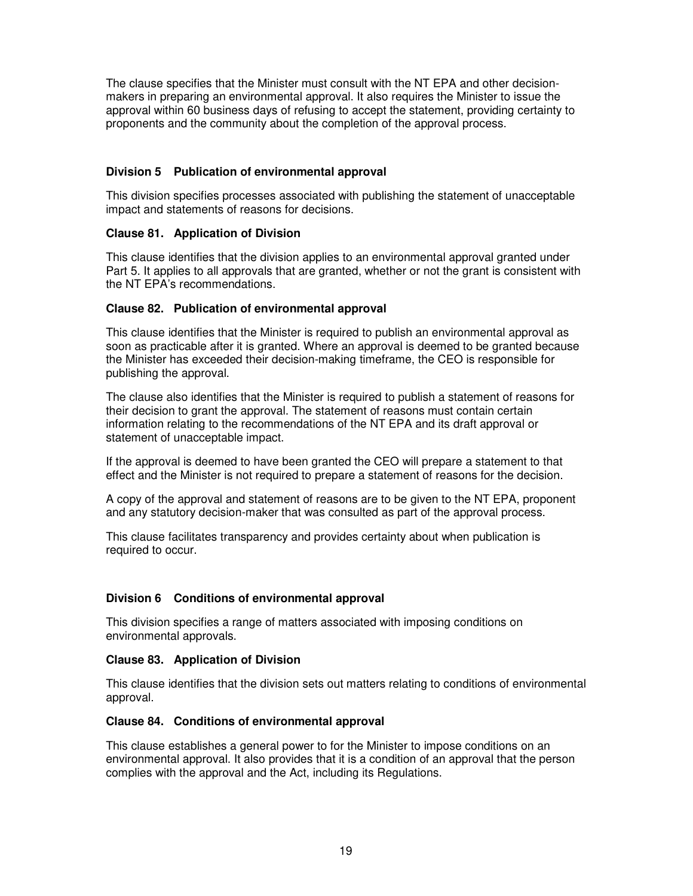The clause specifies that the Minister must consult with the NT EPA and other decision-makers in preparing an environmental approval. It also requires the Minister to issue the approval within 60 business days of refusing to accept the statement, providing certainty to proponents and the community about the completion of the approval process.

### Division 5 Publication of environmental approval

This division specifies processes associated with publishing the statement of unacceptable impact and statements of reasons for decisions.

#### Clause 81. Application of Division

This clause identifies that the division applies to an environmental approval granted under Part 5. It applies to all approvals that are granted, whether or not the grant is consistent with the NT EPA's recommendations.

#### Clause 82. Publication of environmental approval

This clause identifies that the Minister is required to publish an environmental approval as soon as practicable after it is granted. Where an approval is deemed to be granted because the Minister has exceeded their decision-making timeframe, the CEO is responsible for publishing the approval.

The clause also identifies that the Minister is required to publish a statement of reasons for their decision to grant the approval. The statement of reasons must contain certain information relating to the recommendations of the NT EPA and its draft approval or statement of unacceptable impact.

If the approval is deemed to have been granted the CEO will prepare a statement to that effect and the Minister is not required to prepare a statement of reasons for the decision.

A copy of the approval and statement of reasons are to be given to the NT EPA, proponent and any statutory decision-maker that was consulted as part of the approval process.

This clause facilitates transparency and provides certainty about when publication is required to occur.

### Division 6 Conditions of environmental approval

This division specifies a range of matters associated with imposing conditions on environmental approvals.

#### Clause 83. Application of Division

This clause identifies that the division sets out matters relating to conditions of environmental approval.

#### Clause 84. Conditions of environmental approval

This clause establishes a general power to for the Minister to impose conditions on an environmental approval. It also provides that it is a condition of an approval that the person complies with the approval and the Act, including its Regulations.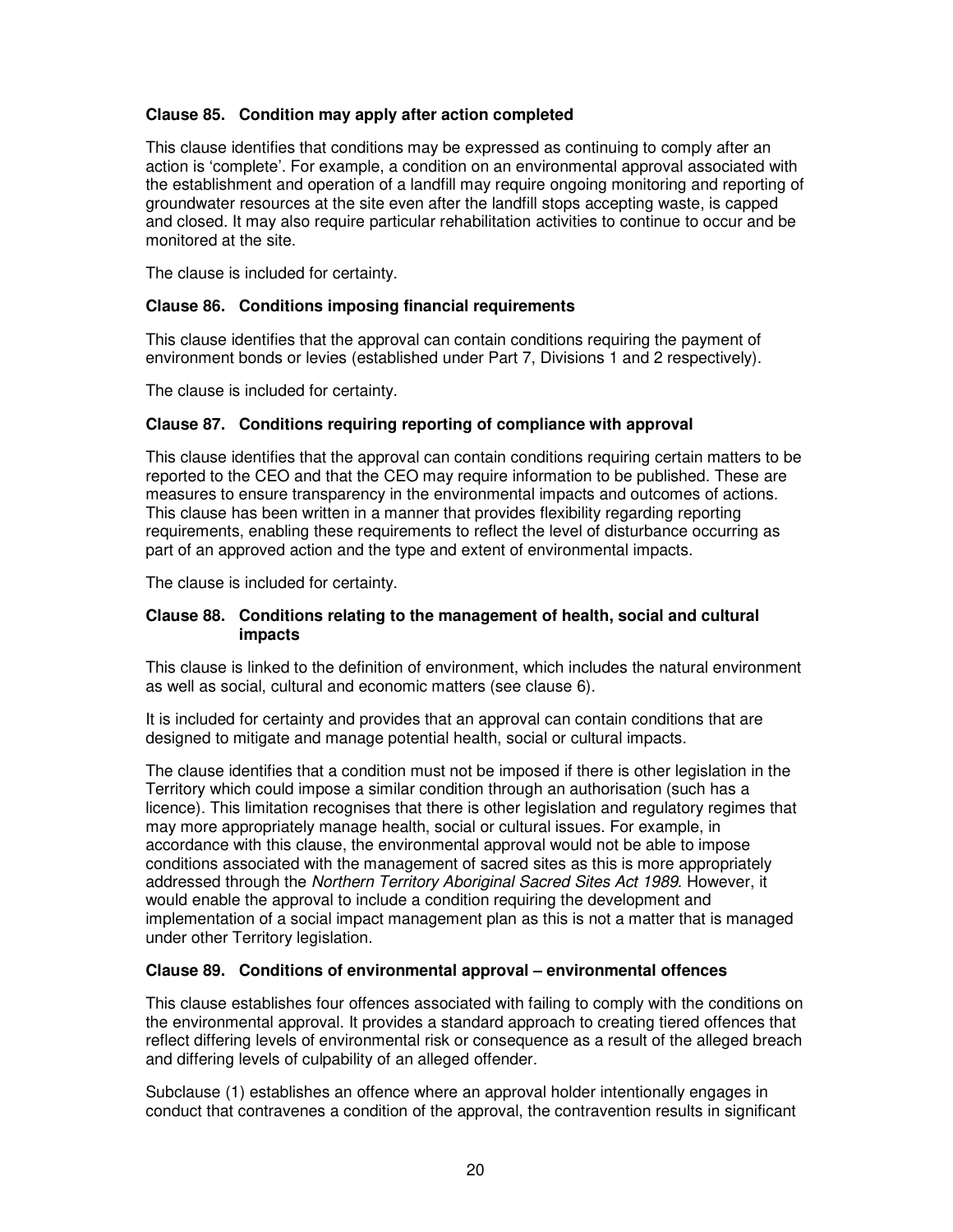### Clause 85. Condition may apply after action completed

This clause identifies that conditions may be expressed as continuing to comply after an action is 'complete'. For example, a condition on an environmental approval associated with the establishment and operation of a landfill may require ongoing monitoring and reporting of groundwater resources at the site even after the landfill stops accepting waste, is capped and closed. It may also require particular rehabilitation activities to continue to occur and be monitored at the site.

The clause is included for certainty.

### Clause 86. Conditions imposing financial requirements

This clause identifies that the approval can contain conditions requiring the payment of environment bonds or levies (established under Part 7, Divisions 1 and 2 respectively).

The clause is included for certainty.

### Clause 87. Conditions requiring reporting of compliance with approval

This clause identifies that the approval can contain conditions requiring certain matters to be reported to the CEO and that the CEO may require information to be published. These are measures to ensure transparency in the environmental impacts and outcomes of actions. This clause has been written in a manner that provides flexibility regarding reporting requirements, enabling these requirements to reflect the level of disturbance occurring as part of an approved action and the type and extent of environmental impacts.

The clause is included for certainty.

### Clause 88. Conditions relating to the management of health, social and cultural impacts

This clause is linked to the definition of environment, which includes the natural environment as well as social, cultural and economic matters (see clause 6).

It is included for certainty and provides that an approval can contain conditions that are designed to mitigate and manage potential health, social or cultural impacts.

The clause identifies that a condition must not be imposed if there is other legislation in the Territory which could impose a similar condition through an authorisation (such has a licence). This limitation recognises that there is other legislation and regulatory regimes that may more appropriately manage health, social or cultural issues. For example, in accordance with this clause, the environmental approval would not be able to impose conditions associated with the management of sacred sites as this is more appropriately addressed through the *Northern Territory Aboriginal Sacred Sites Act 1989*. However, it would enable the approval to include a condition requiring the development and implementation of a social impact management plan as this is not a matter that is managed under other Territory legislation.

### Clause 89. Conditions of environmental approval – environmental offences

This clause establishes four offences associated with failing to comply with the conditions on the environmental approval. It provides a standard approach to creating tiered offences that reflect differing levels of environmental risk or consequence as a result of the alleged breach and differing levels of culpability of an alleged offender.

Subclause (1) establishes an offence where an approval holder intentionally engages in conduct that contravenes a condition of the approval, the contravention results in significant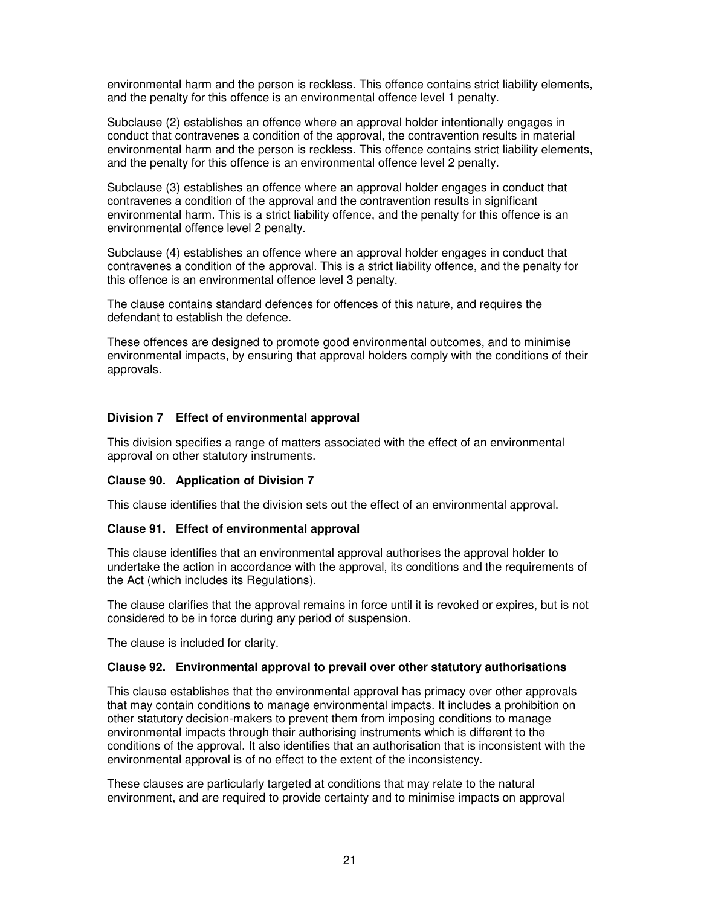environmental harm and the person is reckless. This offence contains strict liability elements, and the penalty for this offence is an environmental offence level 1 penalty.

Subclause (2) establishes an offence where an approval holder intentionally engages in conduct that contravenes a condition of the approval, the contravention results in material environmental harm and the person is reckless. This offence contains strict liability elements, and the penalty for this offence is an environmental offence level 2 penalty.

Subclause (3) establishes an offence where an approval holder engages in conduct that contravenes a condition of the approval and the contravention results in significant environmental harm. This is a strict liability offence, and the penalty for this offence is an environmental offence level 2 penalty.

Subclause (4) establishes an offence where an approval holder engages in conduct that contravenes a condition of the approval. This is a strict liability offence, and the penalty for this offence is an environmental offence level 3 penalty.

The clause contains standard defences for offences of this nature, and requires the defendant to establish the defence.

These offences are designed to promote good environmental outcomes, and to minimise environmental impacts, by ensuring that approval holders comply with the conditions of their approvals.

### Division 7 Effect of environmental approval

This division specifies a range of matters associated with the effect of an environmental approval on other statutory instruments.

#### Clause 90. Application of Division 7

This clause identifies that the division sets out the effect of an environmental approval.

#### Clause 91. Effect of environmental approval

This clause identifies that an environmental approval authorises the approval holder to undertake the action in accordance with the approval, its conditions and the requirements of the Act (which includes its Regulations).

The clause clarifies that the approval remains in force until it is revoked or expires, but is not considered to be in force during any period of suspension.

The clause is included for clarity.

#### Clause 92. Environmental approval to prevail over other statutory authorisations

This clause establishes that the environmental approval has primacy over other approvals that may contain conditions to manage environmental impacts. It includes a prohibition on other statutory decision-makers to prevent them from imposing conditions to manage environmental impacts through their authorising instruments which is different to the conditions of the approval. It also identifies that an authorisation that is inconsistent with the environmental approval is of no effect to the extent of the inconsistency.

These clauses are particularly targeted at conditions that may relate to the natural environment, and are required to provide certainty and to minimise impacts on approval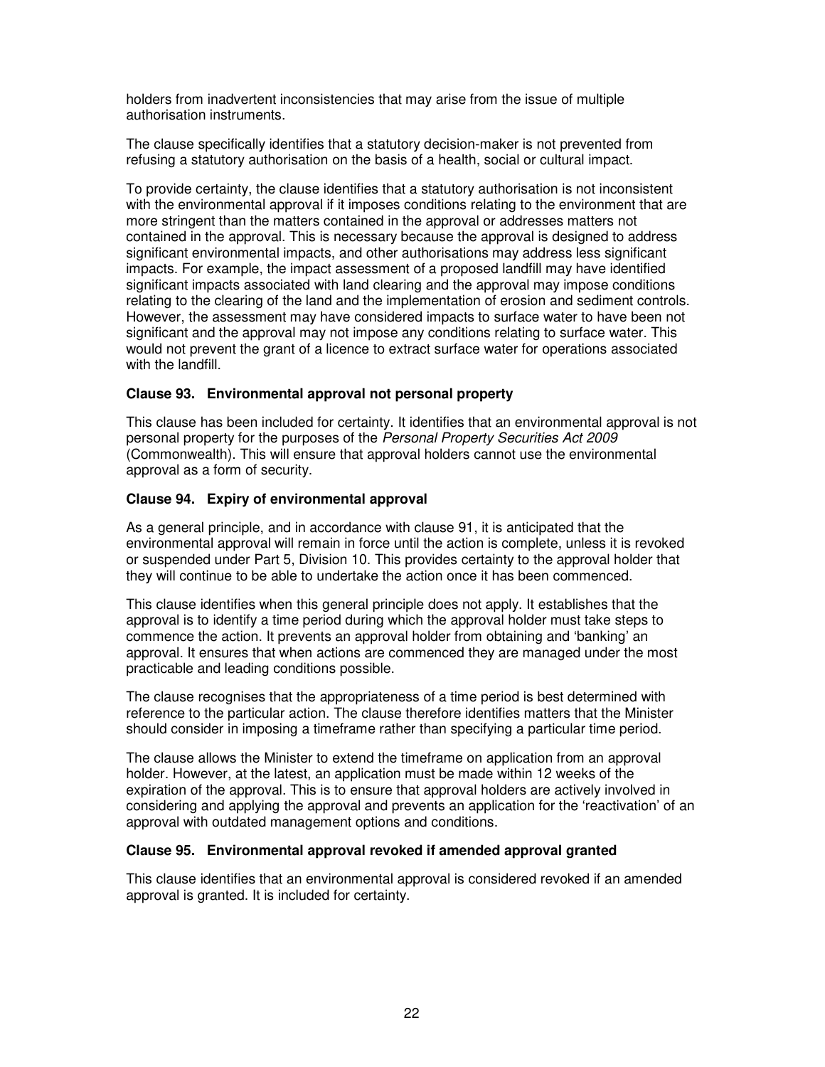holders from inadvertent inconsistencies that may arise from the issue of multiple authorisation instruments.

The clause specifically identifies that a statutory decision-maker is not prevented from refusing a statutory authorisation on the basis of a health, social or cultural impact.

To provide certainty, the clause identifies that a statutory authorisation is not inconsistent with the environmental approval if it imposes conditions relating to the environment that are more stringent than the matters contained in the approval or addresses matters not contained in the approval. This is necessary because the approval is designed to address significant environmental impacts, and other authorisations may address less significant impacts. For example, the impact assessment of a proposed landfill may have identified significant impacts associated with land clearing and the approval may impose conditions relating to the clearing of the land and the implementation of erosion and sediment controls. However, the assessment may have considered impacts to surface water to have been not significant and the approval may not impose any conditions relating to surface water. This would not prevent the grant of a licence to extract surface water for operations associated with the landfill.

### Clause 93. Environmental approval not personal property

This clause has been included for certainty. It identifies that an environmental approval is not personal property for the purposes of the *Personal Property Securities Act 2009* (Commonwealth). This will ensure that approval holders cannot use the environmental approval as a form of security.

### Clause 94. Expiry of environmental approval

As a general principle, and in accordance with clause 91, it is anticipated that the environmental approval will remain in force until the action is complete, unless it is revoked or suspended under Part 5, Division 10. This provides certainty to the approval holder that they will continue to be able to undertake the action once it has been commenced.

This clause identifies when this general principle does not apply. It establishes that the approval is to identify a time period during which the approval holder must take steps to commence the action. It prevents an approval holder from obtaining and 'banking' an approval. It ensures that when actions are commenced they are managed under the most practicable and leading conditions possible.

The clause recognises that the appropriateness of a time period is best determined with reference to the particular action. The clause therefore identifies matters that the Minister should consider in imposing a timeframe rather than specifying a particular time period.

The clause allows the Minister to extend the timeframe on application from an approval holder. However, at the latest, an application must be made within 12 weeks of the expiration of the approval. This is to ensure that approval holders are actively involved in considering and applying the approval and prevents an application for the 'reactivation' of an approval with outdated management options and conditions.

### Clause 95. Environmental approval revoked if amended approval granted

This clause identifies that an environmental approval is considered revoked if an amended approval is granted. It is included for certainty.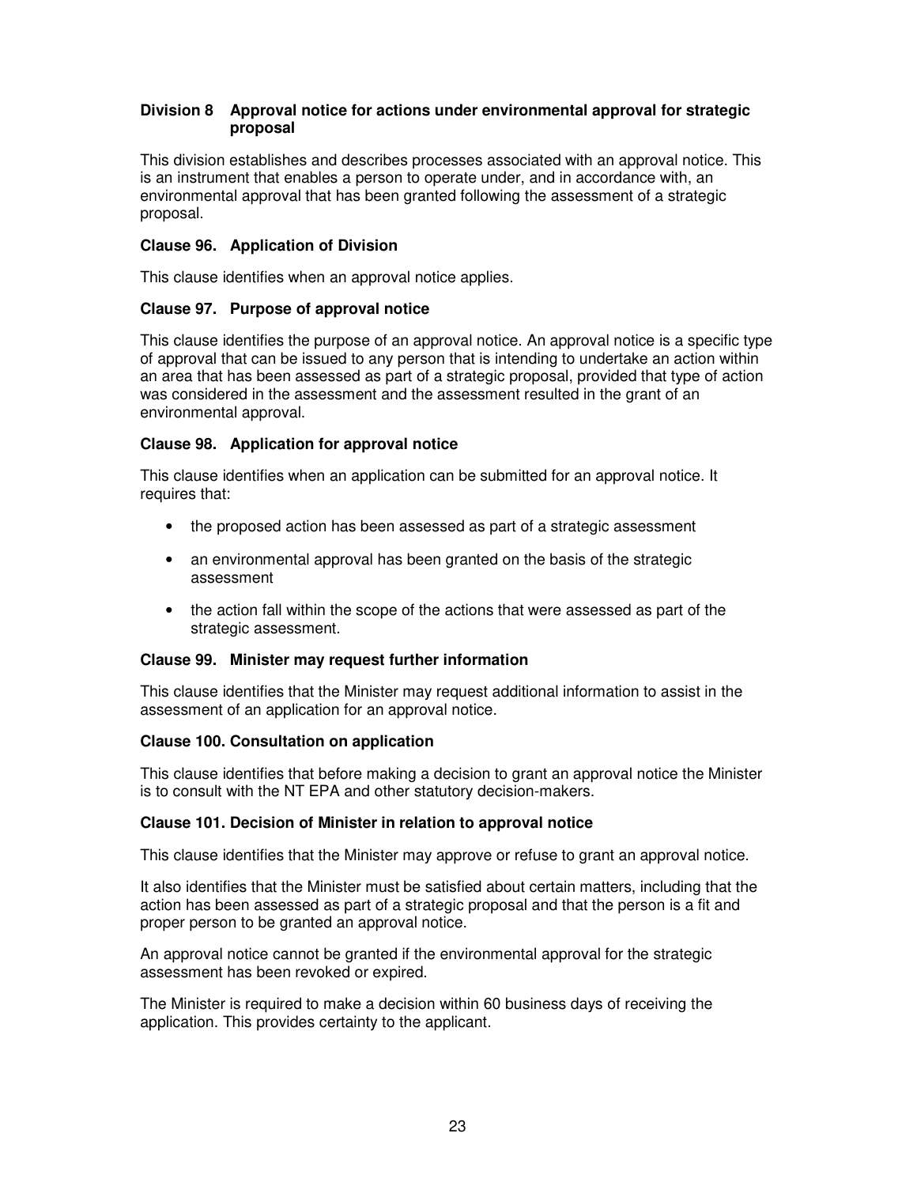### Division 8 Approval notice for actions under environmental approval for strategic proposal

This division establishes and describes processes associated with an approval notice. This is an instrument that enables a person to operate under, and in accordance with, an environmental approval that has been granted following the assessment of a strategic proposal.

#### Clause 96. Application of Division

This clause identifies when an approval notice applies.

#### Clause 97. Purpose of approval notice

This clause identifies the purpose of an approval notice. An approval notice is a specific type of approval that can be issued to any person that is intending to undertake an action within an area that has been assessed as part of a strategic proposal, provided that type of action was considered in the assessment and the assessment resulted in the grant of an environmental approval.

#### Clause 98. Application for approval notice

This clause identifies when an application can be submitted for an approval notice. It requires that:

- the proposed action has been assessed as part of a strategic assessment
- an environmental approval has been granted on the basis of the strategic assessment
- the action fall within the scope of the actions that were assessed as part of the strategic assessment.

#### Clause 99. Minister may request further information

This clause identifies that the Minister may request additional information to assist in the assessment of an application for an approval notice.

#### Clause 100. Consultation on application

This clause identifies that before making a decision to grant an approval notice the Minister is to consult with the NT EPA and other statutory decision-makers.

#### Clause 101. Decision of Minister in relation to approval notice

This clause identifies that the Minister may approve or refuse to grant an approval notice.

It also identifies that the Minister must be satisfied about certain matters, including that the action has been assessed as part of a strategic proposal and that the person is a fit and proper person to be granted an approval notice.

An approval notice cannot be granted if the environmental approval for the strategic assessment has been revoked or expired.

The Minister is required to make a decision within 60 business days of receiving the application. This provides certainty to the applicant.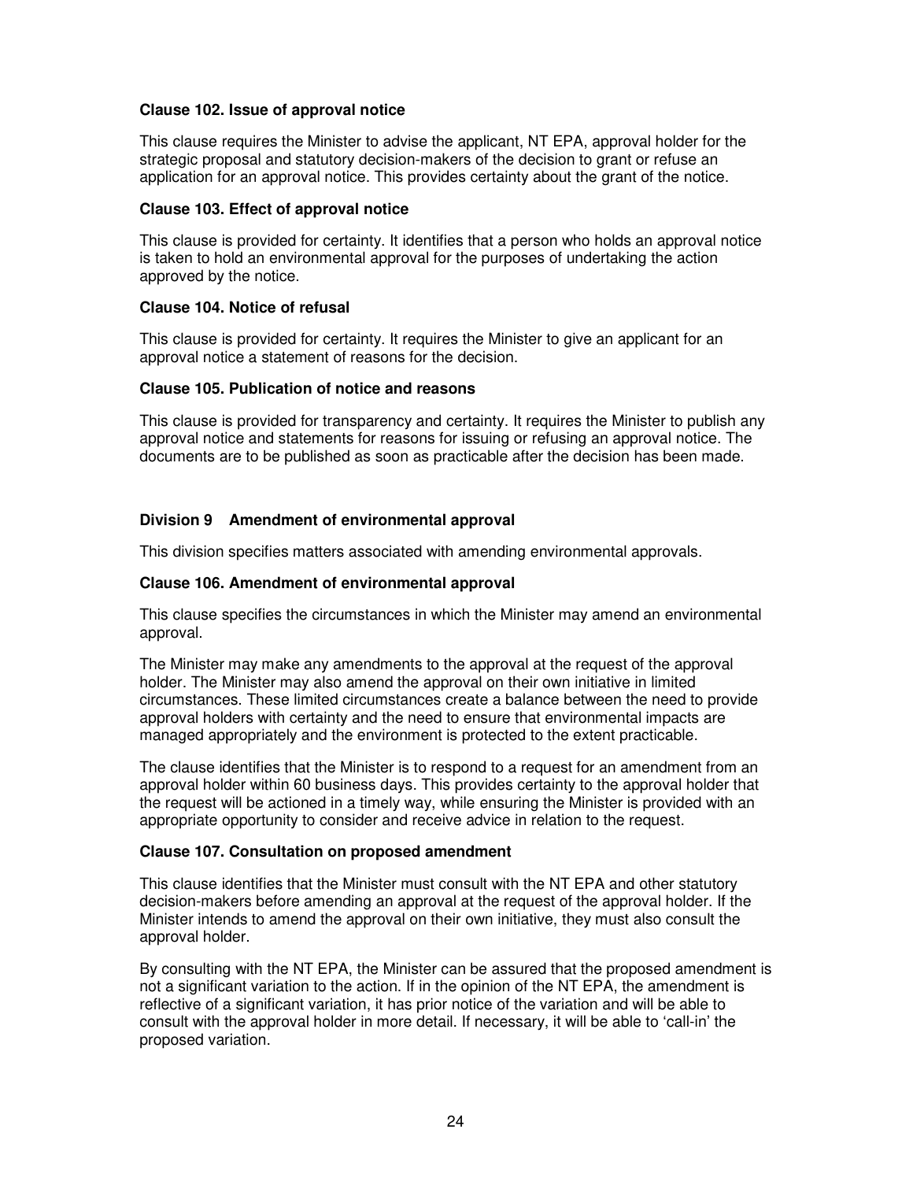**Clause 102. Issue of approval notice**

This clause requires the Minister to advise the applicant, NT EPA, approval holder for the strategic proposal and statutory decision-makers of the decision to grant or refuse an application for an approval notice. This provides certainty about the grant of the notice.

**Clause 103. Effect of approval notice**

This clause is provided for certainty. It identifies that a person who holds an approval notice is taken to hold an environmental approval for the purposes of undertaking the action approved by the notice.

**Clause 104. Notice of refusal**

This clause is provided for certainty. It requires the Minister to give an applicant for an approval notice a statement of reasons for the decision.

**Clause 105. Publication of notice and reasons**

This clause is provided for transparency and certainty. It requires the Minister to publish any approval notice and statements for reasons for issuing or refusing an approval notice. The documents are to be published as soon as practicable after the decision has been made.

## Division 9 Amendment of environmental approval

This division specifies matters associated with amending environmental approvals.

**Clause 106. Amendment of environmental approval**

This clause specifies the circumstances in which the Minister may amend an environmental approval.

The Minister may make any amendments to the approval at the request of the approval holder. The Minister may also amend the approval on their own initiative in limited circumstances. These limited circumstances create a balance between the need to provide approval holders with certainty and the need to ensure that environmental impacts are managed appropriately and the environment is protected to the extent practicable.

The clause identifies that the Minister is to respond to a request for an amendment from an approval holder within 60 business days. This provides certainty to the approval holder that the request will be actioned in a timely way, while ensuring the Minister is provided with an appropriate opportunity to consider and receive advice in relation to the request.

**Clause 107. Consultation on proposed amendment**

This clause identifies that the Minister must consult with the NT EPA and other statutory decision-makers before amending an approval at the request of the approval holder. If the Minister intends to amend the approval on their own initiative, they must also consult the approval holder.

By consulting with the NT EPA, the Minister can be assured that the proposed amendment is not a significant variation to the action. If in the opinion of the NT EPA, the amendment is reflective of a significant variation, it has prior notice of the variation and will be able to consult with the approval holder in more detail. If necessary, it will be able to 'call-in' the proposed variation.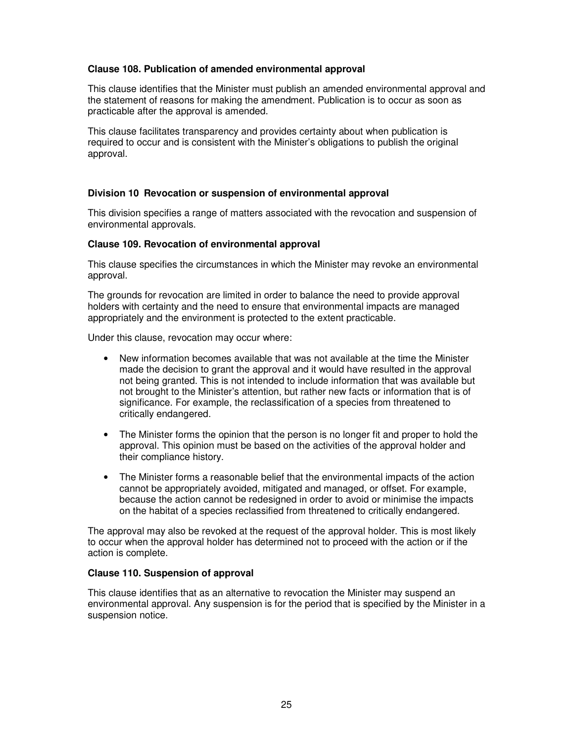**Clause 108. Publication of amended environmental approval**

This clause identifies that the Minister must publish an amended environmental approval and the statement of reasons for making the amendment. Publication is to occur as soon as practicable after the approval is amended.

This clause facilitates transparency and provides certainty about when publication is required to occur and is consistent with the Minister's obligations to publish the original approval.

**Division 10 Revocation or suspension of environmental approval**

This division specifies a range of matters associated with the revocation and suspension of environmental approvals.

**Clause 109. Revocation of environmental approval**

This clause specifies the circumstances in which the Minister may revoke an environmental approval.

The grounds for revocation are limited in order to balance the need to provide approval holders with certainty and the need to ensure that environmental impacts are managed appropriately and the environment is protected to the extent practicable.

Under this clause, revocation may occur where:

- New information becomes available that was not available at the time the Minister made the decision to grant the approval and it would have resulted in the approval not being granted. This is not intended to include information that was available but not brought to the Minister's attention, but rather new facts or information that is of significance. For example, the reclassification of a species from threatened to critically endangered.

- The Minister forms the opinion that the person is no longer fit and proper to hold the approval. This opinion must be based on the activities of the approval holder and their compliance history.

- The Minister forms a reasonable belief that the environmental impacts of the action cannot be appropriately avoided, mitigated and managed, or offset. For example, because the action cannot be redesigned in order to avoid or minimise the impacts on the habitat of a species reclassified from threatened to critically endangered.

The approval may also be revoked at the request of the approval holder. This is most likely to occur when the approval holder has determined not to proceed with the action or if the action is complete.

**Clause 110. Suspension of approval**

This clause identifies that as an alternative to revocation the Minister may suspend an environmental approval. Any suspension is for the period that is specified by the Minister in a suspension notice.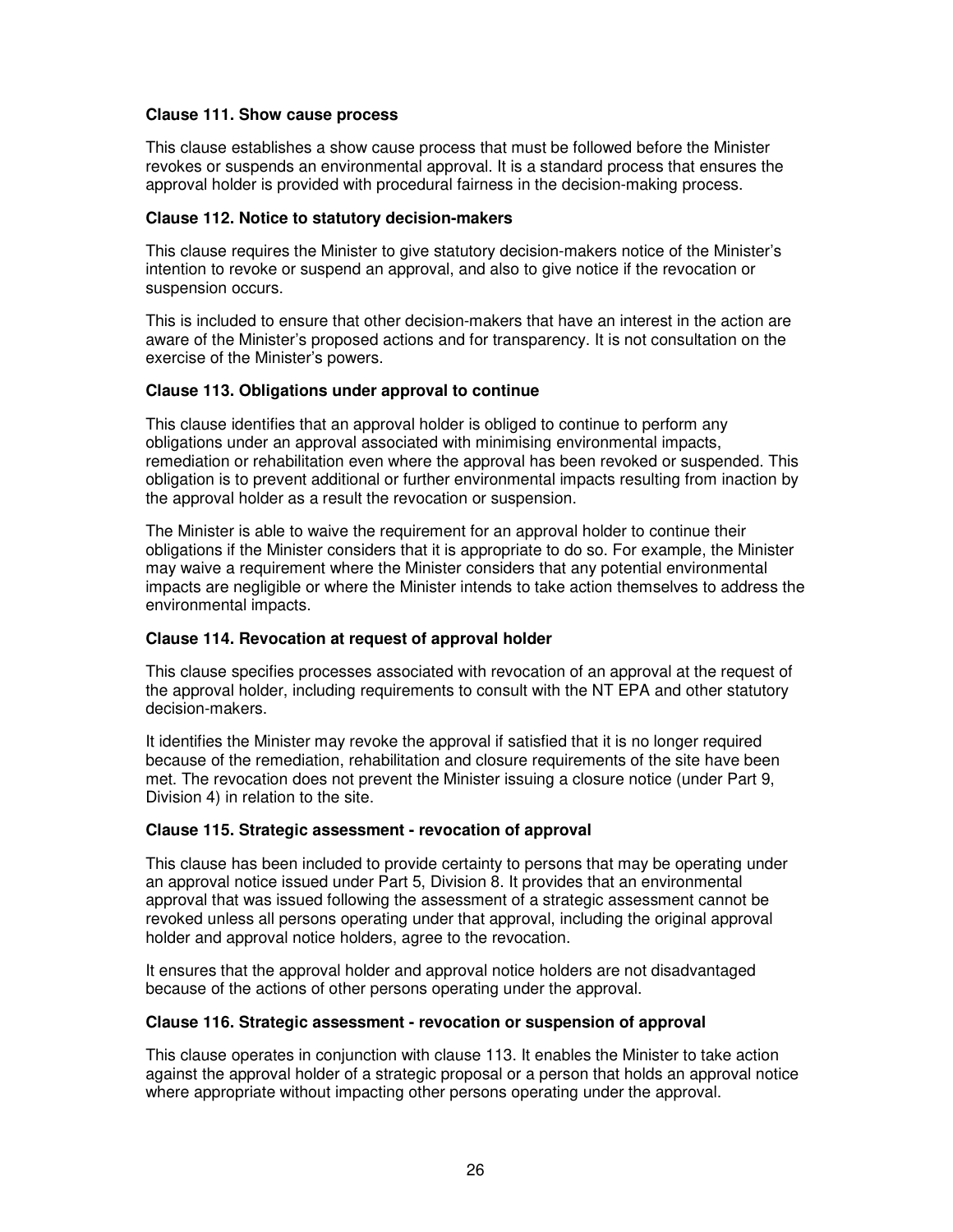**Clause 111. Show cause process**

This clause establishes a show cause process that must be followed before the Minister revokes or suspends an environmental approval. It is a standard process that ensures the approval holder is provided with procedural fairness in the decision-making process.

**Clause 112. Notice to statutory decision-makers**

This clause requires the Minister to give statutory decision-makers notice of the Minister's intention to revoke or suspend an approval, and also to give notice if the revocation or suspension occurs.

This is included to ensure that other decision-makers that have an interest in the action are aware of the Minister's proposed actions and for transparency. It is not consultation on the exercise of the Minister's powers.

**Clause 113. Obligations under approval to continue**

This clause identifies that an approval holder is obliged to continue to perform any obligations under an approval associated with minimising environmental impacts, remediation or rehabilitation even where the approval has been revoked or suspended. This obligation is to prevent additional or further environmental impacts resulting from inaction by the approval holder as a result the revocation or suspension.

The Minister is able to waive the requirement for an approval holder to continue their obligations if the Minister considers that it is appropriate to do so. For example, the Minister may waive a requirement where the Minister considers that any potential environmental impacts are negligible or where the Minister intends to take action themselves to address the environmental impacts.

**Clause 114. Revocation at request of approval holder**

This clause specifies processes associated with revocation of an approval at the request of the approval holder, including requirements to consult with the NT EPA and other statutory decision-makers.

It identifies the Minister may revoke the approval if satisfied that it is no longer required because of the remediation, rehabilitation and closure requirements of the site have been met. The revocation does not prevent the Minister issuing a closure notice (under Part 9, Division 4) in relation to the site.

**Clause 115. Strategic assessment - revocation of approval**

This clause has been included to provide certainty to persons that may be operating under an approval notice issued under Part 5, Division 8. It provides that an environmental approval that was issued following the assessment of a strategic assessment cannot be revoked unless all persons operating under that approval, including the original approval holder and approval notice holders, agree to the revocation.

It ensures that the approval holder and approval notice holders are not disadvantaged because of the actions of other persons operating under the approval.

**Clause 116. Strategic assessment - revocation or suspension of approval**

This clause operates in conjunction with clause 113. It enables the Minister to take action against the approval holder of a strategic proposal or a person that holds an approval notice where appropriate without impacting other persons operating under the approval.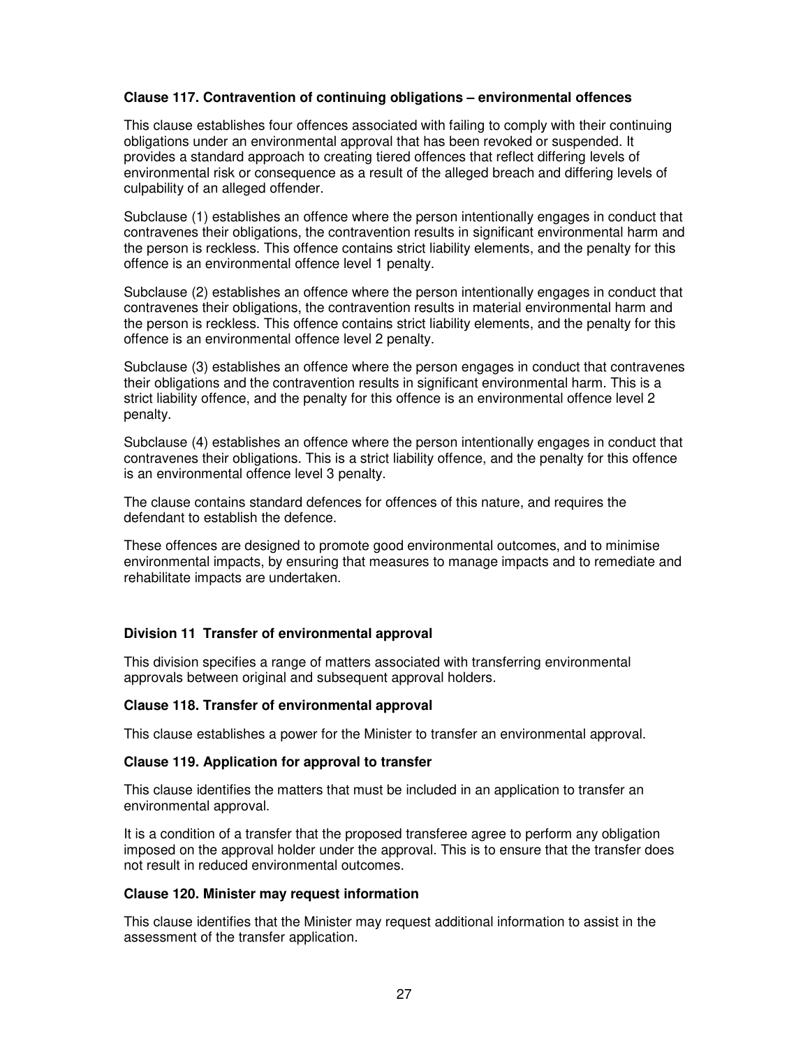**Clause 117. Contravention of continuing obligations – environmental offences**

This clause establishes four offences associated with failing to comply with their continuing obligations under an environmental approval that has been revoked or suspended. It provides a standard approach to creating tiered offences that reflect differing levels of environmental risk or consequence as a result of the alleged breach and differing levels of culpability of an alleged offender.

Subclause (1) establishes an offence where the person intentionally engages in conduct that contravenes their obligations, the contravention results in significant environmental harm and the person is reckless. This offence contains strict liability elements, and the penalty for this offence is an environmental offence level 1 penalty.

Subclause (2) establishes an offence where the person intentionally engages in conduct that contravenes their obligations, the contravention results in material environmental harm and the person is reckless. This offence contains strict liability elements, and the penalty for this offence is an environmental offence level 2 penalty.

Subclause (3) establishes an offence where the person engages in conduct that contravenes their obligations and the contravention results in significant environmental harm. This is a strict liability offence, and the penalty for this offence is an environmental offence level 2 penalty.

Subclause (4) establishes an offence where the person intentionally engages in conduct that contravenes their obligations. This is a strict liability offence, and the penalty for this offence is an environmental offence level 3 penalty.

The clause contains standard defences for offences of this nature, and requires the defendant to establish the defence.

These offences are designed to promote good environmental outcomes, and to minimise environmental impacts, by ensuring that measures to manage impacts and to remediate and rehabilitate impacts are undertaken.

**Division 11 Transfer of environmental approval**

This division specifies a range of matters associated with transferring environmental approvals between original and subsequent approval holders.

**Clause 118. Transfer of environmental approval**

This clause establishes a power for the Minister to transfer an environmental approval.

**Clause 119. Application for approval to transfer**

This clause identifies the matters that must be included in an application to transfer an environmental approval.

It is a condition of a transfer that the proposed transferee agree to perform any obligation imposed on the approval holder under the approval. This is to ensure that the transfer does not result in reduced environmental outcomes.

**Clause 120. Minister may request information**

This clause identifies that the Minister may request additional information to assist in the assessment of the transfer application.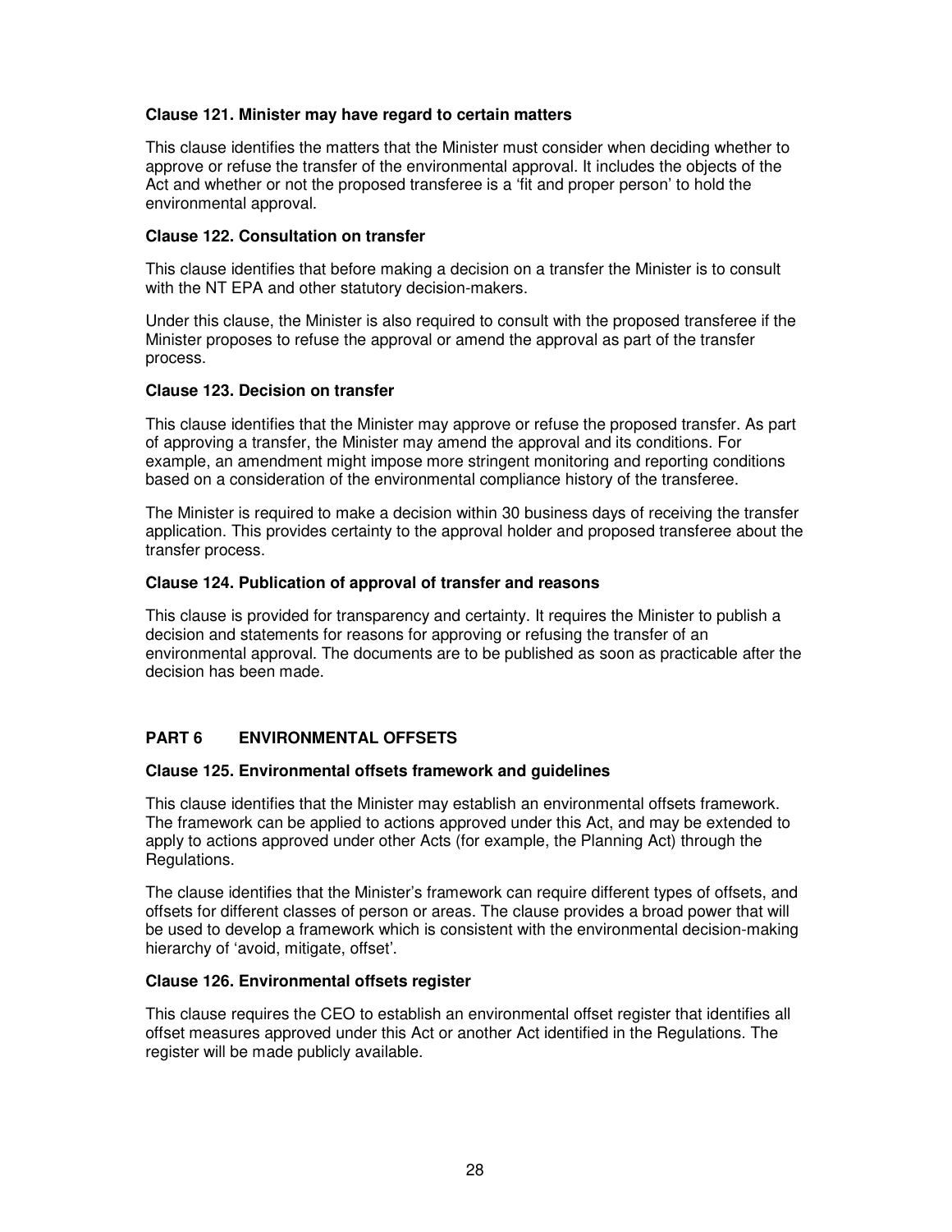**Clause 121. Minister may have regard to certain matters**

This clause identifies the matters that the Minister must consider when deciding whether to approve or refuse the transfer of the environmental approval. It includes the objects of the Act and whether or not the proposed transferee is a 'fit and proper person' to hold the environmental approval.

**Clause 122. Consultation on transfer**

This clause identifies that before making a decision on a transfer the Minister is to consult with the NT EPA and other statutory decision-makers.

Under this clause, the Minister is also required to consult with the proposed transferee if the Minister proposes to refuse the approval or amend the approval as part of the transfer process.

**Clause 123. Decision on transfer**

This clause identifies that the Minister may approve or refuse the proposed transfer. As part of approving a transfer, the Minister may amend the approval and its conditions. For example, an amendment might impose more stringent monitoring and reporting conditions based on a consideration of the environmental compliance history of the transferee.

The Minister is required to make a decision within 30 business days of receiving the transfer application. This provides certainty to the approval holder and proposed transferee about the transfer process.

**Clause 124. Publication of approval of transfer and reasons**

This clause is provided for transparency and certainty. It requires the Minister to publish a decision and statements for reasons for approving or refusing the transfer of an environmental approval. The documents are to be published as soon as practicable after the decision has been made.

## PART 6 ENVIRONMENTAL OFFSETS

**Clause 125. Environmental offsets framework and guidelines**

This clause identifies that the Minister may establish an environmental offsets framework. The framework can be applied to actions approved under this Act, and may be extended to apply to actions approved under other Acts (for example, the Planning Act) through the Regulations.

The clause identifies that the Minister's framework can require different types of offsets, and offsets for different classes of person or areas. The clause provides a broad power that will be used to develop a framework which is consistent with the environmental decision-making hierarchy of 'avoid, mitigate, offset'.

**Clause 126. Environmental offsets register**

This clause requires the CEO to establish an environmental offset register that identifies all offset measures approved under this Act or another Act identified in the Regulations. The register will be made publicly available.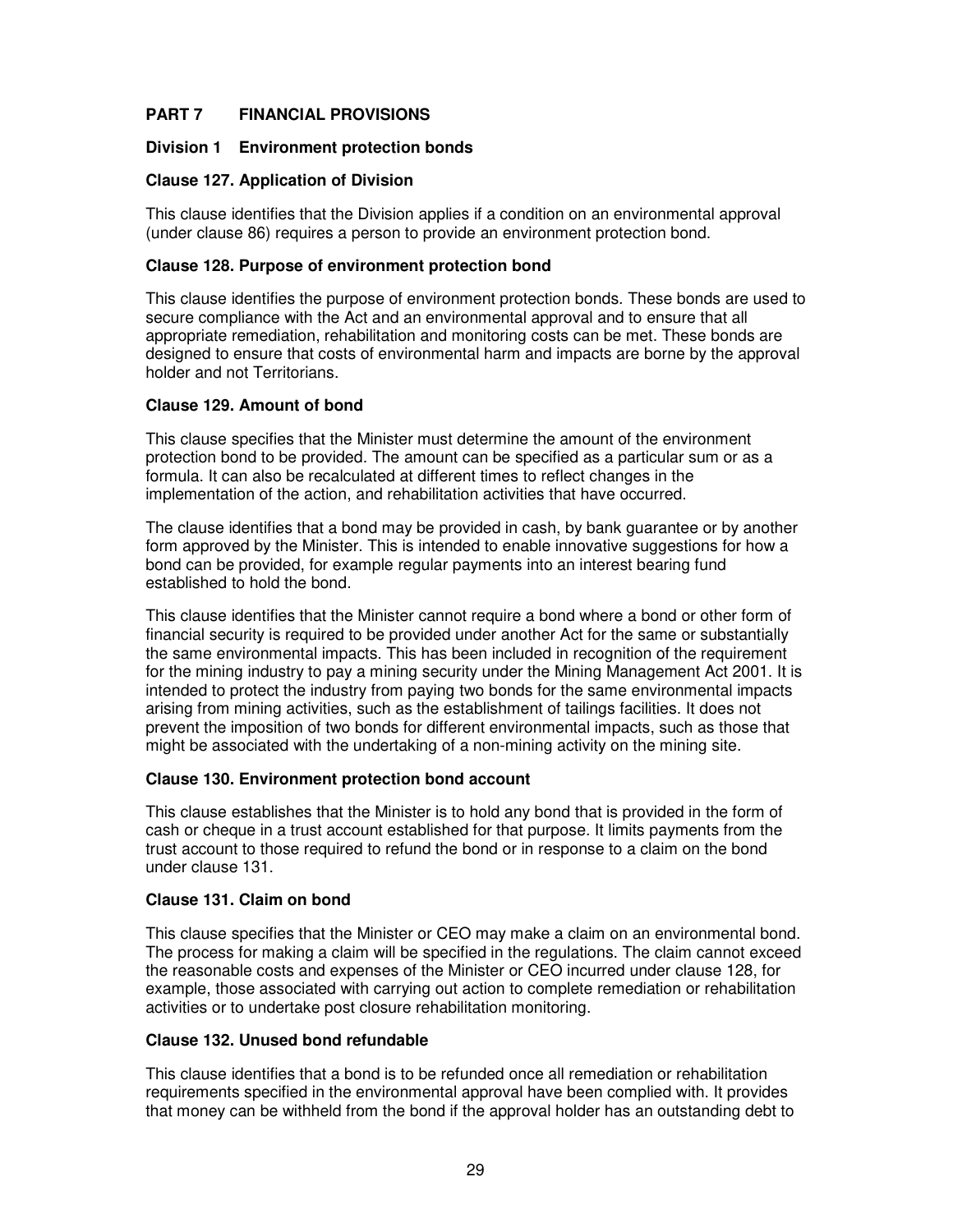## PART 7 FINANCIAL PROVISIONS

### Division 1 Environment protection bonds

#### Clause 127. Application of Division

This clause identifies that the Division applies if a condition on an environmental approval (under clause 86) requires a person to provide an environment protection bond.

#### Clause 128. Purpose of environment protection bond

This clause identifies the purpose of environment protection bonds. These bonds are used to secure compliance with the Act and an environmental approval and to ensure that all appropriate remediation, rehabilitation and monitoring costs can be met. These bonds are designed to ensure that costs of environmental harm and impacts are borne by the approval holder and not Territorians.

#### Clause 129. Amount of bond

This clause specifies that the Minister must determine the amount of the environment protection bond to be provided. The amount can be specified as a particular sum or as a formula. It can also be recalculated at different times to reflect changes in the implementation of the action, and rehabilitation activities that have occurred.

The clause identifies that a bond may be provided in cash, by bank guarantee or by another form approved by the Minister. This is intended to enable innovative suggestions for how a bond can be provided, for example regular payments into an interest bearing fund established to hold the bond.

This clause identifies that the Minister cannot require a bond where a bond or other form of financial security is required to be provided under another Act for the same or substantially the same environmental impacts. This has been included in recognition of the requirement for the mining industry to pay a mining security under the Mining Management Act 2001. It is intended to protect the industry from paying two bonds for the same environmental impacts arising from mining activities, such as the establishment of tailings facilities. It does not prevent the imposition of two bonds for different environmental impacts, such as those that might be associated with the undertaking of a non-mining activity on the mining site.

#### Clause 130. Environment protection bond account

This clause establishes that the Minister is to hold any bond that is provided in the form of cash or cheque in a trust account established for that purpose. It limits payments from the trust account to those required to refund the bond or in response to a claim on the bond under clause 131.

#### Clause 131. Claim on bond

This clause specifies that the Minister or CEO may make a claim on an environmental bond. The process for making a claim will be specified in the regulations. The claim cannot exceed the reasonable costs and expenses of the Minister or CEO incurred under clause 128, for example, those associated with carrying out action to complete remediation or rehabilitation activities or to undertake post closure rehabilitation monitoring.

#### Clause 132. Unused bond refundable

This clause identifies that a bond is to be refunded once all remediation or rehabilitation requirements specified in the environmental approval have been complied with. It provides that money can be withheld from the bond if the approval holder has an outstanding debt to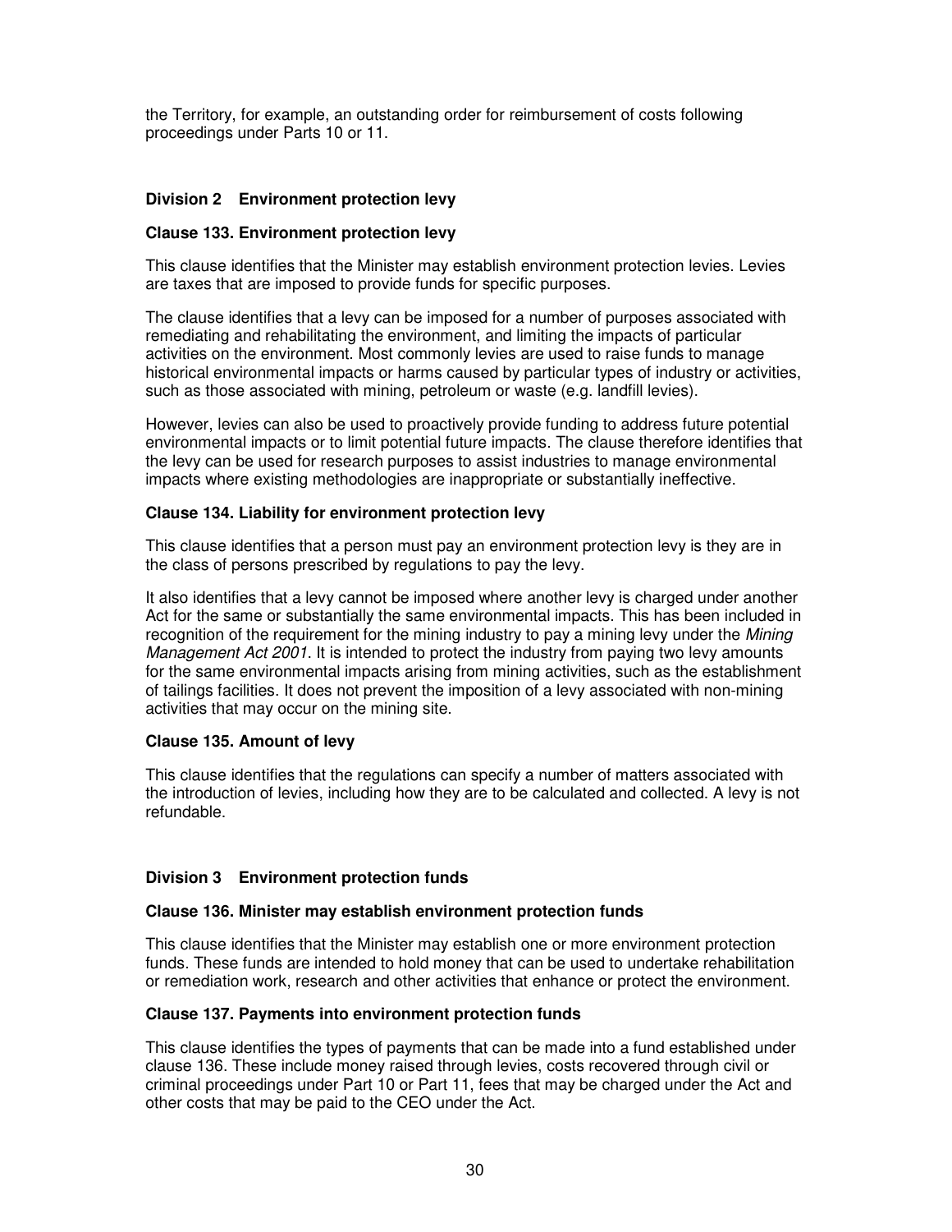the Territory, for example, an outstanding order for reimbursement of costs following proceedings under Parts 10 or 11.

### Division 2 Environment protection levy

#### Clause 133. Environment protection levy

This clause identifies that the Minister may establish environment protection levies. Levies are taxes that are imposed to provide funds for specific purposes.

The clause identifies that a levy can be imposed for a number of purposes associated with remediating and rehabilitating the environment, and limiting the impacts of particular activities on the environment. Most commonly levies are used to raise funds to manage historical environmental impacts or harms caused by particular types of industry or activities, such as those associated with mining, petroleum or waste (e.g. landfill levies).

However, levies can also be used to proactively provide funding to address future potential environmental impacts or to limit potential future impacts. The clause therefore identifies that the levy can be used for research purposes to assist industries to manage environmental impacts where existing methodologies are inappropriate or substantially ineffective.

#### Clause 134. Liability for environment protection levy

This clause identifies that a person must pay an environment protection levy is they are in the class of persons prescribed by regulations to pay the levy.

It also identifies that a levy cannot be imposed where another levy is charged under another Act for the same or substantially the same environmental impacts. This has been included in recognition of the requirement for the mining industry to pay a mining levy under the *Mining Management Act 2001*. It is intended to protect the industry from paying two levy amounts for the same environmental impacts arising from mining activities, such as the establishment of tailings facilities. It does not prevent the imposition of a levy associated with non-mining activities that may occur on the mining site.

#### Clause 135. Amount of levy

This clause identifies that the regulations can specify a number of matters associated with the introduction of levies, including how they are to be calculated and collected. A levy is not refundable.

### Division 3 Environment protection funds

#### Clause 136. Minister may establish environment protection funds

This clause identifies that the Minister may establish one or more environment protection funds. These funds are intended to hold money that can be used to undertake rehabilitation or remediation work, research and other activities that enhance or protect the environment.

#### Clause 137. Payments into environment protection funds

This clause identifies the types of payments that can be made into a fund established under clause 136. These include money raised through levies, costs recovered through civil or criminal proceedings under Part 10 or Part 11, fees that may be charged under the Act and other costs that may be paid to the CEO under the Act.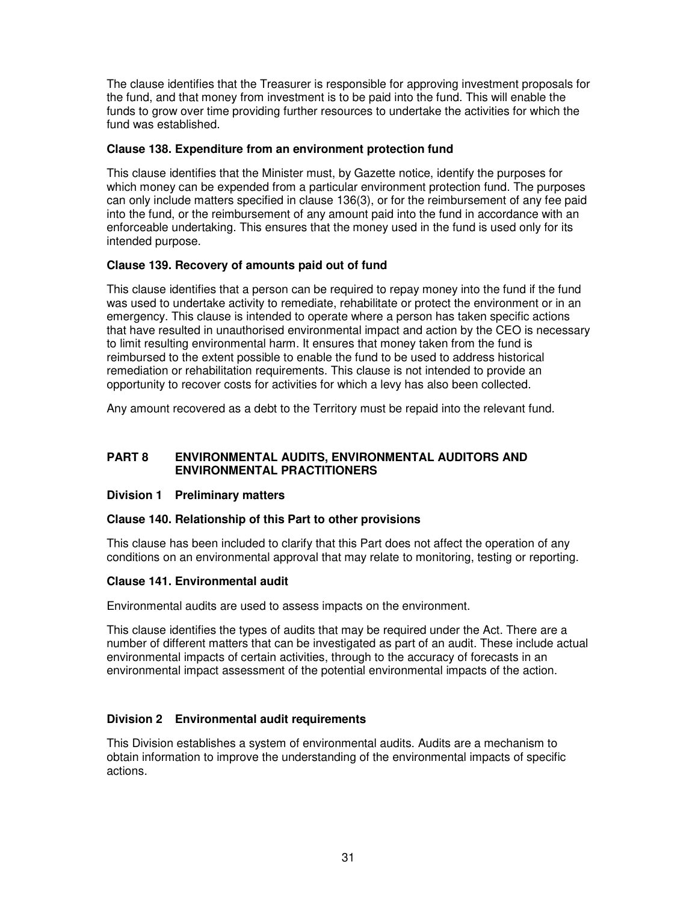The clause identifies that the Treasurer is responsible for approving investment proposals for the fund, and that money from investment is to be paid into the fund. This will enable the funds to grow over time providing further resources to undertake the activities for which the fund was established.

### Clause 138. Expenditure from an environment protection fund

This clause identifies that the Minister must, by Gazette notice, identify the purposes for which money can be expended from a particular environment protection fund. The purposes can only include matters specified in clause 136(3), or for the reimbursement of any fee paid into the fund, or the reimbursement of any amount paid into the fund in accordance with an enforceable undertaking. This ensures that the money used in the fund is used only for its intended purpose.

### Clause 139. Recovery of amounts paid out of fund

This clause identifies that a person can be required to repay money into the fund if the fund was used to undertake activity to remediate, rehabilitate or protect the environment or in an emergency. This clause is intended to operate where a person has taken specific actions that have resulted in unauthorised environmental impact and action by the CEO is necessary to limit resulting environmental harm. It ensures that money taken from the fund is reimbursed to the extent possible to enable the fund to be used to address historical remediation or rehabilitation requirements. This clause is not intended to provide an opportunity to recover costs for activities for which a levy has also been collected.

Any amount recovered as a debt to the Territory must be repaid into the relevant fund.

## PART 8 ENVIRONMENTAL AUDITS, ENVIRONMENTAL AUDITORS AND ENVIRONMENTAL PRACTITIONERS

### Division 1 Preliminary matters

### Clause 140. Relationship of this Part to other provisions

This clause has been included to clarify that this Part does not affect the operation of any conditions on an environmental approval that may relate to monitoring, testing or reporting.

### Clause 141. Environmental audit

Environmental audits are used to assess impacts on the environment.

This clause identifies the types of audits that may be required under the Act. There are a number of different matters that can be investigated as part of an audit. These include actual environmental impacts of certain activities, through to the accuracy of forecasts in an environmental impact assessment of the potential environmental impacts of the action.

### Division 2 Environmental audit requirements

This Division establishes a system of environmental audits. Audits are a mechanism to obtain information to improve the understanding of the environmental impacts of specific actions.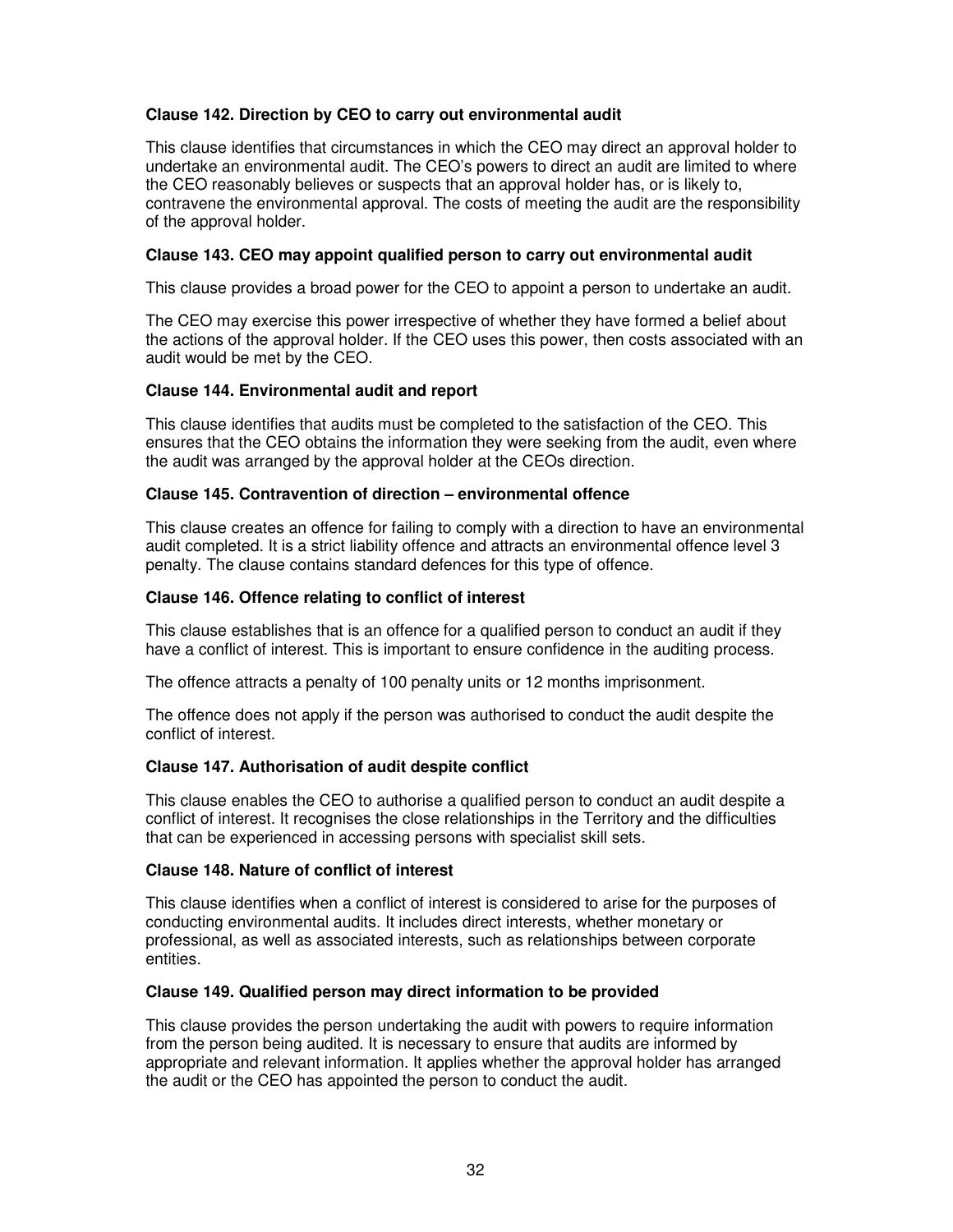**Clause 142. Direction by CEO to carry out environmental audit**

This clause identifies that circumstances in which the CEO may direct an approval holder to undertake an environmental audit. The CEO's powers to direct an audit are limited to where the CEO reasonably believes or suspects that an approval holder has, or is likely to, contravene the environmental approval. The costs of meeting the audit are the responsibility of the approval holder.

**Clause 143. CEO may appoint qualified person to carry out environmental audit**

This clause provides a broad power for the CEO to appoint a person to undertake an audit.

The CEO may exercise this power irrespective of whether they have formed a belief about the actions of the approval holder. If the CEO uses this power, then costs associated with an audit would be met by the CEO.

**Clause 144. Environmental audit and report**

This clause identifies that audits must be completed to the satisfaction of the CEO. This ensures that the CEO obtains the information they were seeking from the audit, even where the audit was arranged by the approval holder at the CEOs direction.

**Clause 145. Contravention of direction – environmental offence**

This clause creates an offence for failing to comply with a direction to have an environmental audit completed. It is a strict liability offence and attracts an environmental offence level 3 penalty. The clause contains standard defences for this type of offence.

**Clause 146. Offence relating to conflict of interest**

This clause establishes that is an offence for a qualified person to conduct an audit if they have a conflict of interest. This is important to ensure confidence in the auditing process.

The offence attracts a penalty of 100 penalty units or 12 months imprisonment.

The offence does not apply if the person was authorised to conduct the audit despite the conflict of interest.

**Clause 147. Authorisation of audit despite conflict**

This clause enables the CEO to authorise a qualified person to conduct an audit despite a conflict of interest. It recognises the close relationships in the Territory and the difficulties that can be experienced in accessing persons with specialist skill sets.

**Clause 148. Nature of conflict of interest**

This clause identifies when a conflict of interest is considered to arise for the purposes of conducting environmental audits. It includes direct interests, whether monetary or professional, as well as associated interests, such as relationships between corporate entities.

**Clause 149. Qualified person may direct information to be provided**

This clause provides the person undertaking the audit with powers to require information from the person being audited. It is necessary to ensure that audits are informed by appropriate and relevant information. It applies whether the approval holder has arranged the audit or the CEO has appointed the person to conduct the audit.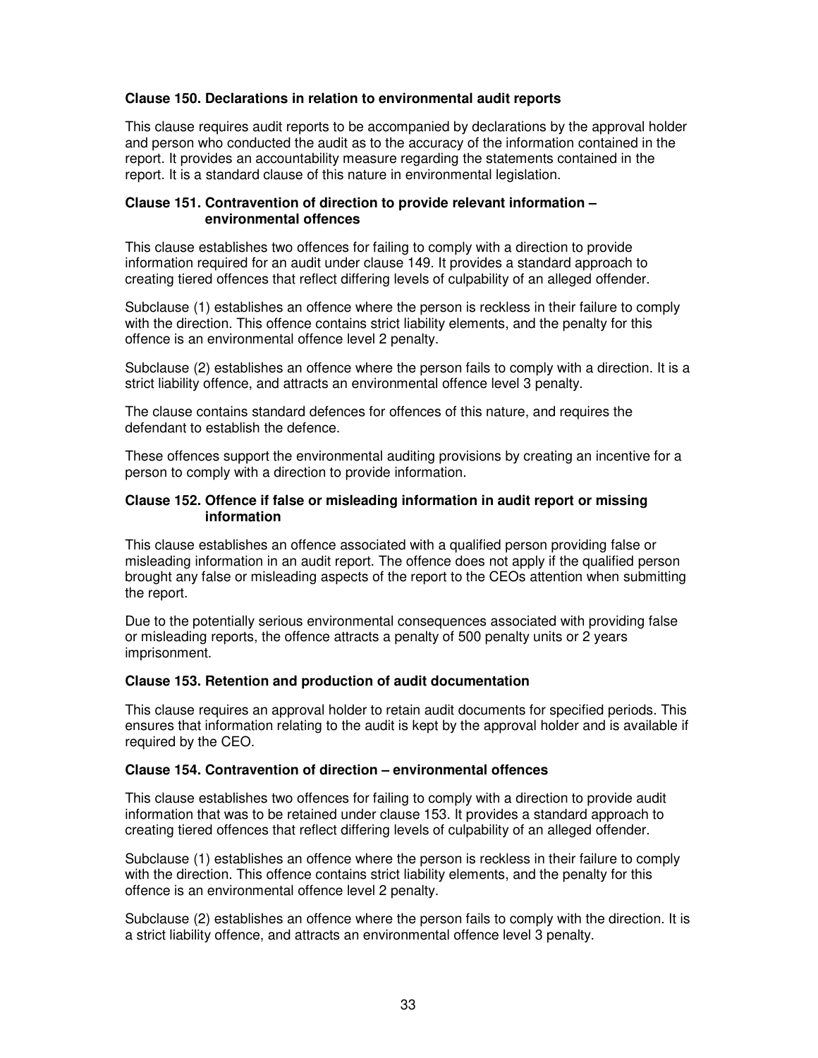### Clause 150. Declarations in relation to environmental audit reports

This clause requires audit reports to be accompanied by declarations by the approval holder and person who conducted the audit as to the accuracy of the information contained in the report. It provides an accountability measure regarding the statements contained in the report. It is a standard clause of this nature in environmental legislation.

### Clause 151. Contravention of direction to provide relevant information – environmental offences

This clause establishes two offences for failing to comply with a direction to provide information required for an audit under clause 149. It provides a standard approach to creating tiered offences that reflect differing levels of culpability of an alleged offender.

Subclause (1) establishes an offence where the person is reckless in their failure to comply with the direction. This offence contains strict liability elements, and the penalty for this offence is an environmental offence level 2 penalty.

Subclause (2) establishes an offence where the person fails to comply with a direction. It is a strict liability offence, and attracts an environmental offence level 3 penalty.

The clause contains standard defences for offences of this nature, and requires the defendant to establish the defence.

These offences support the environmental auditing provisions by creating an incentive for a person to comply with a direction to provide information.

### Clause 152. Offence if false or misleading information in audit report or missing information

This clause establishes an offence associated with a qualified person providing false or misleading information in an audit report. The offence does not apply if the qualified person brought any false or misleading aspects of the report to the CEOs attention when submitting the report.

Due to the potentially serious environmental consequences associated with providing false or misleading reports, the offence attracts a penalty of 500 penalty units or 2 years imprisonment.

### Clause 153. Retention and production of audit documentation

This clause requires an approval holder to retain audit documents for specified periods. This ensures that information relating to the audit is kept by the approval holder and is available if required by the CEO.

### Clause 154. Contravention of direction – environmental offences

This clause establishes two offences for failing to comply with a direction to provide audit information that was to be retained under clause 153. It provides a standard approach to creating tiered offences that reflect differing levels of culpability of an alleged offender.

Subclause (1) establishes an offence where the person is reckless in their failure to comply with the direction. This offence contains strict liability elements, and the penalty for this offence is an environmental offence level 2 penalty.

Subclause (2) establishes an offence where the person fails to comply with the direction. It is a strict liability offence, and attracts an environmental offence level 3 penalty.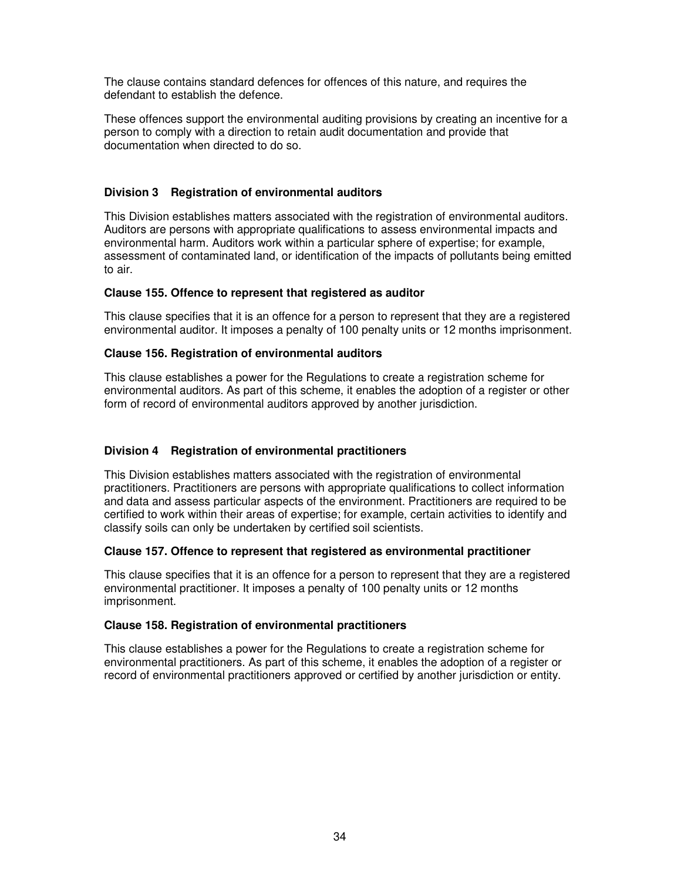The clause contains standard defences for offences of this nature, and requires the defendant to establish the defence.

These offences support the environmental auditing provisions by creating an incentive for a person to comply with a direction to retain audit documentation and provide that documentation when directed to do so.

### Division 3 Registration of environmental auditors

This Division establishes matters associated with the registration of environmental auditors. Auditors are persons with appropriate qualifications to assess environmental impacts and environmental harm. Auditors work within a particular sphere of expertise; for example, assessment of contaminated land, or identification of the impacts of pollutants being emitted to air.

#### Clause 155. Offence to represent that registered as auditor

This clause specifies that it is an offence for a person to represent that they are a registered environmental auditor. It imposes a penalty of 100 penalty units or 12 months imprisonment.

#### Clause 156. Registration of environmental auditors

This clause establishes a power for the Regulations to create a registration scheme for environmental auditors. As part of this scheme, it enables the adoption of a register or other form of record of environmental auditors approved by another jurisdiction.

### Division 4 Registration of environmental practitioners

This Division establishes matters associated with the registration of environmental practitioners. Practitioners are persons with appropriate qualifications to collect information and data and assess particular aspects of the environment. Practitioners are required to be certified to work within their areas of expertise; for example, certain activities to identify and classify soils can only be undertaken by certified soil scientists.

#### Clause 157. Offence to represent that registered as environmental practitioner

This clause specifies that it is an offence for a person to represent that they are a registered environmental practitioner. It imposes a penalty of 100 penalty units or 12 months imprisonment.

#### Clause 158. Registration of environmental practitioners

This clause establishes a power for the Regulations to create a registration scheme for environmental practitioners. As part of this scheme, it enables the adoption of a register or record of environmental practitioners approved or certified by another jurisdiction or entity.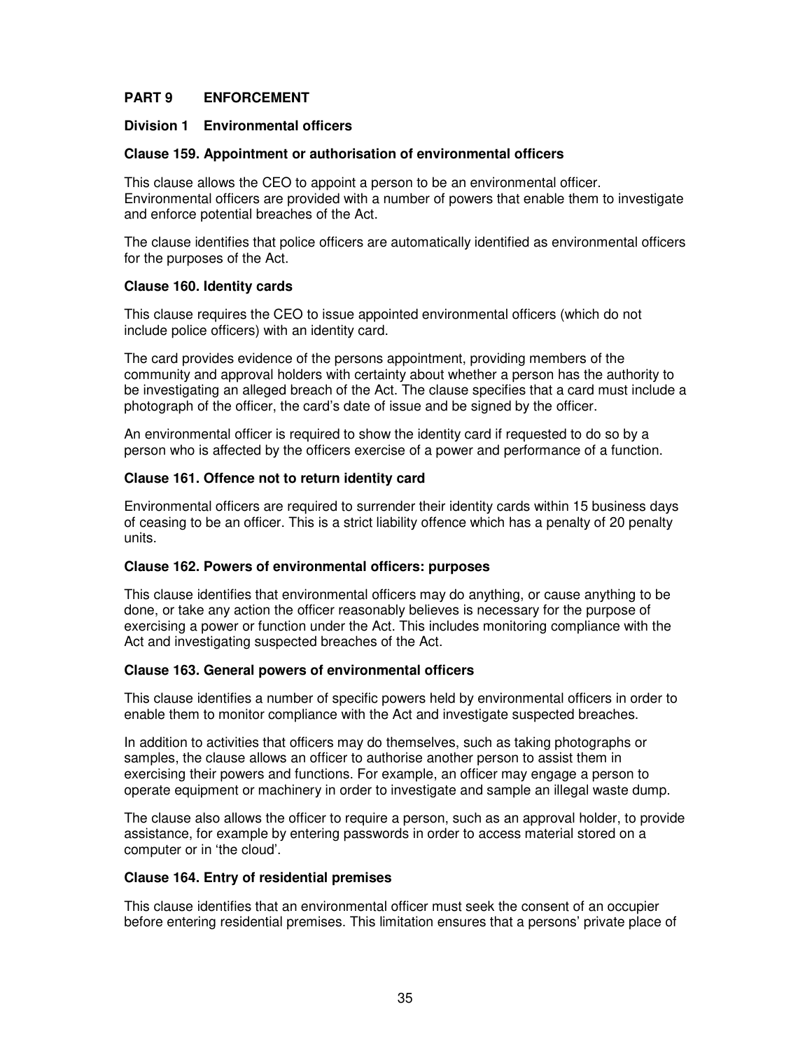## PART 9 ENFORCEMENT

### Division 1 Environmental officers

#### Clause 159. Appointment or authorisation of environmental officers

This clause allows the CEO to appoint a person to be an environmental officer. Environmental officers are provided with a number of powers that enable them to investigate and enforce potential breaches of the Act.

The clause identifies that police officers are automatically identified as environmental officers for the purposes of the Act.

#### Clause 160. Identity cards

This clause requires the CEO to issue appointed environmental officers (which do not include police officers) with an identity card.

The card provides evidence of the persons appointment, providing members of the community and approval holders with certainty about whether a person has the authority to be investigating an alleged breach of the Act. The clause specifies that a card must include a photograph of the officer, the card's date of issue and be signed by the officer.

An environmental officer is required to show the identity card if requested to do so by a person who is affected by the officers exercise of a power and performance of a function.

#### Clause 161. Offence not to return identity card

Environmental officers are required to surrender their identity cards within 15 business days of ceasing to be an officer. This is a strict liability offence which has a penalty of 20 penalty units.

#### Clause 162. Powers of environmental officers: purposes

This clause identifies that environmental officers may do anything, or cause anything to be done, or take any action the officer reasonably believes is necessary for the purpose of exercising a power or function under the Act. This includes monitoring compliance with the Act and investigating suspected breaches of the Act.

#### Clause 163. General powers of environmental officers

This clause identifies a number of specific powers held by environmental officers in order to enable them to monitor compliance with the Act and investigate suspected breaches.

In addition to activities that officers may do themselves, such as taking photographs or samples, the clause allows an officer to authorise another person to assist them in exercising their powers and functions. For example, an officer may engage a person to operate equipment or machinery in order to investigate and sample an illegal waste dump.

The clause also allows the officer to require a person, such as an approval holder, to provide assistance, for example by entering passwords in order to access material stored on a computer or in 'the cloud'.

#### Clause 164. Entry of residential premises

This clause identifies that an environmental officer must seek the consent of an occupier before entering residential premises. This limitation ensures that a persons' private place of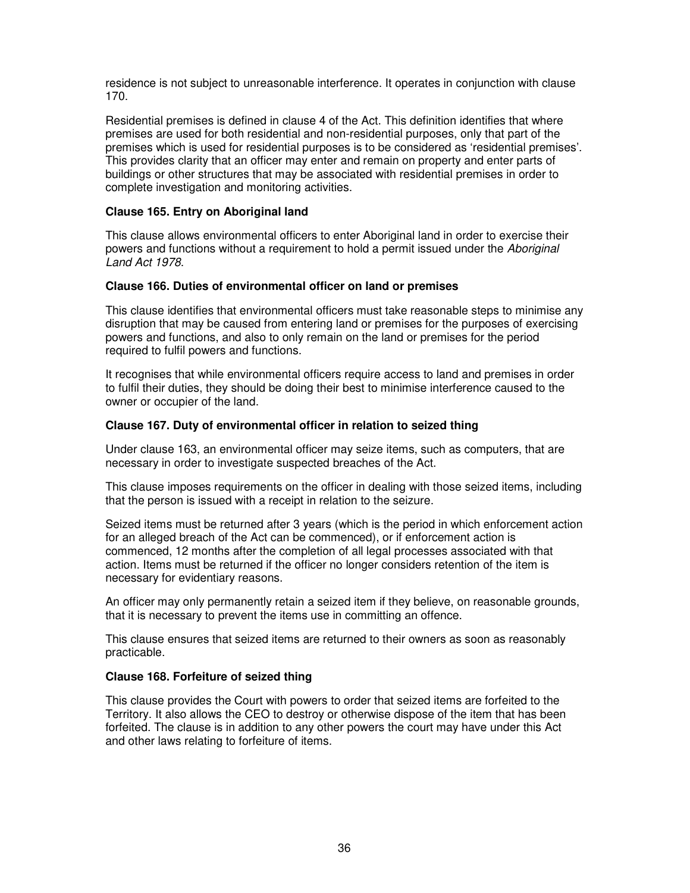residence is not subject to unreasonable interference. It operates in conjunction with clause 170.

Residential premises is defined in clause 4 of the Act. This definition identifies that where premises are used for both residential and non-residential purposes, only that part of the premises which is used for residential purposes is to be considered as 'residential premises'. This provides clarity that an officer may enter and remain on property and enter parts of buildings or other structures that may be associated with residential premises in order to complete investigation and monitoring activities.

### Clause 165. Entry on Aboriginal land

This clause allows environmental officers to enter Aboriginal land in order to exercise their powers and functions without a requirement to hold a permit issued under the *Aboriginal Land Act 1978*.

### Clause 166. Duties of environmental officer on land or premises

This clause identifies that environmental officers must take reasonable steps to minimise any disruption that may be caused from entering land or premises for the purposes of exercising powers and functions, and also to only remain on the land or premises for the period required to fulfil powers and functions.

It recognises that while environmental officers require access to land and premises in order to fulfil their duties, they should be doing their best to minimise interference caused to the owner or occupier of the land.

### Clause 167. Duty of environmental officer in relation to seized thing

Under clause 163, an environmental officer may seize items, such as computers, that are necessary in order to investigate suspected breaches of the Act.

This clause imposes requirements on the officer in dealing with those seized items, including that the person is issued with a receipt in relation to the seizure.

Seized items must be returned after 3 years (which is the period in which enforcement action for an alleged breach of the Act can be commenced), or if enforcement action is commenced, 12 months after the completion of all legal processes associated with that action. Items must be returned if the officer no longer considers retention of the item is necessary for evidentiary reasons.

An officer may only permanently retain a seized item if they believe, on reasonable grounds, that it is necessary to prevent the items use in committing an offence.

This clause ensures that seized items are returned to their owners as soon as reasonably practicable.

### Clause 168. Forfeiture of seized thing

This clause provides the Court with powers to order that seized items are forfeited to the Territory. It also allows the CEO to destroy or otherwise dispose of the item that has been forfeited. The clause is in addition to any other powers the court may have under this Act and other laws relating to forfeiture of items.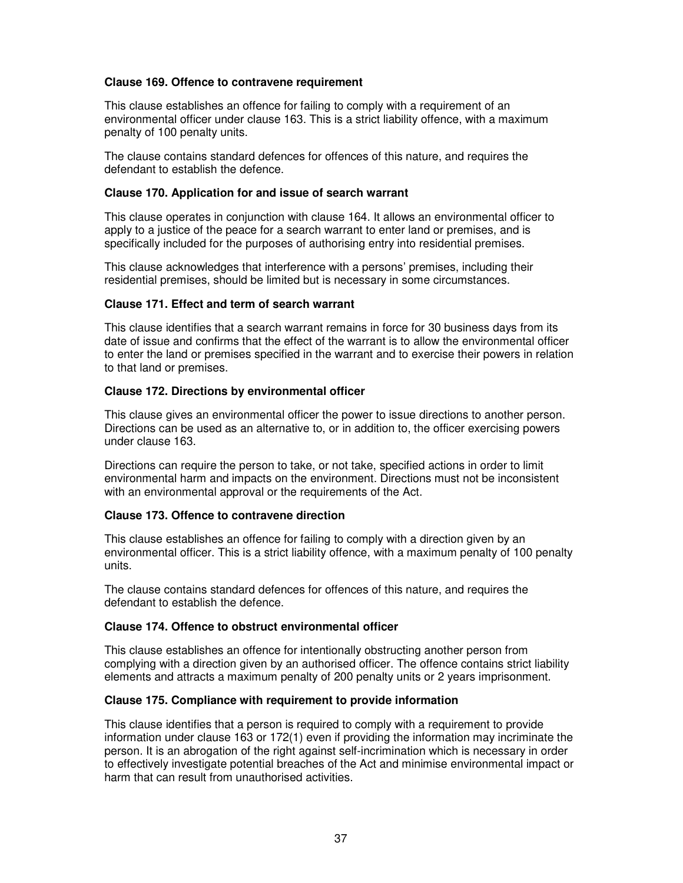**Clause 169. Offence to contravene requirement**

This clause establishes an offence for failing to comply with a requirement of an environmental officer under clause 163. This is a strict liability offence, with a maximum penalty of 100 penalty units.

The clause contains standard defences for offences of this nature, and requires the defendant to establish the defence.

**Clause 170. Application for and issue of search warrant**

This clause operates in conjunction with clause 164. It allows an environmental officer to apply to a justice of the peace for a search warrant to enter land or premises, and is specifically included for the purposes of authorising entry into residential premises.

This clause acknowledges that interference with a persons' premises, including their residential premises, should be limited but is necessary in some circumstances.

**Clause 171. Effect and term of search warrant**

This clause identifies that a search warrant remains in force for 30 business days from its date of issue and confirms that the effect of the warrant is to allow the environmental officer to enter the land or premises specified in the warrant and to exercise their powers in relation to that land or premises.

**Clause 172. Directions by environmental officer**

This clause gives an environmental officer the power to issue directions to another person. Directions can be used as an alternative to, or in addition to, the officer exercising powers under clause 163.

Directions can require the person to take, or not take, specified actions in order to limit environmental harm and impacts on the environment. Directions must not be inconsistent with an environmental approval or the requirements of the Act.

**Clause 173. Offence to contravene direction**

This clause establishes an offence for failing to comply with a direction given by an environmental officer. This is a strict liability offence, with a maximum penalty of 100 penalty units.

The clause contains standard defences for offences of this nature, and requires the defendant to establish the defence.

**Clause 174. Offence to obstruct environmental officer**

This clause establishes an offence for intentionally obstructing another person from complying with a direction given by an authorised officer. The offence contains strict liability elements and attracts a maximum penalty of 200 penalty units or 2 years imprisonment.

**Clause 175. Compliance with requirement to provide information**

This clause identifies that a person is required to comply with a requirement to provide information under clause 163 or 172(1) even if providing the information may incriminate the person. It is an abrogation of the right against self-incrimination which is necessary in order to effectively investigate potential breaches of the Act and minimise environmental impact or harm that can result from unauthorised activities.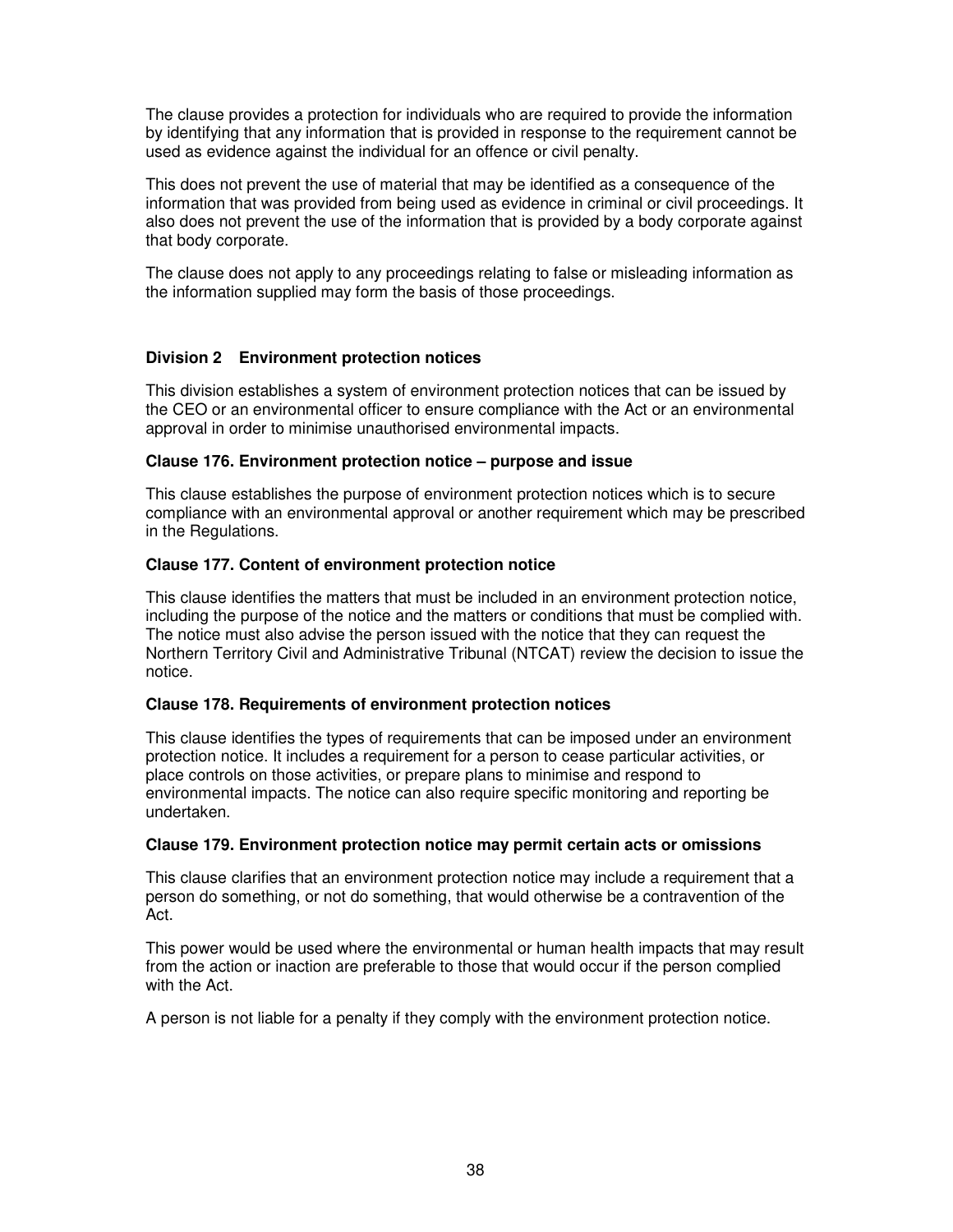The clause provides a protection for individuals who are required to provide the information by identifying that any information that is provided in response to the requirement cannot be used as evidence against the individual for an offence or civil penalty.

This does not prevent the use of material that may be identified as a consequence of the information that was provided from being used as evidence in criminal or civil proceedings. It also does not prevent the use of the information that is provided by a body corporate against that body corporate.

The clause does not apply to any proceedings relating to false or misleading information as the information supplied may form the basis of those proceedings.

### Division 2 Environment protection notices

This division establishes a system of environment protection notices that can be issued by the CEO or an environmental officer to ensure compliance with the Act or an environmental approval in order to minimise unauthorised environmental impacts.

#### Clause 176. Environment protection notice – purpose and issue

This clause establishes the purpose of environment protection notices which is to secure compliance with an environmental approval or another requirement which may be prescribed in the Regulations.

#### Clause 177. Content of environment protection notice

This clause identifies the matters that must be included in an environment protection notice, including the purpose of the notice and the matters or conditions that must be complied with. The notice must also advise the person issued with the notice that they can request the Northern Territory Civil and Administrative Tribunal (NTCAT) review the decision to issue the notice.

#### Clause 178. Requirements of environment protection notices

This clause identifies the types of requirements that can be imposed under an environment protection notice. It includes a requirement for a person to cease particular activities, or place controls on those activities, or prepare plans to minimise and respond to environmental impacts. The notice can also require specific monitoring and reporting be undertaken.

#### Clause 179. Environment protection notice may permit certain acts or omissions

This clause clarifies that an environment protection notice may include a requirement that a person do something, or not do something, that would otherwise be a contravention of the Act.

This power would be used where the environmental or human health impacts that may result from the action or inaction are preferable to those that would occur if the person complied with the Act.

A person is not liable for a penalty if they comply with the environment protection notice.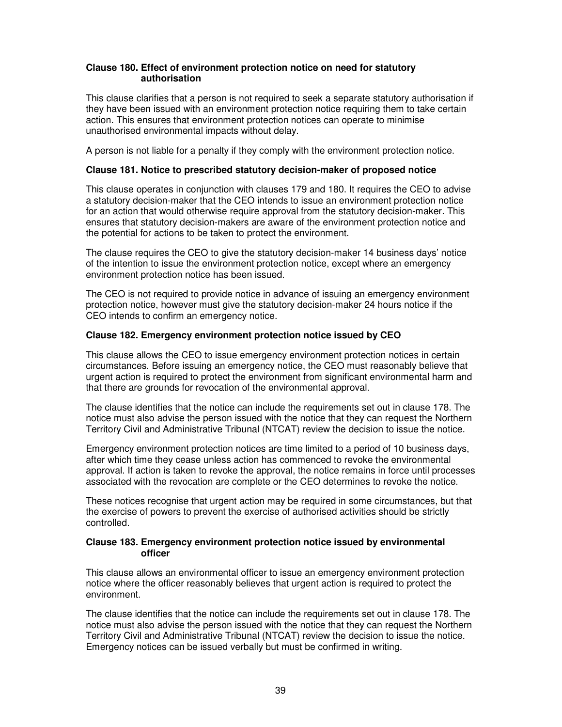### Clause 180. Effect of environment protection notice on need for statutory authorisation

This clause clarifies that a person is not required to seek a separate statutory authorisation if they have been issued with an environment protection notice requiring them to take certain action. This ensures that environment protection notices can operate to minimise unauthorised environmental impacts without delay.

A person is not liable for a penalty if they comply with the environment protection notice.

### Clause 181. Notice to prescribed statutory decision-maker of proposed notice

This clause operates in conjunction with clauses 179 and 180. It requires the CEO to advise a statutory decision-maker that the CEO intends to issue an environment protection notice for an action that would otherwise require approval from the statutory decision-maker. This ensures that statutory decision-makers are aware of the environment protection notice and the potential for actions to be taken to protect the environment.

The clause requires the CEO to give the statutory decision-maker 14 business days' notice of the intention to issue the environment protection notice, except where an emergency environment protection notice has been issued.

The CEO is not required to provide notice in advance of issuing an emergency environment protection notice, however must give the statutory decision-maker 24 hours notice if the CEO intends to confirm an emergency notice.

### Clause 182. Emergency environment protection notice issued by CEO

This clause allows the CEO to issue emergency environment protection notices in certain circumstances. Before issuing an emergency notice, the CEO must reasonably believe that urgent action is required to protect the environment from significant environmental harm and that there are grounds for revocation of the environmental approval.

The clause identifies that the notice can include the requirements set out in clause 178. The notice must also advise the person issued with the notice that they can request the Northern Territory Civil and Administrative Tribunal (NTCAT) review the decision to issue the notice.

Emergency environment protection notices are time limited to a period of 10 business days, after which time they cease unless action has commenced to revoke the environmental approval. If action is taken to revoke the approval, the notice remains in force until processes associated with the revocation are complete or the CEO determines to revoke the notice.

These notices recognise that urgent action may be required in some circumstances, but that the exercise of powers to prevent the exercise of authorised activities should be strictly controlled.

### Clause 183. Emergency environment protection notice issued by environmental officer

This clause allows an environmental officer to issue an emergency environment protection notice where the officer reasonably believes that urgent action is required to protect the environment.

The clause identifies that the notice can include the requirements set out in clause 178. The notice must also advise the person issued with the notice that they can request the Northern Territory Civil and Administrative Tribunal (NTCAT) review the decision to issue the notice. Emergency notices can be issued verbally but must be confirmed in writing.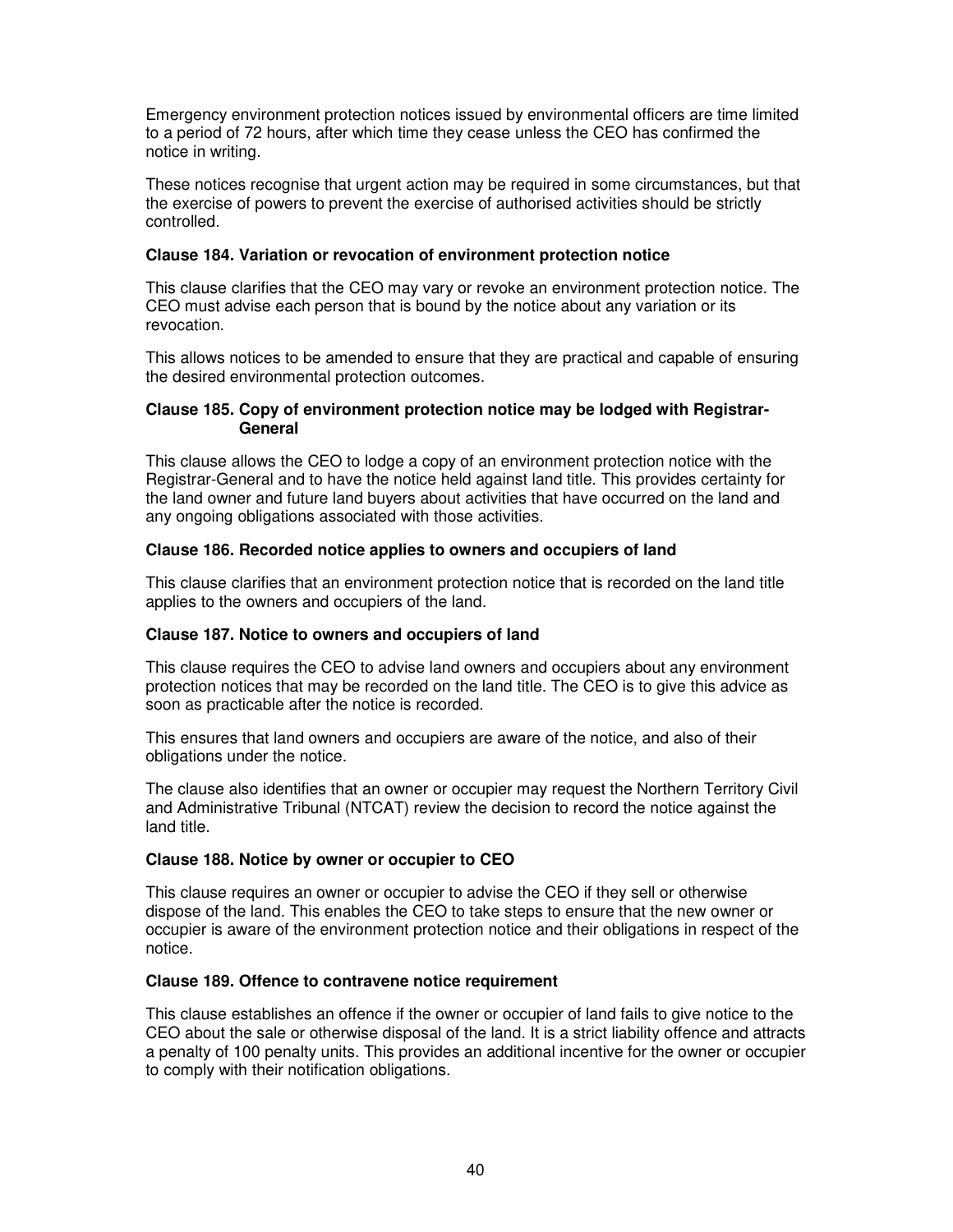Emergency environment protection notices issued by environmental officers are time limited to a period of 72 hours, after which time they cease unless the CEO has confirmed the notice in writing.

These notices recognise that urgent action may be required in some circumstances, but that the exercise of powers to prevent the exercise of authorised activities should be strictly controlled.

**Clause 184. Variation or revocation of environment protection notice**

This clause clarifies that the CEO may vary or revoke an environment protection notice. The CEO must advise each person that is bound by the notice about any variation or its revocation.

This allows notices to be amended to ensure that they are practical and capable of ensuring the desired environmental protection outcomes.

**Clause 185. Copy of environment protection notice may be lodged with Registrar-General**

This clause allows the CEO to lodge a copy of an environment protection notice with the Registrar-General and to have the notice held against land title. This provides certainty for the land owner and future land buyers about activities that have occurred on the land and any ongoing obligations associated with those activities.

**Clause 186. Recorded notice applies to owners and occupiers of land**

This clause clarifies that an environment protection notice that is recorded on the land title applies to the owners and occupiers of the land.

**Clause 187. Notice to owners and occupiers of land**

This clause requires the CEO to advise land owners and occupiers about any environment protection notices that may be recorded on the land title. The CEO is to give this advice as soon as practicable after the notice is recorded.

This ensures that land owners and occupiers are aware of the notice, and also of their obligations under the notice.

The clause also identifies that an owner or occupier may request the Northern Territory Civil and Administrative Tribunal (NTCAT) review the decision to record the notice against the land title.

**Clause 188. Notice by owner or occupier to CEO**

This clause requires an owner or occupier to advise the CEO if they sell or otherwise dispose of the land. This enables the CEO to take steps to ensure that the new owner or occupier is aware of the environment protection notice and their obligations in respect of the notice.

**Clause 189. Offence to contravene notice requirement**

This clause establishes an offence if the owner or occupier of land fails to give notice to the CEO about the sale or otherwise disposal of the land. It is a strict liability offence and attracts a penalty of 100 penalty units. This provides an additional incentive for the owner or occupier to comply with their notification obligations.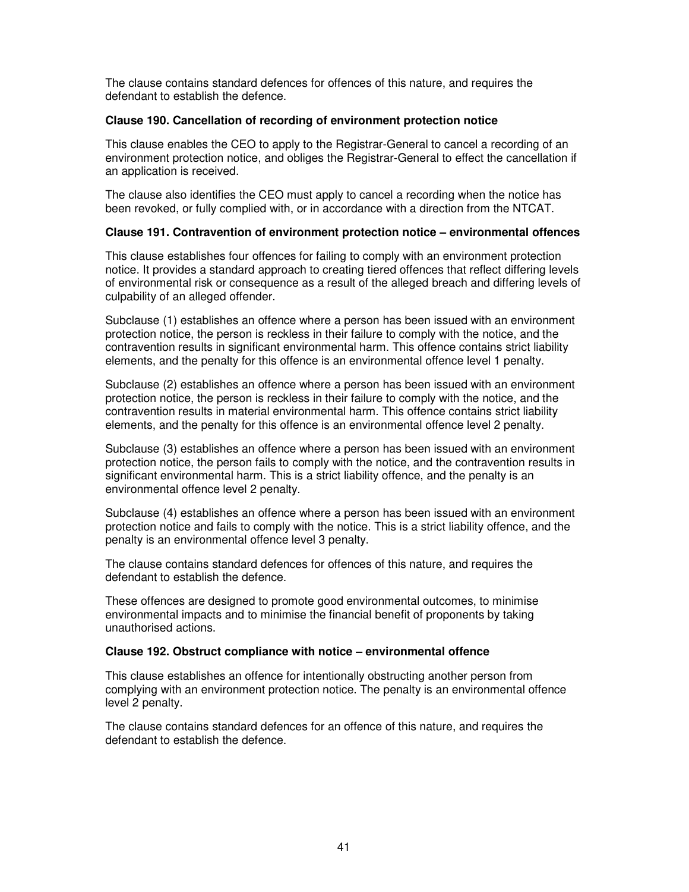The clause contains standard defences for offences of this nature, and requires the defendant to establish the defence.

**Clause 190. Cancellation of recording of environment protection notice**

This clause enables the CEO to apply to the Registrar-General to cancel a recording of an environment protection notice, and obliges the Registrar-General to effect the cancellation if an application is received.

The clause also identifies the CEO must apply to cancel a recording when the notice has been revoked, or fully complied with, or in accordance with a direction from the NTCAT.

**Clause 191. Contravention of environment protection notice – environmental offences**

This clause establishes four offences for failing to comply with an environment protection notice. It provides a standard approach to creating tiered offences that reflect differing levels of environmental risk or consequence as a result of the alleged breach and differing levels of culpability of an alleged offender.

Subclause (1) establishes an offence where a person has been issued with an environment protection notice, the person is reckless in their failure to comply with the notice, and the contravention results in significant environmental harm. This offence contains strict liability elements, and the penalty for this offence is an environmental offence level 1 penalty.

Subclause (2) establishes an offence where a person has been issued with an environment protection notice, the person is reckless in their failure to comply with the notice, and the contravention results in material environmental harm. This offence contains strict liability elements, and the penalty for this offence is an environmental offence level 2 penalty.

Subclause (3) establishes an offence where a person has been issued with an environment protection notice, the person fails to comply with the notice, and the contravention results in significant environmental harm. This is a strict liability offence, and the penalty is an environmental offence level 2 penalty.

Subclause (4) establishes an offence where a person has been issued with an environment protection notice and fails to comply with the notice. This is a strict liability offence, and the penalty is an environmental offence level 3 penalty.

The clause contains standard defences for offences of this nature, and requires the defendant to establish the defence.

These offences are designed to promote good environmental outcomes, to minimise environmental impacts and to minimise the financial benefit of proponents by taking unauthorised actions.

**Clause 192. Obstruct compliance with notice – environmental offence**

This clause establishes an offence for intentionally obstructing another person from complying with an environment protection notice. The penalty is an environmental offence level 2 penalty.

The clause contains standard defences for an offence of this nature, and requires the defendant to establish the defence.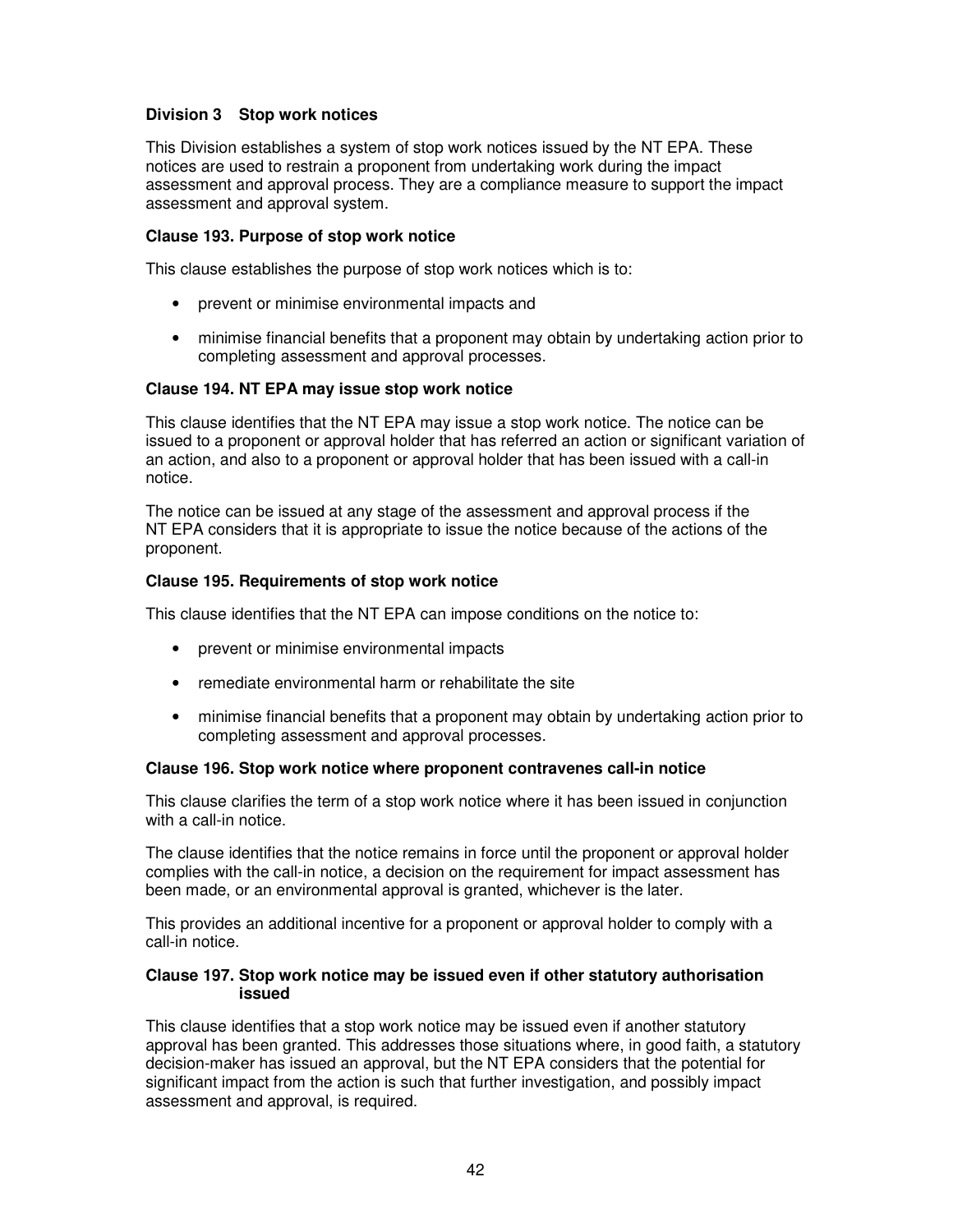### Division 3 Stop work notices

This Division establishes a system of stop work notices issued by the NT EPA. These notices are used to restrain a proponent from undertaking work during the impact assessment and approval process. They are a compliance measure to support the impact assessment and approval system.

#### Clause 193. Purpose of stop work notice

This clause establishes the purpose of stop work notices which is to:

- prevent or minimise environmental impacts and
- minimise financial benefits that a proponent may obtain by undertaking action prior to completing assessment and approval processes.

#### Clause 194. NT EPA may issue stop work notice

This clause identifies that the NT EPA may issue a stop work notice. The notice can be issued to a proponent or approval holder that has referred an action or significant variation of an action, and also to a proponent or approval holder that has been issued with a call-in notice.

The notice can be issued at any stage of the assessment and approval process if the NT EPA considers that it is appropriate to issue the notice because of the actions of the proponent.

#### Clause 195. Requirements of stop work notice

This clause identifies that the NT EPA can impose conditions on the notice to:

- prevent or minimise environmental impacts
- remediate environmental harm or rehabilitate the site
- minimise financial benefits that a proponent may obtain by undertaking action prior to completing assessment and approval processes.

#### Clause 196. Stop work notice where proponent contravenes call-in notice

This clause clarifies the term of a stop work notice where it has been issued in conjunction with a call-in notice.

The clause identifies that the notice remains in force until the proponent or approval holder complies with the call-in notice, a decision on the requirement for impact assessment has been made, or an environmental approval is granted, whichever is the later.

This provides an additional incentive for a proponent or approval holder to comply with a call-in notice.

#### Clause 197. Stop work notice may be issued even if other statutory authorisation issued

This clause identifies that a stop work notice may be issued even if another statutory approval has been granted. This addresses those situations where, in good faith, a statutory decision-maker has issued an approval, but the NT EPA considers that the potential for significant impact from the action is such that further investigation, and possibly impact assessment and approval, is required.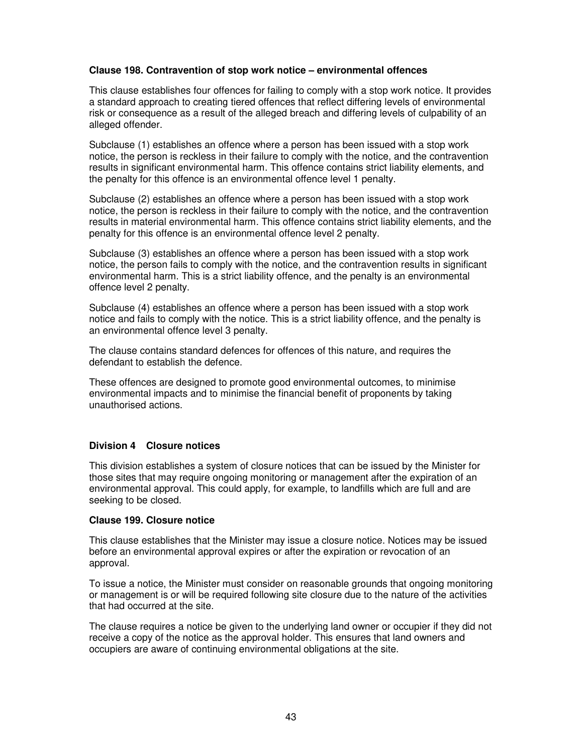### Clause 198. Contravention of stop work notice – environmental offences

This clause establishes four offences for failing to comply with a stop work notice. It provides a standard approach to creating tiered offences that reflect differing levels of environmental risk or consequence as a result of the alleged breach and differing levels of culpability of an alleged offender.

Subclause (1) establishes an offence where a person has been issued with a stop work notice, the person is reckless in their failure to comply with the notice, and the contravention results in significant environmental harm. This offence contains strict liability elements, and the penalty for this offence is an environmental offence level 1 penalty.

Subclause (2) establishes an offence where a person has been issued with a stop work notice, the person is reckless in their failure to comply with the notice, and the contravention results in material environmental harm. This offence contains strict liability elements, and the penalty for this offence is an environmental offence level 2 penalty.

Subclause (3) establishes an offence where a person has been issued with a stop work notice, the person fails to comply with the notice, and the contravention results in significant environmental harm. This is a strict liability offence, and the penalty is an environmental offence level 2 penalty.

Subclause (4) establishes an offence where a person has been issued with a stop work notice and fails to comply with the notice. This is a strict liability offence, and the penalty is an environmental offence level 3 penalty.

The clause contains standard defences for offences of this nature, and requires the defendant to establish the defence.

These offences are designed to promote good environmental outcomes, to minimise environmental impacts and to minimise the financial benefit of proponents by taking unauthorised actions.

## Division 4 Closure notices

This division establishes a system of closure notices that can be issued by the Minister for those sites that may require ongoing monitoring or management after the expiration of an environmental approval. This could apply, for example, to landfills which are full and are seeking to be closed.

### Clause 199. Closure notice

This clause establishes that the Minister may issue a closure notice. Notices may be issued before an environmental approval expires or after the expiration or revocation of an approval.

To issue a notice, the Minister must consider on reasonable grounds that ongoing monitoring or management is or will be required following site closure due to the nature of the activities that had occurred at the site.

The clause requires a notice be given to the underlying land owner or occupier if they did not receive a copy of the notice as the approval holder. This ensures that land owners and occupiers are aware of continuing environmental obligations at the site.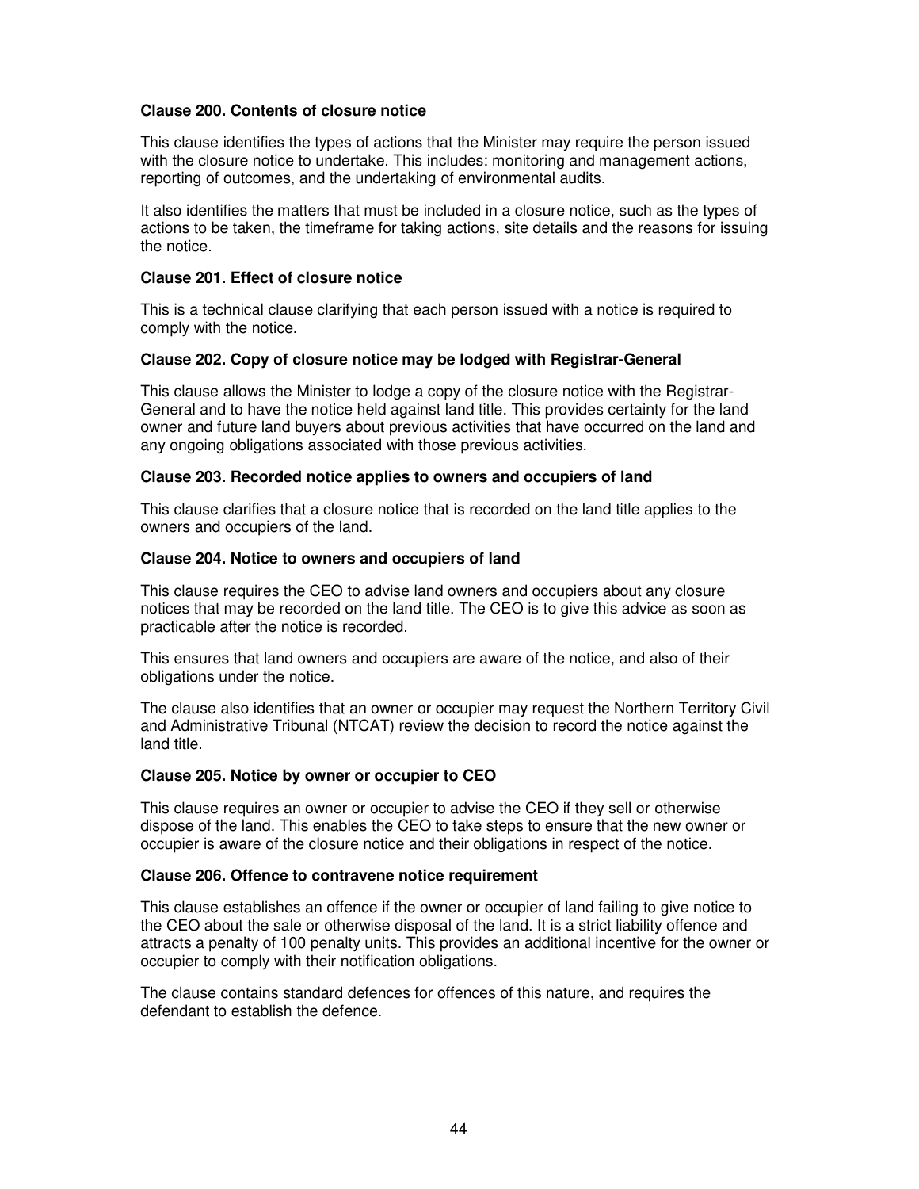**Clause 200. Contents of closure notice**

This clause identifies the types of actions that the Minister may require the person issued with the closure notice to undertake. This includes: monitoring and management actions, reporting of outcomes, and the undertaking of environmental audits.

It also identifies the matters that must be included in a closure notice, such as the types of actions to be taken, the timeframe for taking actions, site details and the reasons for issuing the notice.

**Clause 201. Effect of closure notice**

This is a technical clause clarifying that each person issued with a notice is required to comply with the notice.

**Clause 202. Copy of closure notice may be lodged with Registrar-General**

This clause allows the Minister to lodge a copy of the closure notice with the Registrar-General and to have the notice held against land title. This provides certainty for the land owner and future land buyers about previous activities that have occurred on the land and any ongoing obligations associated with those previous activities.

**Clause 203. Recorded notice applies to owners and occupiers of land**

This clause clarifies that a closure notice that is recorded on the land title applies to the owners and occupiers of the land.

**Clause 204. Notice to owners and occupiers of land**

This clause requires the CEO to advise land owners and occupiers about any closure notices that may be recorded on the land title. The CEO is to give this advice as soon as practicable after the notice is recorded.

This ensures that land owners and occupiers are aware of the notice, and also of their obligations under the notice.

The clause also identifies that an owner or occupier may request the Northern Territory Civil and Administrative Tribunal (NTCAT) review the decision to record the notice against the land title.

**Clause 205. Notice by owner or occupier to CEO**

This clause requires an owner or occupier to advise the CEO if they sell or otherwise dispose of the land. This enables the CEO to take steps to ensure that the new owner or occupier is aware of the closure notice and their obligations in respect of the notice.

**Clause 206. Offence to contravene notice requirement**

This clause establishes an offence if the owner or occupier of land failing to give notice to the CEO about the sale or otherwise disposal of the land. It is a strict liability offence and attracts a penalty of 100 penalty units. This provides an additional incentive for the owner or occupier to comply with their notification obligations.

The clause contains standard defences for offences of this nature, and requires the defendant to establish the defence.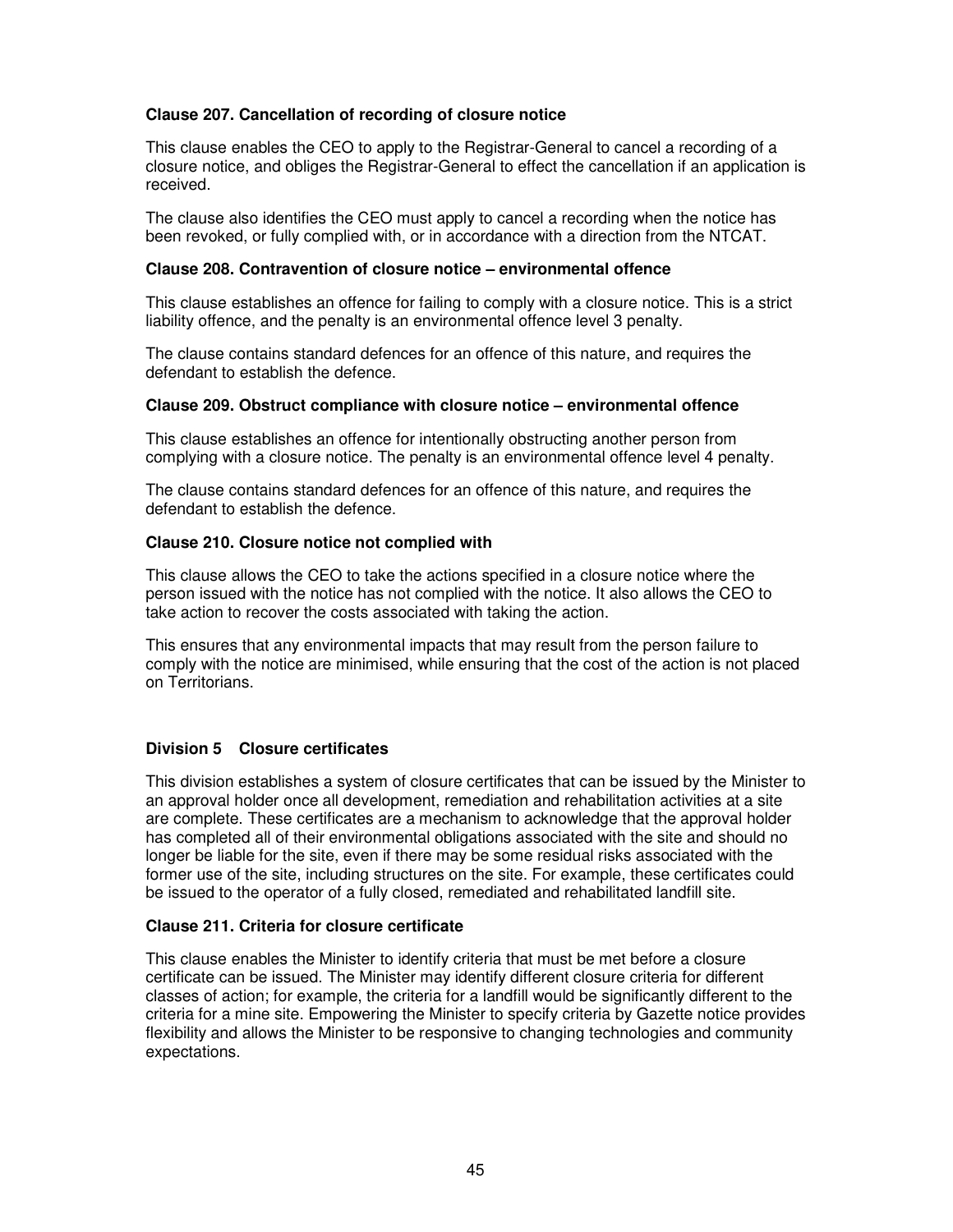### Clause 207. Cancellation of recording of closure notice

This clause enables the CEO to apply to the Registrar-General to cancel a recording of a closure notice, and obliges the Registrar-General to effect the cancellation if an application is received.

The clause also identifies the CEO must apply to cancel a recording when the notice has been revoked, or fully complied with, or in accordance with a direction from the NTCAT.

### Clause 208. Contravention of closure notice – environmental offence

This clause establishes an offence for failing to comply with a closure notice. This is a strict liability offence, and the penalty is an environmental offence level 3 penalty.

The clause contains standard defences for an offence of this nature, and requires the defendant to establish the defence.

### Clause 209. Obstruct compliance with closure notice – environmental offence

This clause establishes an offence for intentionally obstructing another person from complying with a closure notice. The penalty is an environmental offence level 4 penalty.

The clause contains standard defences for an offence of this nature, and requires the defendant to establish the defence.

### Clause 210. Closure notice not complied with

This clause allows the CEO to take the actions specified in a closure notice where the person issued with the notice has not complied with the notice. It also allows the CEO to take action to recover the costs associated with taking the action.

This ensures that any environmental impacts that may result from the person failure to comply with the notice are minimised, while ensuring that the cost of the action is not placed on Territorians.

## Division 5 Closure certificates

This division establishes a system of closure certificates that can be issued by the Minister to an approval holder once all development, remediation and rehabilitation activities at a site are complete. These certificates are a mechanism to acknowledge that the approval holder has completed all of their environmental obligations associated with the site and should no longer be liable for the site, even if there may be some residual risks associated with the former use of the site, including structures on the site. For example, these certificates could be issued to the operator of a fully closed, remediated and rehabilitated landfill site.

### Clause 211. Criteria for closure certificate

This clause enables the Minister to identify criteria that must be met before a closure certificate can be issued. The Minister may identify different closure criteria for different classes of action; for example, the criteria for a landfill would be significantly different to the criteria for a mine site. Empowering the Minister to specify criteria by Gazette notice provides flexibility and allows the Minister to be responsive to changing technologies and community expectations.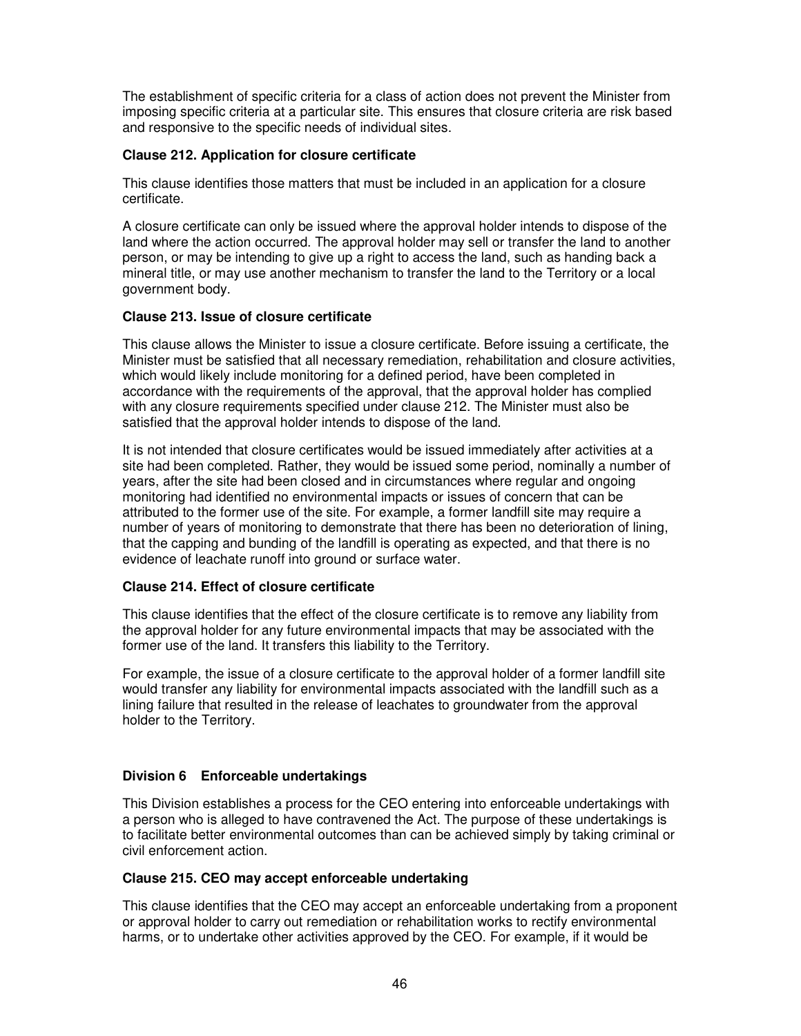The establishment of specific criteria for a class of action does not prevent the Minister from imposing specific criteria at a particular site. This ensures that closure criteria are risk based and responsive to the specific needs of individual sites.

**Clause 212. Application for closure certificate**

This clause identifies those matters that must be included in an application for a closure certificate.

A closure certificate can only be issued where the approval holder intends to dispose of the land where the action occurred. The approval holder may sell or transfer the land to another person, or may be intending to give up a right to access the land, such as handing back a mineral title, or may use another mechanism to transfer the land to the Territory or a local government body.

**Clause 213. Issue of closure certificate**

This clause allows the Minister to issue a closure certificate. Before issuing a certificate, the Minister must be satisfied that all necessary remediation, rehabilitation and closure activities, which would likely include monitoring for a defined period, have been completed in accordance with the requirements of the approval, that the approval holder has complied with any closure requirements specified under clause 212. The Minister must also be satisfied that the approval holder intends to dispose of the land.

It is not intended that closure certificates would be issued immediately after activities at a site had been completed. Rather, they would be issued some period, nominally a number of years, after the site had been closed and in circumstances where regular and ongoing monitoring had identified no environmental impacts or issues of concern that can be attributed to the former use of the site. For example, a former landfill site may require a number of years of monitoring to demonstrate that there has been no deterioration of lining, that the capping and bunding of the landfill is operating as expected, and that there is no evidence of leachate runoff into ground or surface water.

**Clause 214. Effect of closure certificate**

This clause identifies that the effect of the closure certificate is to remove any liability from the approval holder for any future environmental impacts that may be associated with the former use of the land. It transfers this liability to the Territory.

For example, the issue of a closure certificate to the approval holder of a former landfill site would transfer any liability for environmental impacts associated with the landfill such as a lining failure that resulted in the release of leachates to groundwater from the approval holder to the Territory.

**Division 6 Enforceable undertakings**

This Division establishes a process for the CEO entering into enforceable undertakings with a person who is alleged to have contravened the Act. The purpose of these undertakings is to facilitate better environmental outcomes than can be achieved simply by taking criminal or civil enforcement action.

**Clause 215. CEO may accept enforceable undertaking**

This clause identifies that the CEO may accept an enforceable undertaking from a proponent or approval holder to carry out remediation or rehabilitation works to rectify environmental harms, or to undertake other activities approved by the CEO. For example, if it would be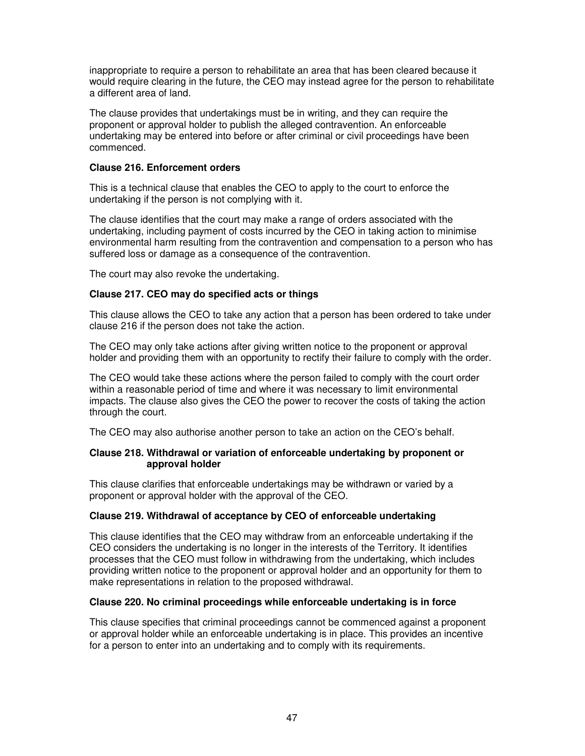inappropriate to require a person to rehabilitate an area that has been cleared because it would require clearing in the future, the CEO may instead agree for the person to rehabilitate a different area of land.

The clause provides that undertakings must be in writing, and they can require the proponent or approval holder to publish the alleged contravention. An enforceable undertaking may be entered into before or after criminal or civil proceedings have been commenced.

**Clause 216. Enforcement orders**

This is a technical clause that enables the CEO to apply to the court to enforce the undertaking if the person is not complying with it.

The clause identifies that the court may make a range of orders associated with the undertaking, including payment of costs incurred by the CEO in taking action to minimise environmental harm resulting from the contravention and compensation to a person who has suffered loss or damage as a consequence of the contravention.

The court may also revoke the undertaking.

**Clause 217. CEO may do specified acts or things**

This clause allows the CEO to take any action that a person has been ordered to take under clause 216 if the person does not take the action.

The CEO may only take actions after giving written notice to the proponent or approval holder and providing them with an opportunity to rectify their failure to comply with the order.

The CEO would take these actions where the person failed to comply with the court order within a reasonable period of time and where it was necessary to limit environmental impacts. The clause also gives the CEO the power to recover the costs of taking the action through the court.

The CEO may also authorise another person to take an action on the CEO's behalf.

**Clause 218. Withdrawal or variation of enforceable undertaking by proponent or approval holder**

This clause clarifies that enforceable undertakings may be withdrawn or varied by a proponent or approval holder with the approval of the CEO.

**Clause 219. Withdrawal of acceptance by CEO of enforceable undertaking**

This clause identifies that the CEO may withdraw from an enforceable undertaking if the CEO considers the undertaking is no longer in the interests of the Territory. It identifies processes that the CEO must follow in withdrawing from the undertaking, which includes providing written notice to the proponent or approval holder and an opportunity for them to make representations in relation to the proposed withdrawal.

**Clause 220. No criminal proceedings while enforceable undertaking is in force**

This clause specifies that criminal proceedings cannot be commenced against a proponent or approval holder while an enforceable undertaking is in place. This provides an incentive for a person to enter into an undertaking and to comply with its requirements.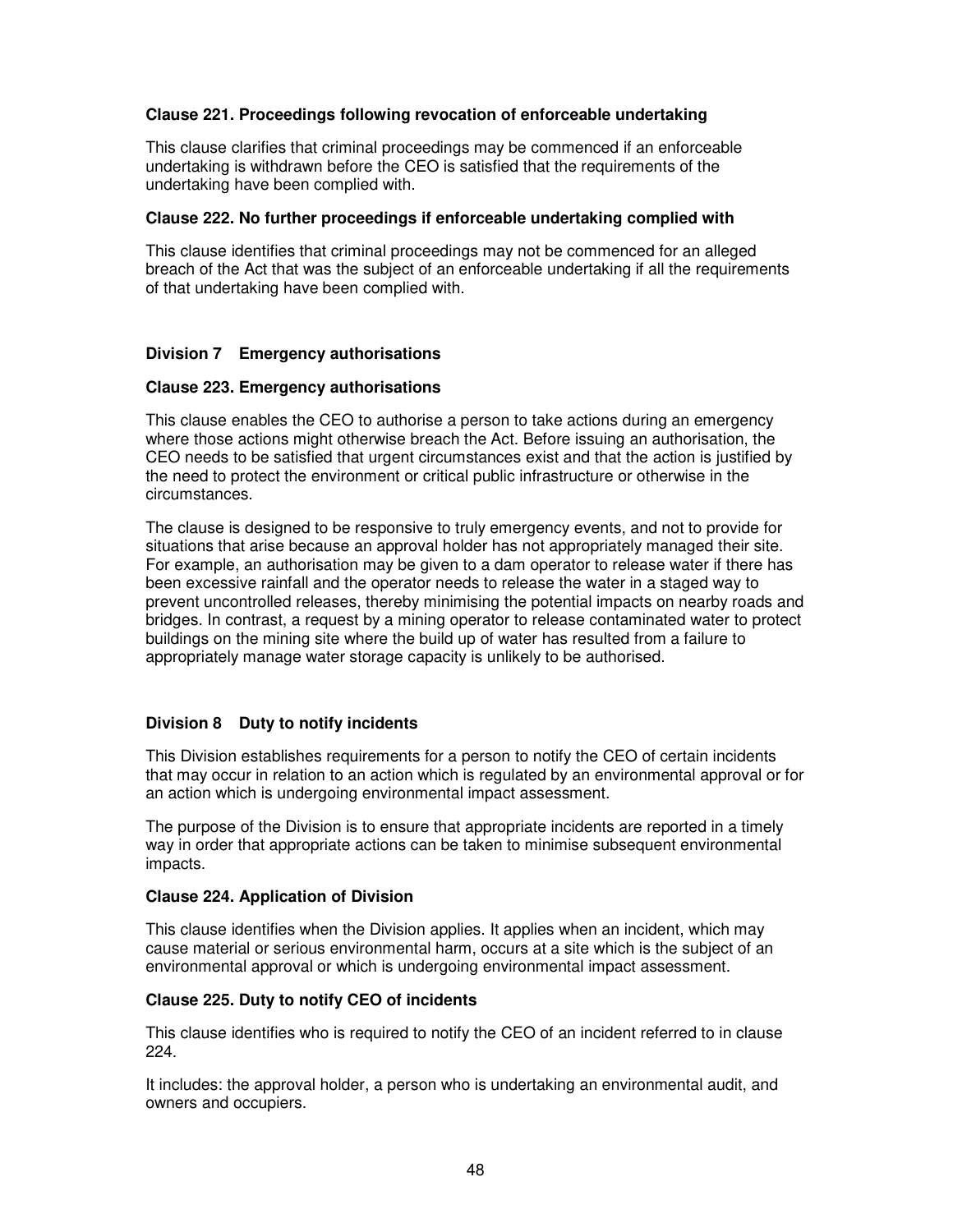**Clause 221. Proceedings following revocation of enforceable undertaking**

This clause clarifies that criminal proceedings may be commenced if an enforceable undertaking is withdrawn before the CEO is satisfied that the requirements of the undertaking have been complied with.

**Clause 222. No further proceedings if enforceable undertaking complied with**

This clause identifies that criminal proceedings may not be commenced for an alleged breach of the Act that was the subject of an enforceable undertaking if all the requirements of that undertaking have been complied with.

## Division 7 Emergency authorisations

**Clause 223. Emergency authorisations**

This clause enables the CEO to authorise a person to take actions during an emergency where those actions might otherwise breach the Act. Before issuing an authorisation, the CEO needs to be satisfied that urgent circumstances exist and that the action is justified by the need to protect the environment or critical public infrastructure or otherwise in the circumstances.

The clause is designed to be responsive to truly emergency events, and not to provide for situations that arise because an approval holder has not appropriately managed their site. For example, an authorisation may be given to a dam operator to release water if there has been excessive rainfall and the operator needs to release the water in a staged way to prevent uncontrolled releases, thereby minimising the potential impacts on nearby roads and bridges. In contrast, a request by a mining operator to release contaminated water to protect buildings on the mining site where the build up of water has resulted from a failure to appropriately manage water storage capacity is unlikely to be authorised.

## Division 8 Duty to notify incidents

This Division establishes requirements for a person to notify the CEO of certain incidents that may occur in relation to an action which is regulated by an environmental approval or for an action which is undergoing environmental impact assessment.

The purpose of the Division is to ensure that appropriate incidents are reported in a timely way in order that appropriate actions can be taken to minimise subsequent environmental impacts.

**Clause 224. Application of Division**

This clause identifies when the Division applies. It applies when an incident, which may cause material or serious environmental harm, occurs at a site which is the subject of an environmental approval or which is undergoing environmental impact assessment.

**Clause 225. Duty to notify CEO of incidents**

This clause identifies who is required to notify the CEO of an incident referred to in clause 224.

It includes: the approval holder, a person who is undertaking an environmental audit, and owners and occupiers.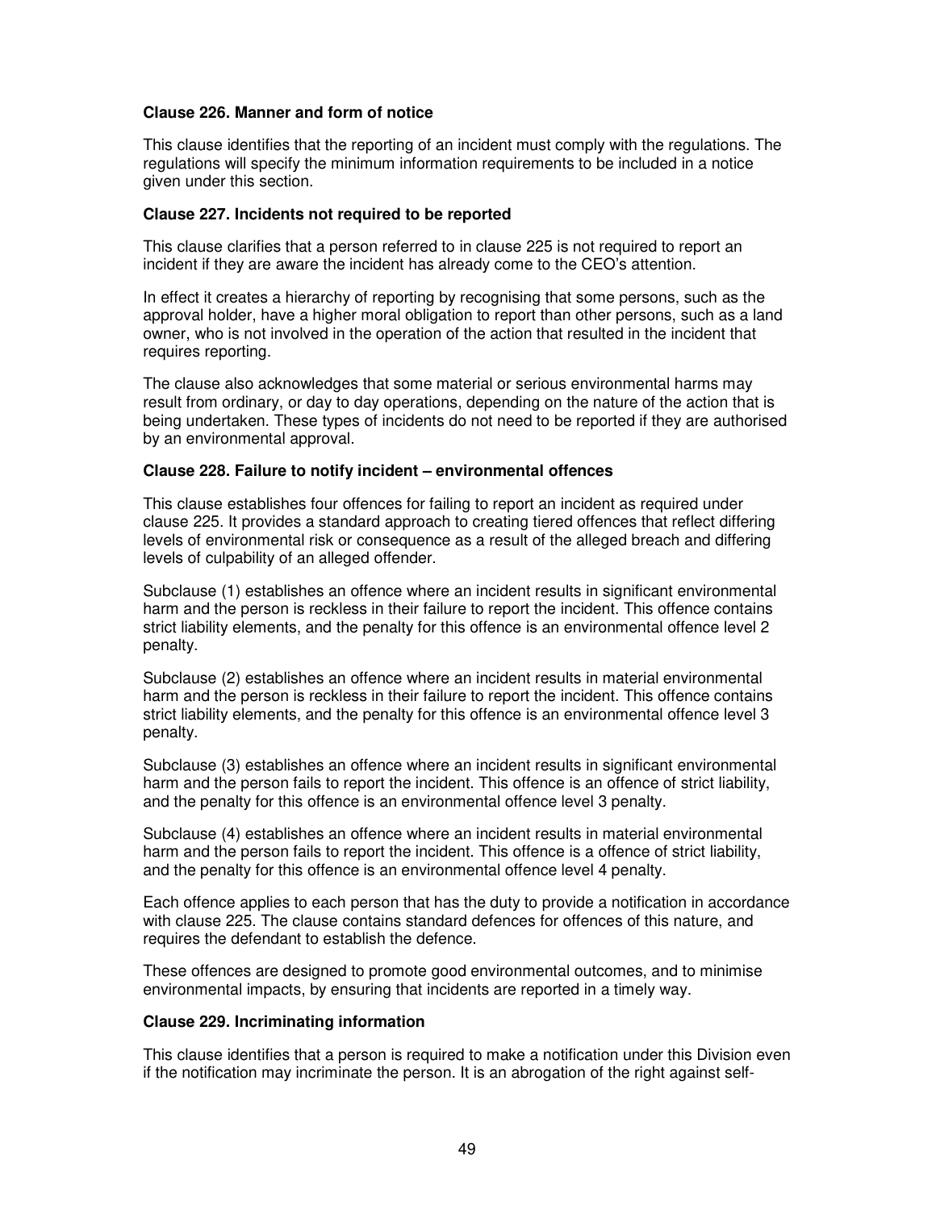**Clause 226. Manner and form of notice**

This clause identifies that the reporting of an incident must comply with the regulations. The regulations will specify the minimum information requirements to be included in a notice given under this section.

**Clause 227. Incidents not required to be reported**

This clause clarifies that a person referred to in clause 225 is not required to report an incident if they are aware the incident has already come to the CEO's attention.

In effect it creates a hierarchy of reporting by recognising that some persons, such as the approval holder, have a higher moral obligation to report than other persons, such as a land owner, who is not involved in the operation of the action that resulted in the incident that requires reporting.

The clause also acknowledges that some material or serious environmental harms may result from ordinary, or day to day operations, depending on the nature of the action that is being undertaken. These types of incidents do not need to be reported if they are authorised by an environmental approval.

**Clause 228. Failure to notify incident – environmental offences**

This clause establishes four offences for failing to report an incident as required under clause 225. It provides a standard approach to creating tiered offences that reflect differing levels of environmental risk or consequence as a result of the alleged breach and differing levels of culpability of an alleged offender.

Subclause (1) establishes an offence where an incident results in significant environmental harm and the person is reckless in their failure to report the incident. This offence contains strict liability elements, and the penalty for this offence is an environmental offence level 2 penalty.

Subclause (2) establishes an offence where an incident results in material environmental harm and the person is reckless in their failure to report the incident. This offence contains strict liability elements, and the penalty for this offence is an environmental offence level 3 penalty.

Subclause (3) establishes an offence where an incident results in significant environmental harm and the person fails to report the incident. This offence is an offence of strict liability, and the penalty for this offence is an environmental offence level 3 penalty.

Subclause (4) establishes an offence where an incident results in material environmental harm and the person fails to report the incident. This offence is a offence of strict liability, and the penalty for this offence is an environmental offence level 4 penalty.

Each offence applies to each person that has the duty to provide a notification in accordance with clause 225. The clause contains standard defences for offences of this nature, and requires the defendant to establish the defence.

These offences are designed to promote good environmental outcomes, and to minimise environmental impacts, by ensuring that incidents are reported in a timely way.

**Clause 229. Incriminating information**

This clause identifies that a person is required to make a notification under this Division even if the notification may incriminate the person. It is an abrogation of the right against self-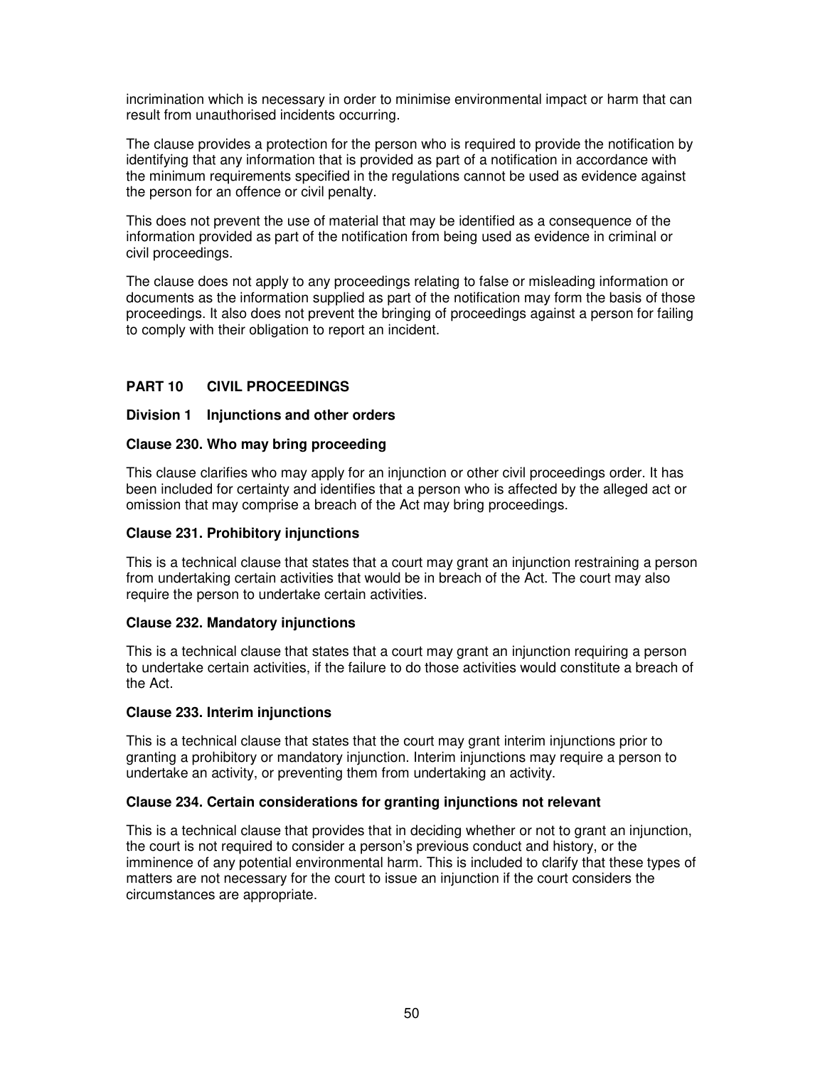incrimination which is necessary in order to minimise environmental impact or harm that can result from unauthorised incidents occurring.

The clause provides a protection for the person who is required to provide the notification by identifying that any information that is provided as part of a notification in accordance with the minimum requirements specified in the regulations cannot be used as evidence against the person for an offence or civil penalty.

This does not prevent the use of material that may be identified as a consequence of the information provided as part of the notification from being used as evidence in criminal or civil proceedings.

The clause does not apply to any proceedings relating to false or misleading information or documents as the information supplied as part of the notification may form the basis of those proceedings. It also does not prevent the bringing of proceedings against a person for failing to comply with their obligation to report an incident.

## PART 10 CIVIL PROCEEDINGS

### Division 1 Injunctions and other orders

#### Clause 230. Who may bring proceeding

This clause clarifies who may apply for an injunction or other civil proceedings order. It has been included for certainty and identifies that a person who is affected by the alleged act or omission that may comprise a breach of the Act may bring proceedings.

#### Clause 231. Prohibitory injunctions

This is a technical clause that states that a court may grant an injunction restraining a person from undertaking certain activities that would be in breach of the Act. The court may also require the person to undertake certain activities.

#### Clause 232. Mandatory injunctions

This is a technical clause that states that a court may grant an injunction requiring a person to undertake certain activities, if the failure to do those activities would constitute a breach of the Act.

#### Clause 233. Interim injunctions

This is a technical clause that states that the court may grant interim injunctions prior to granting a prohibitory or mandatory injunction. Interim injunctions may require a person to undertake an activity, or preventing them from undertaking an activity.

#### Clause 234. Certain considerations for granting injunctions not relevant

This is a technical clause that provides that in deciding whether or not to grant an injunction, the court is not required to consider a person's previous conduct and history, or the imminence of any potential environmental harm. This is included to clarify that these types of matters are not necessary for the court to issue an injunction if the court considers the circumstances are appropriate.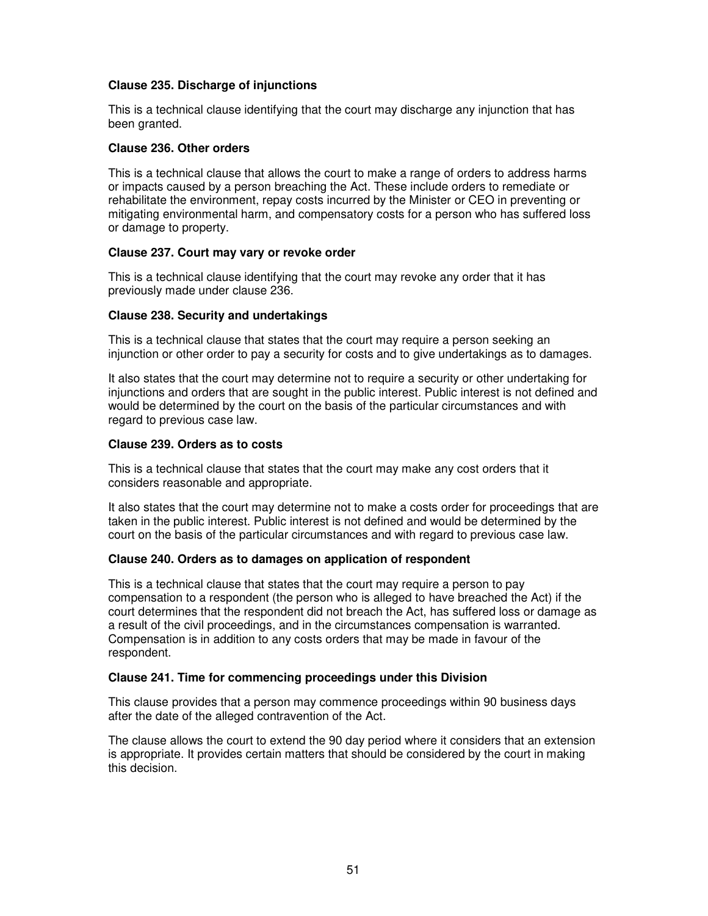**Clause 235. Discharge of injunctions**

This is a technical clause identifying that the court may discharge any injunction that has been granted.

**Clause 236. Other orders**

This is a technical clause that allows the court to make a range of orders to address harms or impacts caused by a person breaching the Act. These include orders to remediate or rehabilitate the environment, repay costs incurred by the Minister or CEO in preventing or mitigating environmental harm, and compensatory costs for a person who has suffered loss or damage to property.

**Clause 237. Court may vary or revoke order**

This is a technical clause identifying that the court may revoke any order that it has previously made under clause 236.

**Clause 238. Security and undertakings**

This is a technical clause that states that the court may require a person seeking an injunction or other order to pay a security for costs and to give undertakings as to damages.

It also states that the court may determine not to require a security or other undertaking for injunctions and orders that are sought in the public interest. Public interest is not defined and would be determined by the court on the basis of the particular circumstances and with regard to previous case law.

**Clause 239. Orders as to costs**

This is a technical clause that states that the court may make any cost orders that it considers reasonable and appropriate.

It also states that the court may determine not to make a costs order for proceedings that are taken in the public interest. Public interest is not defined and would be determined by the court on the basis of the particular circumstances and with regard to previous case law.

**Clause 240. Orders as to damages on application of respondent**

This is a technical clause that states that the court may require a person to pay compensation to a respondent (the person who is alleged to have breached the Act) if the court determines that the respondent did not breach the Act, has suffered loss or damage as a result of the civil proceedings, and in the circumstances compensation is warranted. Compensation is in addition to any costs orders that may be made in favour of the respondent.

**Clause 241. Time for commencing proceedings under this Division**

This clause provides that a person may commence proceedings within 90 business days after the date of the alleged contravention of the Act.

The clause allows the court to extend the 90 day period where it considers that an extension is appropriate. It provides certain matters that should be considered by the court in making this decision.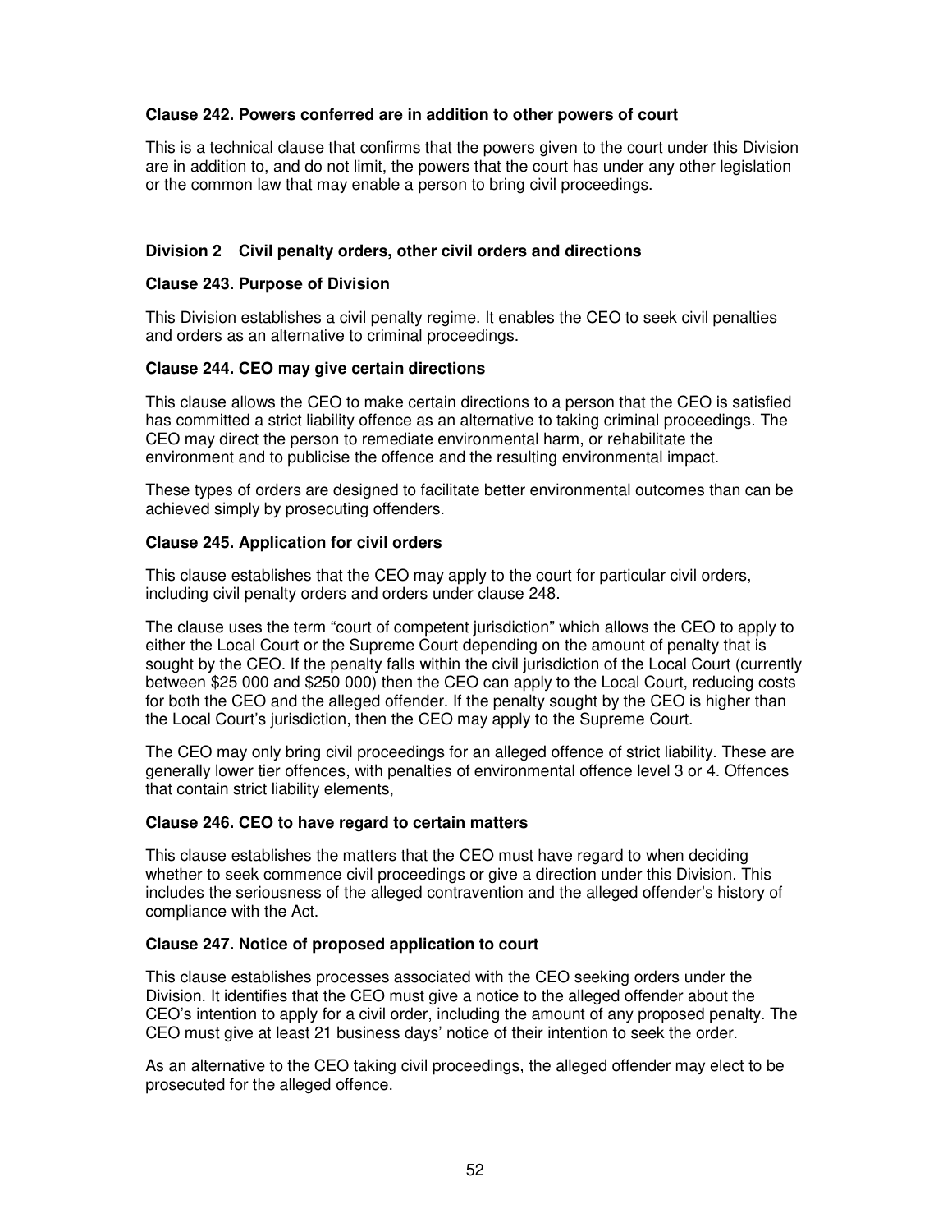### Clause 242. Powers conferred are in addition to other powers of court

This is a technical clause that confirms that the powers given to the court under this Division are in addition to, and do not limit, the powers that the court has under any other legislation or the common law that may enable a person to bring civil proceedings.

## Division 2 Civil penalty orders, other civil orders and directions

### Clause 243. Purpose of Division

This Division establishes a civil penalty regime. It enables the CEO to seek civil penalties and orders as an alternative to criminal proceedings.

### Clause 244. CEO may give certain directions

This clause allows the CEO to make certain directions to a person that the CEO is satisfied has committed a strict liability offence as an alternative to taking criminal proceedings. The CEO may direct the person to remediate environmental harm, or rehabilitate the environment and to publicise the offence and the resulting environmental impact.

These types of orders are designed to facilitate better environmental outcomes than can be achieved simply by prosecuting offenders.

### Clause 245. Application for civil orders

This clause establishes that the CEO may apply to the court for particular civil orders, including civil penalty orders and orders under clause 248.

The clause uses the term "court of competent jurisdiction" which allows the CEO to apply to either the Local Court or the Supreme Court depending on the amount of penalty that is sought by the CEO. If the penalty falls within the civil jurisdiction of the Local Court (currently between $25 000 and $250 000) then the CEO can apply to the Local Court, reducing costs for both the CEO and the alleged offender. If the penalty sought by the CEO is higher than the Local Court's jurisdiction, then the CEO may apply to the Supreme Court.

The CEO may only bring civil proceedings for an alleged offence of strict liability. These are generally lower tier offences, with penalties of environmental offence level 3 or 4. Offences that contain strict liability elements,

### Clause 246. CEO to have regard to certain matters

This clause establishes the matters that the CEO must have regard to when deciding whether to seek commence civil proceedings or give a direction under this Division. This includes the seriousness of the alleged contravention and the alleged offender's history of compliance with the Act.

### Clause 247. Notice of proposed application to court

This clause establishes processes associated with the CEO seeking orders under the Division. It identifies that the CEO must give a notice to the alleged offender about the CEO's intention to apply for a civil order, including the amount of any proposed penalty. The CEO must give at least 21 business days' notice of their intention to seek the order.

As an alternative to the CEO taking civil proceedings, the alleged offender may elect to be prosecuted for the alleged offence.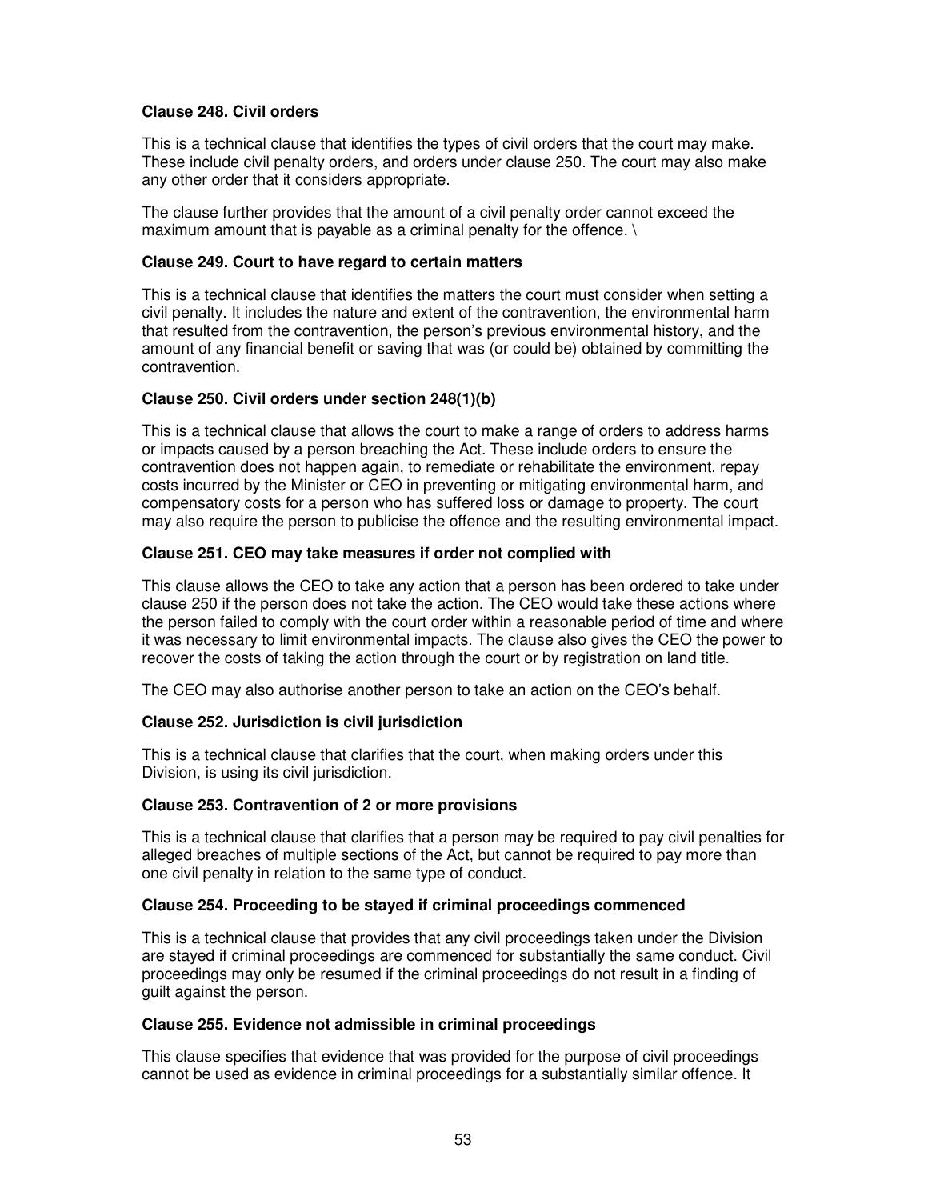**Clause 248. Civil orders**

This is a technical clause that identifies the types of civil orders that the court may make. These include civil penalty orders, and orders under clause 250. The court may also make any other order that it considers appropriate.

The clause further provides that the amount of a civil penalty order cannot exceed the maximum amount that is payable as a criminal penalty for the offence. \

**Clause 249. Court to have regard to certain matters**

This is a technical clause that identifies the matters the court must consider when setting a civil penalty. It includes the nature and extent of the contravention, the environmental harm that resulted from the contravention, the person's previous environmental history, and the amount of any financial benefit or saving that was (or could be) obtained by committing the contravention.

**Clause 250. Civil orders under section 248(1)(b)**

This is a technical clause that allows the court to make a range of orders to address harms or impacts caused by a person breaching the Act. These include orders to ensure the contravention does not happen again, to remediate or rehabilitate the environment, repay costs incurred by the Minister or CEO in preventing or mitigating environmental harm, and compensatory costs for a person who has suffered loss or damage to property. The court may also require the person to publicise the offence and the resulting environmental impact.

**Clause 251. CEO may take measures if order not complied with**

This clause allows the CEO to take any action that a person has been ordered to take under clause 250 if the person does not take the action. The CEO would take these actions where the person failed to comply with the court order within a reasonable period of time and where it was necessary to limit environmental impacts. The clause also gives the CEO the power to recover the costs of taking the action through the court or by registration on land title.

The CEO may also authorise another person to take an action on the CEO's behalf.

**Clause 252. Jurisdiction is civil jurisdiction**

This is a technical clause that clarifies that the court, when making orders under this Division, is using its civil jurisdiction.

**Clause 253. Contravention of 2 or more provisions**

This is a technical clause that clarifies that a person may be required to pay civil penalties for alleged breaches of multiple sections of the Act, but cannot be required to pay more than one civil penalty in relation to the same type of conduct.

**Clause 254. Proceeding to be stayed if criminal proceedings commenced**

This is a technical clause that provides that any civil proceedings taken under the Division are stayed if criminal proceedings are commenced for substantially the same conduct. Civil proceedings may only be resumed if the criminal proceedings do not result in a finding of guilt against the person.

**Clause 255. Evidence not admissible in criminal proceedings**

This clause specifies that evidence that was provided for the purpose of civil proceedings cannot be used as evidence in criminal proceedings for a substantially similar offence. It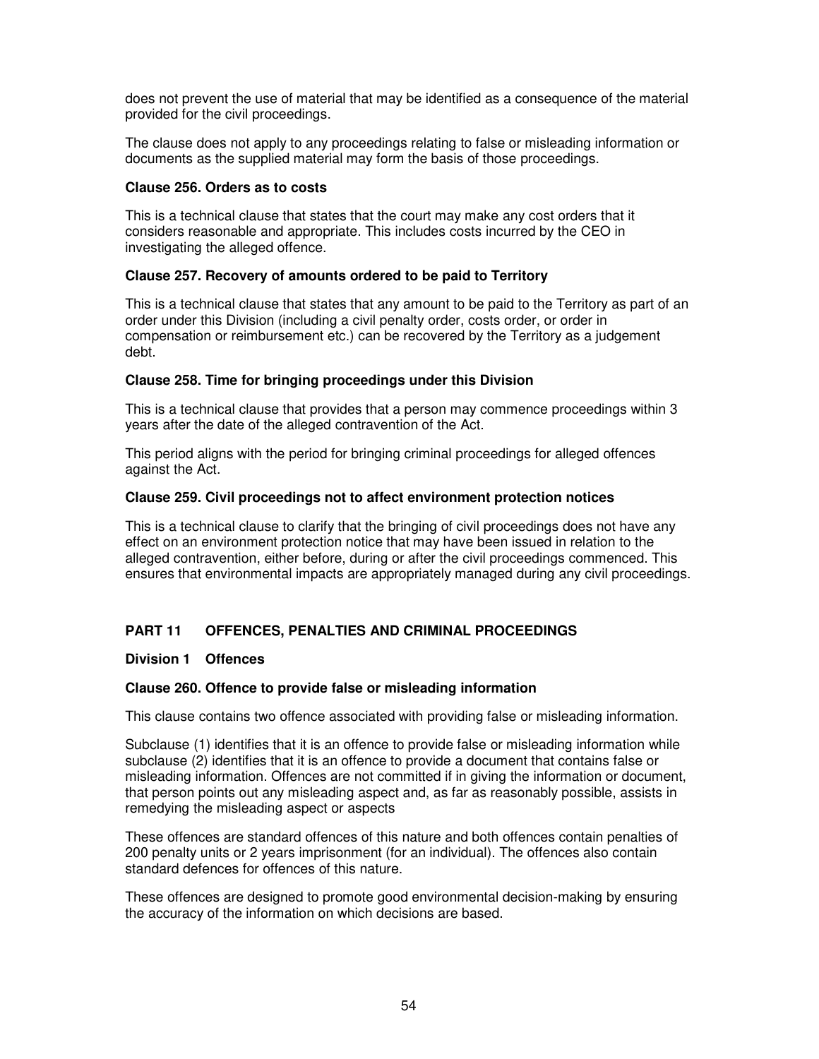does not prevent the use of material that may be identified as a consequence of the material provided for the civil proceedings.

The clause does not apply to any proceedings relating to false or misleading information or documents as the supplied material may form the basis of those proceedings.

**Clause 256. Orders as to costs**

This is a technical clause that states that the court may make any cost orders that it considers reasonable and appropriate. This includes costs incurred by the CEO in investigating the alleged offence.

**Clause 257. Recovery of amounts ordered to be paid to Territory**

This is a technical clause that states that any amount to be paid to the Territory as part of an order under this Division (including a civil penalty order, costs order, or order in compensation or reimbursement etc.) can be recovered by the Territory as a judgement debt.

**Clause 258. Time for bringing proceedings under this Division**

This is a technical clause that provides that a person may commence proceedings within 3 years after the date of the alleged contravention of the Act.

This period aligns with the period for bringing criminal proceedings for alleged offences against the Act.

**Clause 259. Civil proceedings not to affect environment protection notices**

This is a technical clause to clarify that the bringing of civil proceedings does not have any effect on an environment protection notice that may have been issued in relation to the alleged contravention, either before, during or after the civil proceedings commenced. This ensures that environmental impacts are appropriately managed during any civil proceedings.

## PART 11 OFFENCES, PENALTIES AND CRIMINAL PROCEEDINGS

### Division 1 Offences

**Clause 260. Offence to provide false or misleading information**

This clause contains two offence associated with providing false or misleading information.

Subclause (1) identifies that it is an offence to provide false or misleading information while subclause (2) identifies that it is an offence to provide a document that contains false or misleading information. Offences are not committed if in giving the information or document, that person points out any misleading aspect and, as far as reasonably possible, assists in remedying the misleading aspect or aspects

These offences are standard offences of this nature and both offences contain penalties of 200 penalty units or 2 years imprisonment (for an individual). The offences also contain standard defences for offences of this nature.

These offences are designed to promote good environmental decision-making by ensuring the accuracy of the information on which decisions are based.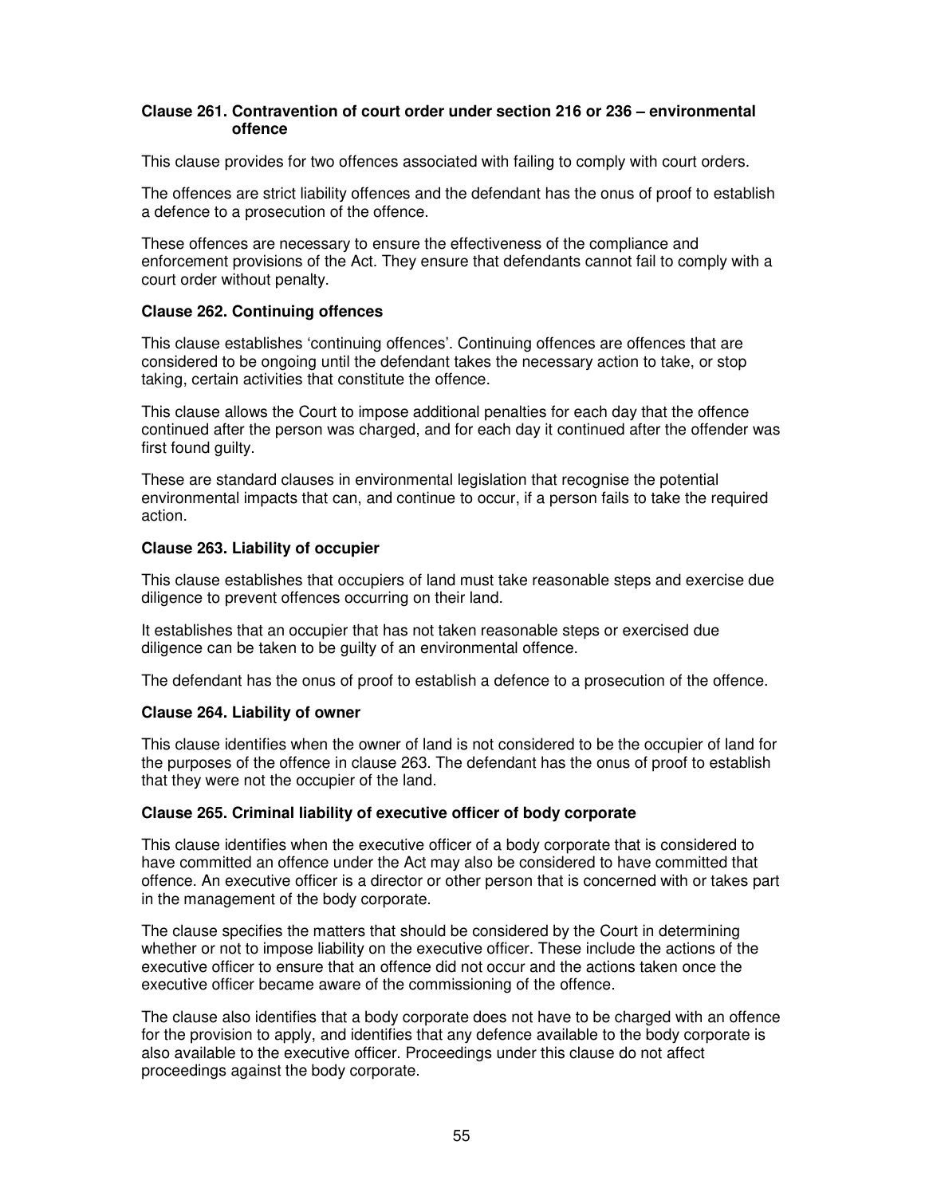### Clause 261. Contravention of court order under section 216 or 236 – environmental offence

This clause provides for two offences associated with failing to comply with court orders.

The offences are strict liability offences and the defendant has the onus of proof to establish a defence to a prosecution of the offence.

These offences are necessary to ensure the effectiveness of the compliance and enforcement provisions of the Act. They ensure that defendants cannot fail to comply with a court order without penalty.

### Clause 262. Continuing offences

This clause establishes 'continuing offences'. Continuing offences are offences that are considered to be ongoing until the defendant takes the necessary action to take, or stop taking, certain activities that constitute the offence.

This clause allows the Court to impose additional penalties for each day that the offence continued after the person was charged, and for each day it continued after the offender was first found guilty.

These are standard clauses in environmental legislation that recognise the potential environmental impacts that can, and continue to occur, if a person fails to take the required action.

### Clause 263. Liability of occupier

This clause establishes that occupiers of land must take reasonable steps and exercise due diligence to prevent offences occurring on their land.

It establishes that an occupier that has not taken reasonable steps or exercised due diligence can be taken to be guilty of an environmental offence.

The defendant has the onus of proof to establish a defence to a prosecution of the offence.

### Clause 264. Liability of owner

This clause identifies when the owner of land is not considered to be the occupier of land for the purposes of the offence in clause 263. The defendant has the onus of proof to establish that they were not the occupier of the land.

### Clause 265. Criminal liability of executive officer of body corporate

This clause identifies when the executive officer of a body corporate that is considered to have committed an offence under the Act may also be considered to have committed that offence. An executive officer is a director or other person that is concerned with or takes part in the management of the body corporate.

The clause specifies the matters that should be considered by the Court in determining whether or not to impose liability on the executive officer. These include the actions of the executive officer to ensure that an offence did not occur and the actions taken once the executive officer became aware of the commissioning of the offence.

The clause also identifies that a body corporate does not have to be charged with an offence for the provision to apply, and identifies that any defence available to the body corporate is also available to the executive officer. Proceedings under this clause do not affect proceedings against the body corporate.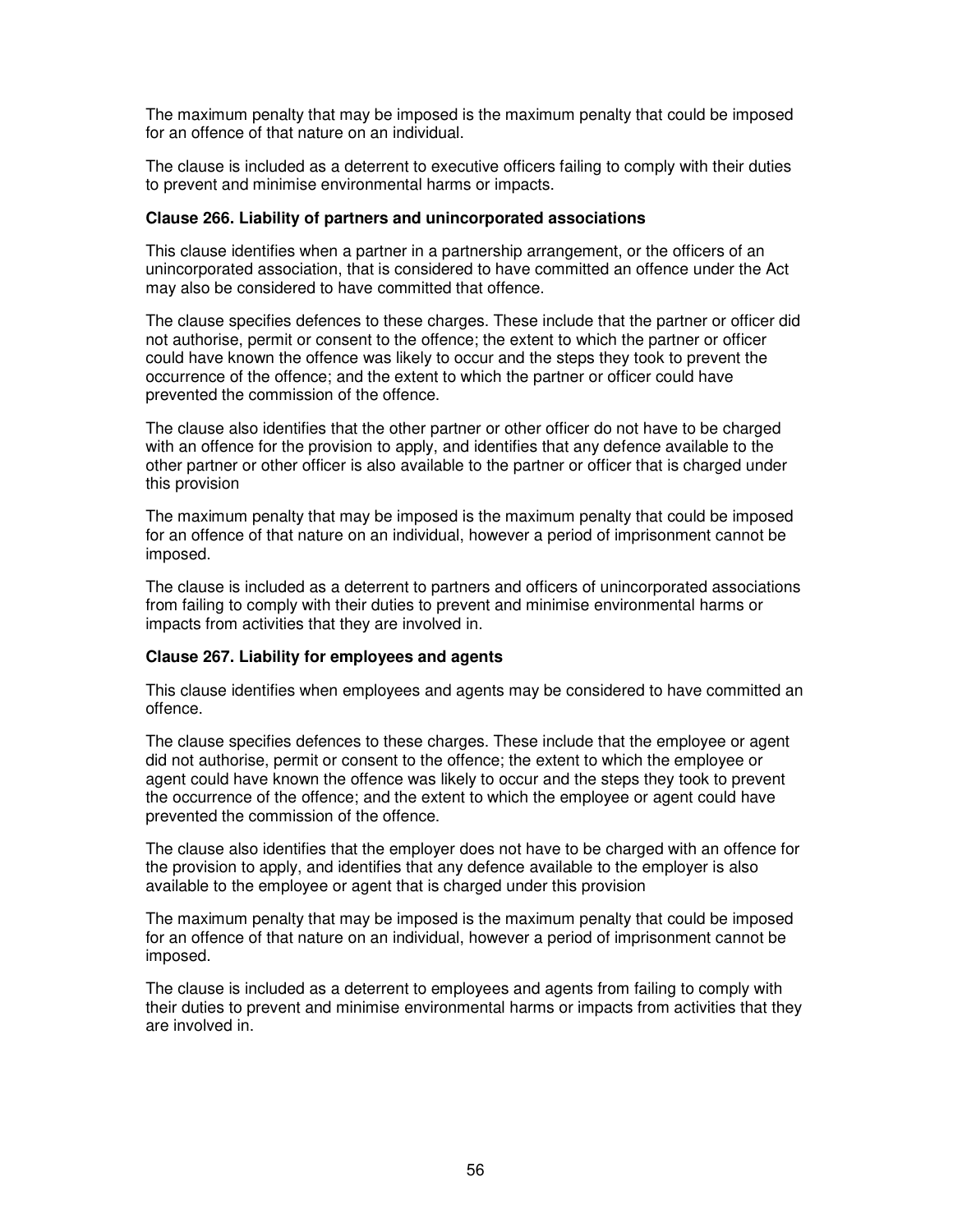The maximum penalty that may be imposed is the maximum penalty that could be imposed for an offence of that nature on an individual.

The clause is included as a deterrent to executive officers failing to comply with their duties to prevent and minimise environmental harms or impacts.

**Clause 266. Liability of partners and unincorporated associations**

This clause identifies when a partner in a partnership arrangement, or the officers of an unincorporated association, that is considered to have committed an offence under the Act may also be considered to have committed that offence.

The clause specifies defences to these charges. These include that the partner or officer did not authorise, permit or consent to the offence; the extent to which the partner or officer could have known the offence was likely to occur and the steps they took to prevent the occurrence of the offence; and the extent to which the partner or officer could have prevented the commission of the offence.

The clause also identifies that the other partner or other officer do not have to be charged with an offence for the provision to apply, and identifies that any defence available to the other partner or other officer is also available to the partner or officer that is charged under this provision

The maximum penalty that may be imposed is the maximum penalty that could be imposed for an offence of that nature on an individual, however a period of imprisonment cannot be imposed.

The clause is included as a deterrent to partners and officers of unincorporated associations from failing to comply with their duties to prevent and minimise environmental harms or impacts from activities that they are involved in.

**Clause 267. Liability for employees and agents**

This clause identifies when employees and agents may be considered to have committed an offence.

The clause specifies defences to these charges. These include that the employee or agent did not authorise, permit or consent to the offence; the extent to which the employee or agent could have known the offence was likely to occur and the steps they took to prevent the occurrence of the offence; and the extent to which the employee or agent could have prevented the commission of the offence.

The clause also identifies that the employer does not have to be charged with an offence for the provision to apply, and identifies that any defence available to the employer is also available to the employee or agent that is charged under this provision

The maximum penalty that may be imposed is the maximum penalty that could be imposed for an offence of that nature on an individual, however a period of imprisonment cannot be imposed.

The clause is included as a deterrent to employees and agents from failing to comply with their duties to prevent and minimise environmental harms or impacts from activities that they are involved in.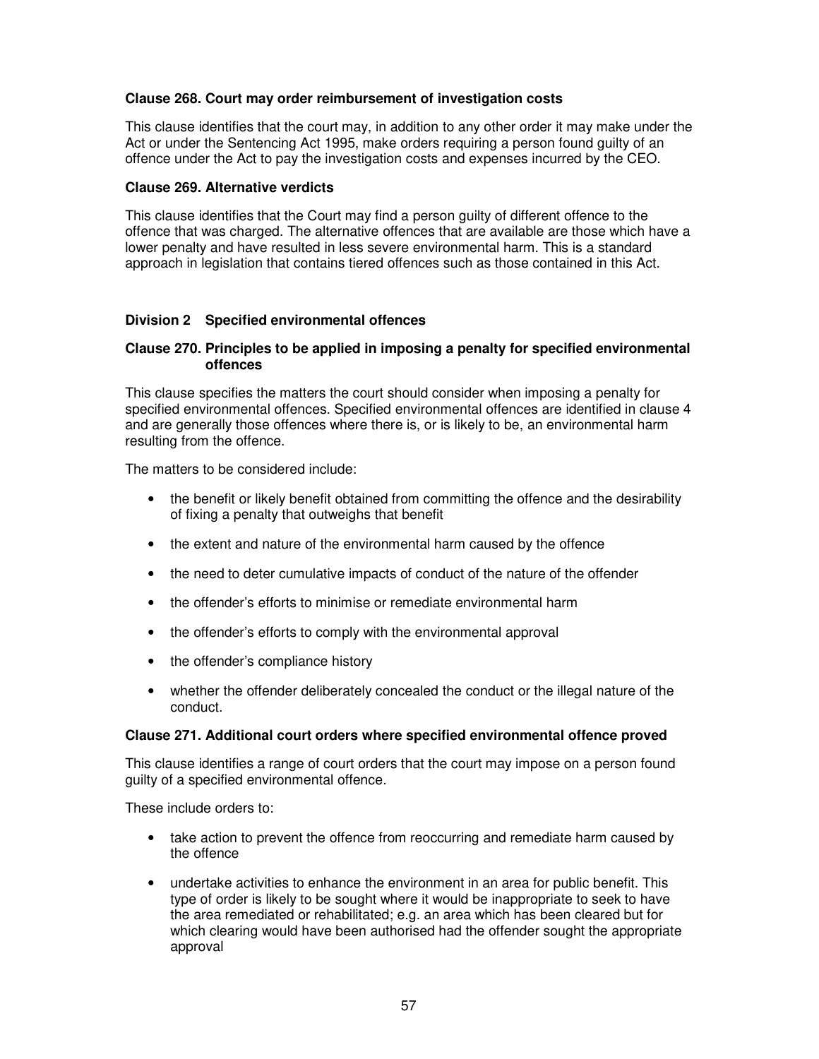#### Clause 268. Court may order reimbursement of investigation costs

This clause identifies that the court may, in addition to any other order it may make under the Act or under the Sentencing Act 1995, make orders requiring a person found guilty of an offence under the Act to pay the investigation costs and expenses incurred by the CEO.

#### Clause 269. Alternative verdicts

This clause identifies that the Court may find a person guilty of different offence to the offence that was charged. The alternative offences that are available are those which have a lower penalty and have resulted in less severe environmental harm. This is a standard approach in legislation that contains tiered offences such as those contained in this Act.

### Division 2 Specified environmental offences

#### Clause 270. Principles to be applied in imposing a penalty for specified environmental offences

This clause specifies the matters the court should consider when imposing a penalty for specified environmental offences. Specified environmental offences are identified in clause 4 and are generally those offences where there is, or is likely to be, an environmental harm resulting from the offence.

The matters to be considered include:

- the benefit or likely benefit obtained from committing the offence and the desirability of fixing a penalty that outweighs that benefit
- the extent and nature of the environmental harm caused by the offence
- the need to deter cumulative impacts of conduct of the nature of the offender
- the offender's efforts to minimise or remediate environmental harm
- the offender's efforts to comply with the environmental approval
- the offender's compliance history
- whether the offender deliberately concealed the conduct or the illegal nature of the conduct.

#### Clause 271. Additional court orders where specified environmental offence proved

This clause identifies a range of court orders that the court may impose on a person found guilty of a specified environmental offence.

These include orders to:

- take action to prevent the offence from reoccurring and remediate harm caused by the offence
- undertake activities to enhance the environment in an area for public benefit. This type of order is likely to be sought where it would be inappropriate to seek to have the area remediated or rehabilitated; e.g. an area which has been cleared but for which clearing would have been authorised had the offender sought the appropriate approval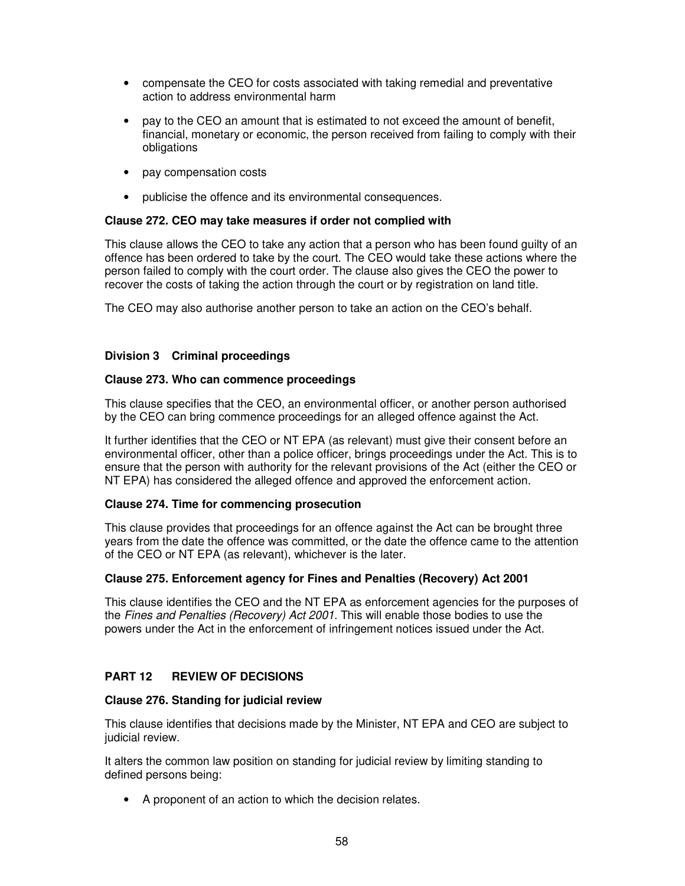- compensate the CEO for costs associated with taking remedial and preventative action to address environmental harm
- pay to the CEO an amount that is estimated to not exceed the amount of benefit, financial, monetary or economic, the person received from failing to comply with their obligations
- pay compensation costs
- publicise the offence and its environmental consequences.

**Clause 272. CEO may take measures if order not complied with**

This clause allows the CEO to take any action that a person who has been found guilty of an offence has been ordered to take by the court. The CEO would take these actions where the person failed to comply with the court order. The clause also gives the CEO the power to recover the costs of taking the action through the court or by registration on land title.

The CEO may also authorise another person to take an action on the CEO's behalf.

### Division 3 Criminal proceedings

**Clause 273. Who can commence proceedings**

This clause specifies that the CEO, an environmental officer, or another person authorised by the CEO can bring commence proceedings for an alleged offence against the Act.

It further identifies that the CEO or NT EPA (as relevant) must give their consent before an environmental officer, other than a police officer, brings proceedings under the Act. This is to ensure that the person with authority for the relevant provisions of the Act (either the CEO or NT EPA) has considered the alleged offence and approved the enforcement action.

**Clause 274. Time for commencing prosecution**

This clause provides that proceedings for an offence against the Act can be brought three years from the date the offence was committed, or the date the offence came to the attention of the CEO or NT EPA (as relevant), whichever is the later.

**Clause 275. Enforcement agency for Fines and Penalties (Recovery) Act 2001**

This clause identifies the CEO and the NT EPA as enforcement agencies for the purposes of the *Fines and Penalties (Recovery) Act 2001*. This will enable those bodies to use the powers under the Act in the enforcement of infringement notices issued under the Act.

## PART 12 REVIEW OF DECISIONS

**Clause 276. Standing for judicial review**

This clause identifies that decisions made by the Minister, NT EPA and CEO are subject to judicial review.

It alters the common law position on standing for judicial review by limiting standing to defined persons being:

- A proponent of an action to which the decision relates.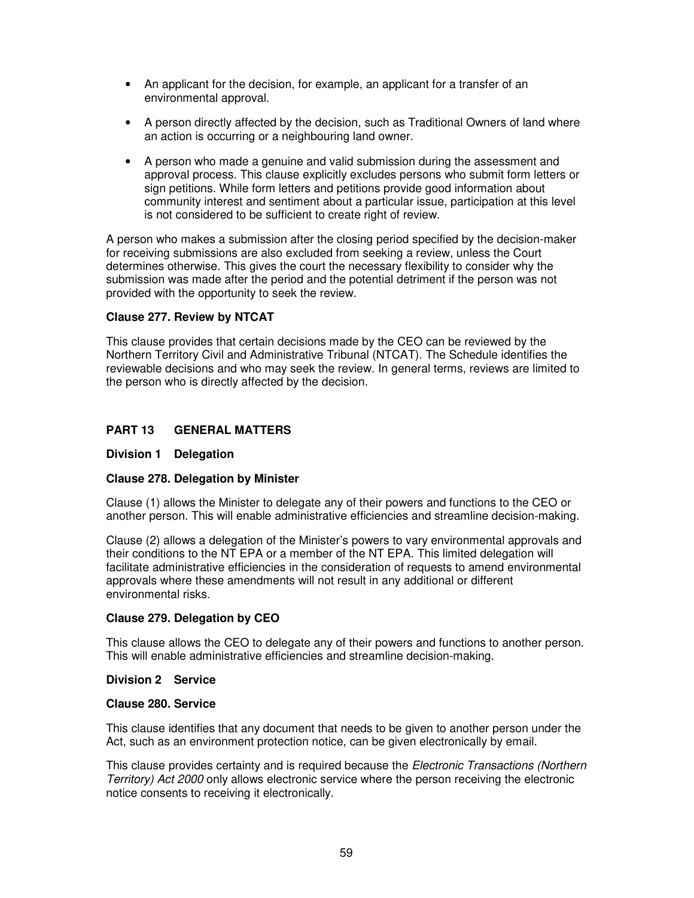- An applicant for the decision, for example, an applicant for a transfer of an environmental approval.
- A person directly affected by the decision, such as Traditional Owners of land where an action is occurring or a neighbouring land owner.
- A person who made a genuine and valid submission during the assessment and approval process. This clause explicitly excludes persons who submit form letters or sign petitions. While form letters and petitions provide good information about community interest and sentiment about a particular issue, participation at this level is not considered to be sufficient to create right of review.

A person who makes a submission after the closing period specified by the decision-maker for receiving submissions are also excluded from seeking a review, unless the Court determines otherwise. This gives the court the necessary flexibility to consider why the submission was made after the period and the potential detriment if the person was not provided with the opportunity to seek the review.

**Clause 277. Review by NTCAT**

This clause provides that certain decisions made by the CEO can be reviewed by the Northern Territory Civil and Administrative Tribunal (NTCAT). The Schedule identifies the reviewable decisions and who may seek the review. In general terms, reviews are limited to the person who is directly affected by the decision.

## PART 13 GENERAL MATTERS

### Division 1 Delegation

**Clause 278. Delegation by Minister**

Clause (1) allows the Minister to delegate any of their powers and functions to the CEO or another person. This will enable administrative efficiencies and streamline decision-making.

Clause (2) allows a delegation of the Minister's powers to vary environmental approvals and their conditions to the NT EPA or a member of the NT EPA. This limited delegation will facilitate administrative efficiencies in the consideration of requests to amend environmental approvals where these amendments will not result in any additional or different environmental risks.

**Clause 279. Delegation by CEO**

This clause allows the CEO to delegate any of their powers and functions to another person. This will enable administrative efficiencies and streamline decision-making.

### Division 2 Service

**Clause 280. Service**

This clause identifies that any document that needs to be given to another person under the Act, such as an environment protection notice, can be given electronically by email.

This clause provides certainty and is required because the *Electronic Transactions (Northern Territory) Act 2000* only allows electronic service where the person receiving the electronic notice consents to receiving it electronically.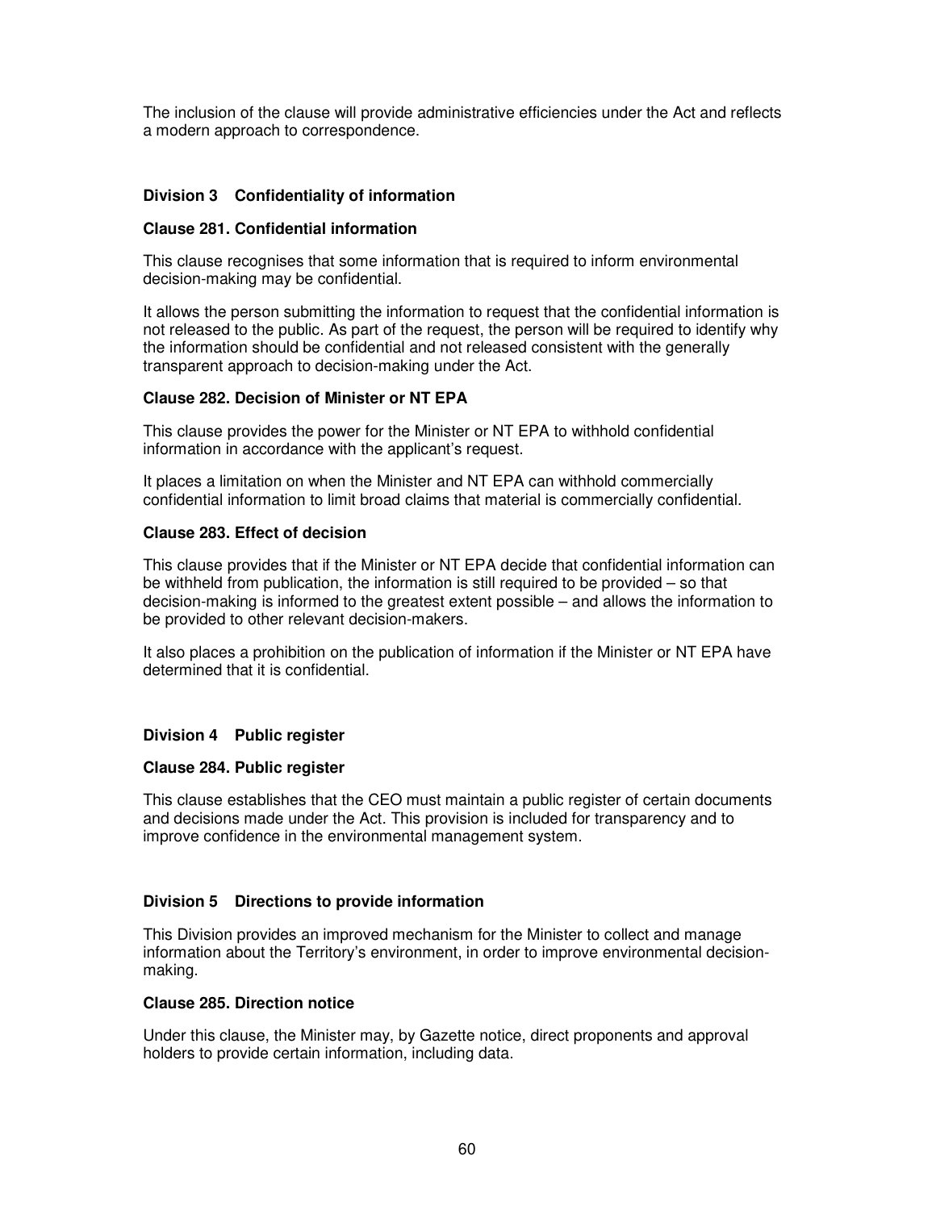The inclusion of the clause will provide administrative efficiencies under the Act and reflects a modern approach to correspondence.

### Division 3 Confidentiality of information

#### Clause 281. Confidential information

This clause recognises that some information that is required to inform environmental decision-making may be confidential.

It allows the person submitting the information to request that the confidential information is not released to the public. As part of the request, the person will be required to identify why the information should be confidential and not released consistent with the generally transparent approach to decision-making under the Act.

#### Clause 282. Decision of Minister or NT EPA

This clause provides the power for the Minister or NT EPA to withhold confidential information in accordance with the applicant's request.

It places a limitation on when the Minister and NT EPA can withhold commercially confidential information to limit broad claims that material is commercially confidential.

#### Clause 283. Effect of decision

This clause provides that if the Minister or NT EPA decide that confidential information can be withheld from publication, the information is still required to be provided – so that decision-making is informed to the greatest extent possible – and allows the information to be provided to other relevant decision-makers.

It also places a prohibition on the publication of information if the Minister or NT EPA have determined that it is confidential.

### Division 4 Public register

#### Clause 284. Public register

This clause establishes that the CEO must maintain a public register of certain documents and decisions made under the Act. This provision is included for transparency and to improve confidence in the environmental management system.

### Division 5 Directions to provide information

This Division provides an improved mechanism for the Minister to collect and manage information about the Territory's environment, in order to improve environmental decision-making.

#### Clause 285. Direction notice

Under this clause, the Minister may, by Gazette notice, direct proponents and approval holders to provide certain information, including data.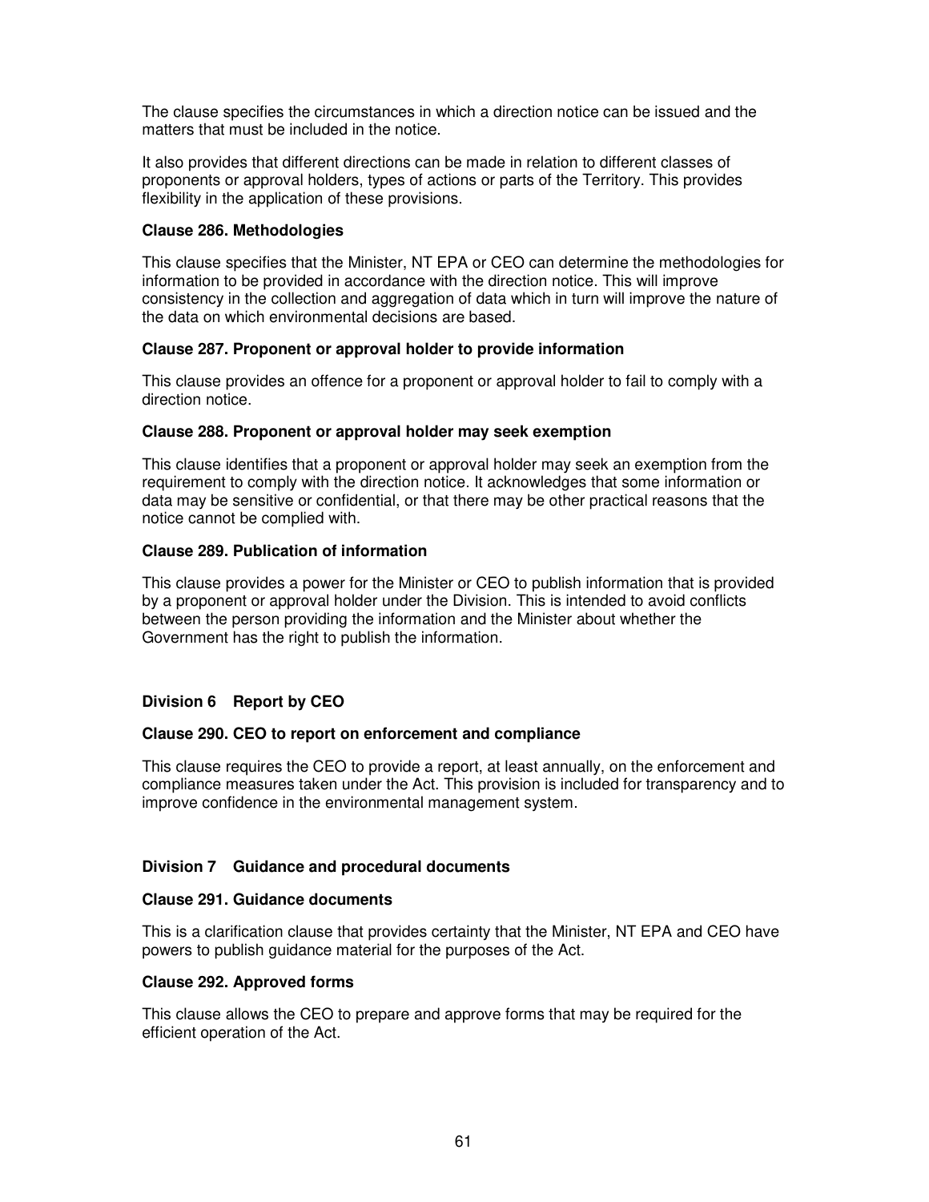The clause specifies the circumstances in which a direction notice can be issued and the matters that must be included in the notice.

It also provides that different directions can be made in relation to different classes of proponents or approval holders, types of actions or parts of the Territory. This provides flexibility in the application of these provisions.

**Clause 286. Methodologies**

This clause specifies that the Minister, NT EPA or CEO can determine the methodologies for information to be provided in accordance with the direction notice. This will improve consistency in the collection and aggregation of data which in turn will improve the nature of the data on which environmental decisions are based.

**Clause 287. Proponent or approval holder to provide information**

This clause provides an offence for a proponent or approval holder to fail to comply with a direction notice.

**Clause 288. Proponent or approval holder may seek exemption**

This clause identifies that a proponent or approval holder may seek an exemption from the requirement to comply with the direction notice. It acknowledges that some information or data may be sensitive or confidential, or that there may be other practical reasons that the notice cannot be complied with.

**Clause 289. Publication of information**

This clause provides a power for the Minister or CEO to publish information that is provided by a proponent or approval holder under the Division. This is intended to avoid conflicts between the person providing the information and the Minister about whether the Government has the right to publish the information.

## Division 6 Report by CEO

**Clause 290. CEO to report on enforcement and compliance**

This clause requires the CEO to provide a report, at least annually, on the enforcement and compliance measures taken under the Act. This provision is included for transparency and to improve confidence in the environmental management system.

## Division 7 Guidance and procedural documents

**Clause 291. Guidance documents**

This is a clarification clause that provides certainty that the Minister, NT EPA and CEO have powers to publish guidance material for the purposes of the Act.

**Clause 292. Approved forms**

This clause allows the CEO to prepare and approve forms that may be required for the efficient operation of the Act.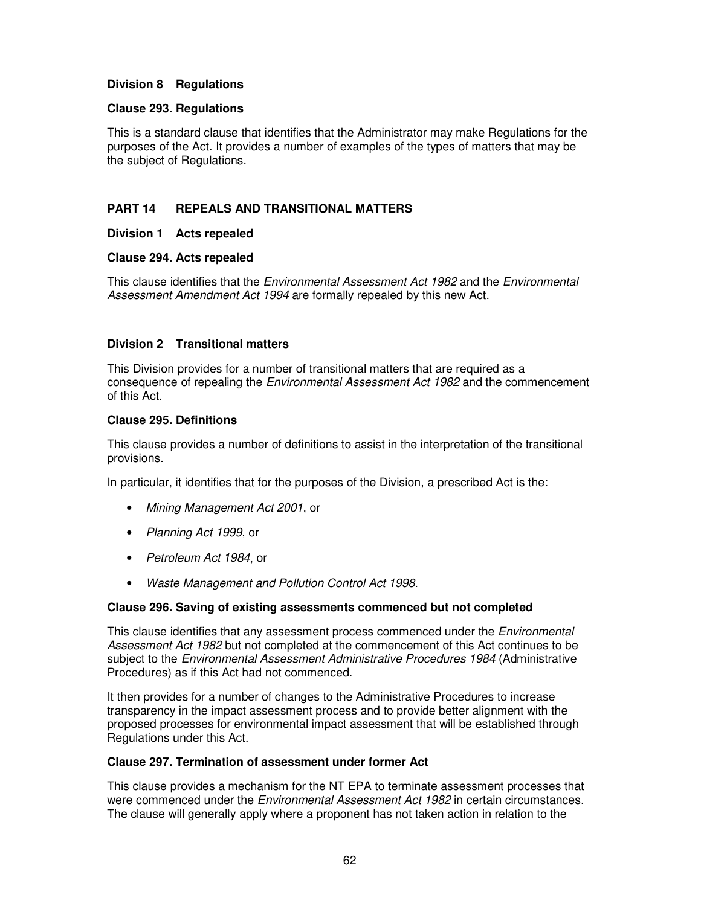### Division 8 Regulations

#### Clause 293. Regulations

This is a standard clause that identifies that the Administrator may make Regulations for the purposes of the Act. It provides a number of examples of the types of matters that may be the subject of Regulations.

## PART 14 REPEALS AND TRANSITIONAL MATTERS

### Division 1 Acts repealed

#### Clause 294. Acts repealed

This clause identifies that the *Environmental Assessment Act 1982* and the *Environmental Assessment Amendment Act 1994* are formally repealed by this new Act.

### Division 2 Transitional matters

This Division provides for a number of transitional matters that are required as a consequence of repealing the *Environmental Assessment Act 1982* and the commencement of this Act.

#### Clause 295. Definitions

This clause provides a number of definitions to assist in the interpretation of the transitional provisions.

In particular, it identifies that for the purposes of the Division, a prescribed Act is the:

- *Mining Management Act 2001*, or
- *Planning Act 1999*, or
- *Petroleum Act 1984*, or
- *Waste Management and Pollution Control Act 1998*.

#### Clause 296. Saving of existing assessments commenced but not completed

This clause identifies that any assessment process commenced under the *Environmental Assessment Act 1982* but not completed at the commencement of this Act continues to be subject to the *Environmental Assessment Administrative Procedures 1984* (Administrative Procedures) as if this Act had not commenced.

It then provides for a number of changes to the Administrative Procedures to increase transparency in the impact assessment process and to provide better alignment with the proposed processes for environmental impact assessment that will be established through Regulations under this Act.

#### Clause 297. Termination of assessment under former Act

This clause provides a mechanism for the NT EPA to terminate assessment processes that were commenced under the *Environmental Assessment Act 1982* in certain circumstances. The clause will generally apply where a proponent has not taken action in relation to the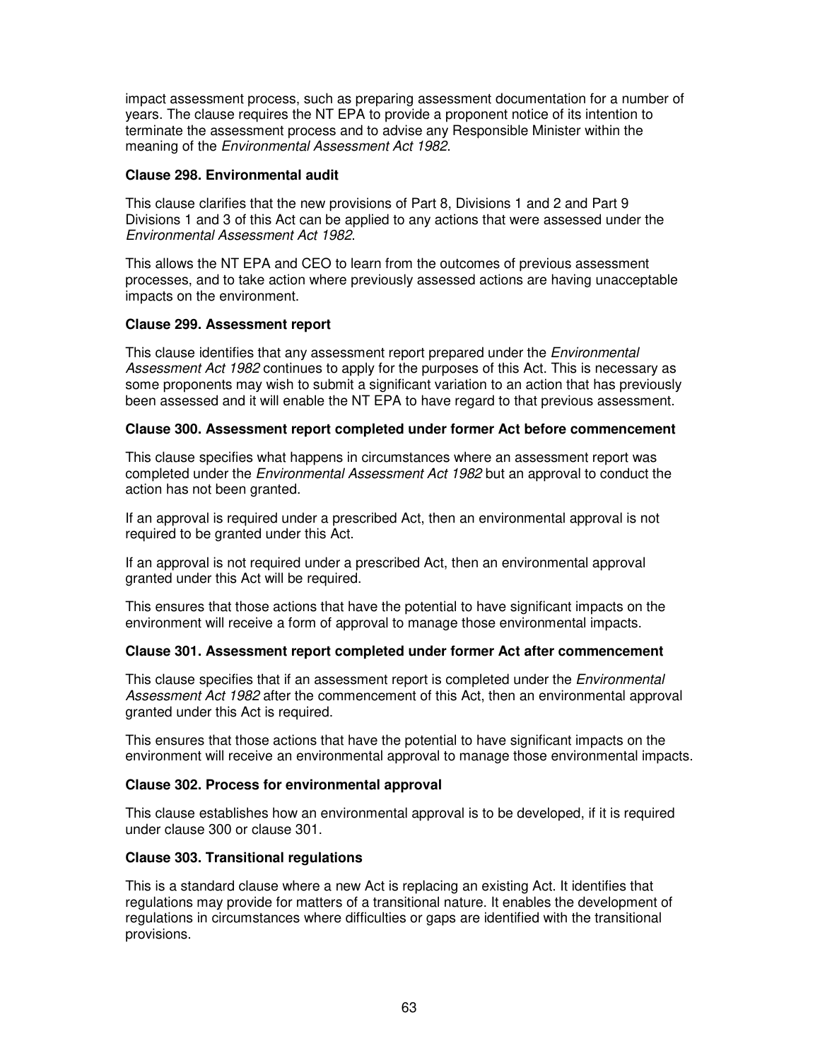impact assessment process, such as preparing assessment documentation for a number of years. The clause requires the NT EPA to provide a proponent notice of its intention to terminate the assessment process and to advise any Responsible Minister within the meaning of the *Environmental Assessment Act 1982*.

**Clause 298. Environmental audit**

This clause clarifies that the new provisions of Part 8, Divisions 1 and 2 and Part 9 Divisions 1 and 3 of this Act can be applied to any actions that were assessed under the *Environmental Assessment Act 1982*.

This allows the NT EPA and CEO to learn from the outcomes of previous assessment processes, and to take action where previously assessed actions are having unacceptable impacts on the environment.

**Clause 299. Assessment report**

This clause identifies that any assessment report prepared under the *Environmental Assessment Act 1982* continues to apply for the purposes of this Act. This is necessary as some proponents may wish to submit a significant variation to an action that has previously been assessed and it will enable the NT EPA to have regard to that previous assessment.

**Clause 300. Assessment report completed under former Act before commencement**

This clause specifies what happens in circumstances where an assessment report was completed under the *Environmental Assessment Act 1982* but an approval to conduct the action has not been granted.

If an approval is required under a prescribed Act, then an environmental approval is not required to be granted under this Act.

If an approval is not required under a prescribed Act, then an environmental approval granted under this Act will be required.

This ensures that those actions that have the potential to have significant impacts on the environment will receive a form of approval to manage those environmental impacts.

**Clause 301. Assessment report completed under former Act after commencement**

This clause specifies that if an assessment report is completed under the *Environmental Assessment Act 1982* after the commencement of this Act, then an environmental approval granted under this Act is required.

This ensures that those actions that have the potential to have significant impacts on the environment will receive an environmental approval to manage those environmental impacts.

**Clause 302. Process for environmental approval**

This clause establishes how an environmental approval is to be developed, if it is required under clause 300 or clause 301.

**Clause 303. Transitional regulations**

This is a standard clause where a new Act is replacing an existing Act. It identifies that regulations may provide for matters of a transitional nature. It enables the development of regulations in circumstances where difficulties or gaps are identified with the transitional provisions.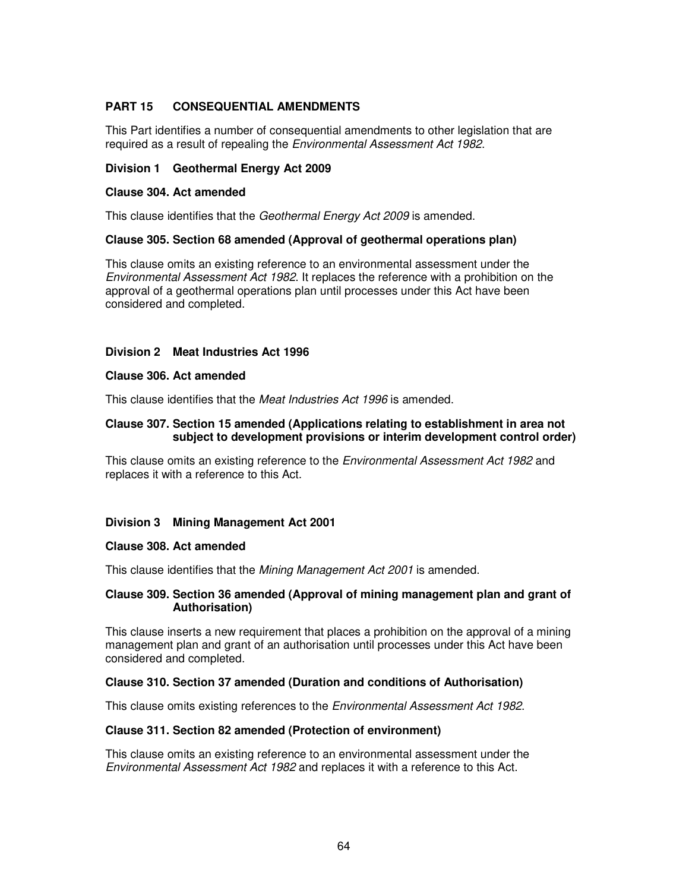## PART 15 CONSEQUENTIAL AMENDMENTS

This Part identifies a number of consequential amendments to other legislation that are required as a result of repealing the *Environmental Assessment Act 1982*.

### Division 1 Geothermal Energy Act 2009

#### Clause 304. Act amended

This clause identifies that the *Geothermal Energy Act 2009* is amended.

#### Clause 305. Section 68 amended (Approval of geothermal operations plan)

This clause omits an existing reference to an environmental assessment under the *Environmental Assessment Act 1982*. It replaces the reference with a prohibition on the approval of a geothermal operations plan until processes under this Act have been considered and completed.

### Division 2 Meat Industries Act 1996

#### Clause 306. Act amended

This clause identifies that the *Meat Industries Act 1996* is amended.

#### Clause 307. Section 15 amended (Applications relating to establishment in area not subject to development provisions or interim development control order)

This clause omits an existing reference to the *Environmental Assessment Act 1982* and replaces it with a reference to this Act.

### Division 3 Mining Management Act 2001

#### Clause 308. Act amended

This clause identifies that the *Mining Management Act 2001* is amended.

#### Clause 309. Section 36 amended (Approval of mining management plan and grant of Authorisation)

This clause inserts a new requirement that places a prohibition on the approval of a mining management plan and grant of an authorisation until processes under this Act have been considered and completed.

#### Clause 310. Section 37 amended (Duration and conditions of Authorisation)

This clause omits existing references to the *Environmental Assessment Act 1982*.

#### Clause 311. Section 82 amended (Protection of environment)

This clause omits an existing reference to an environmental assessment under the *Environmental Assessment Act 1982* and replaces it with a reference to this Act.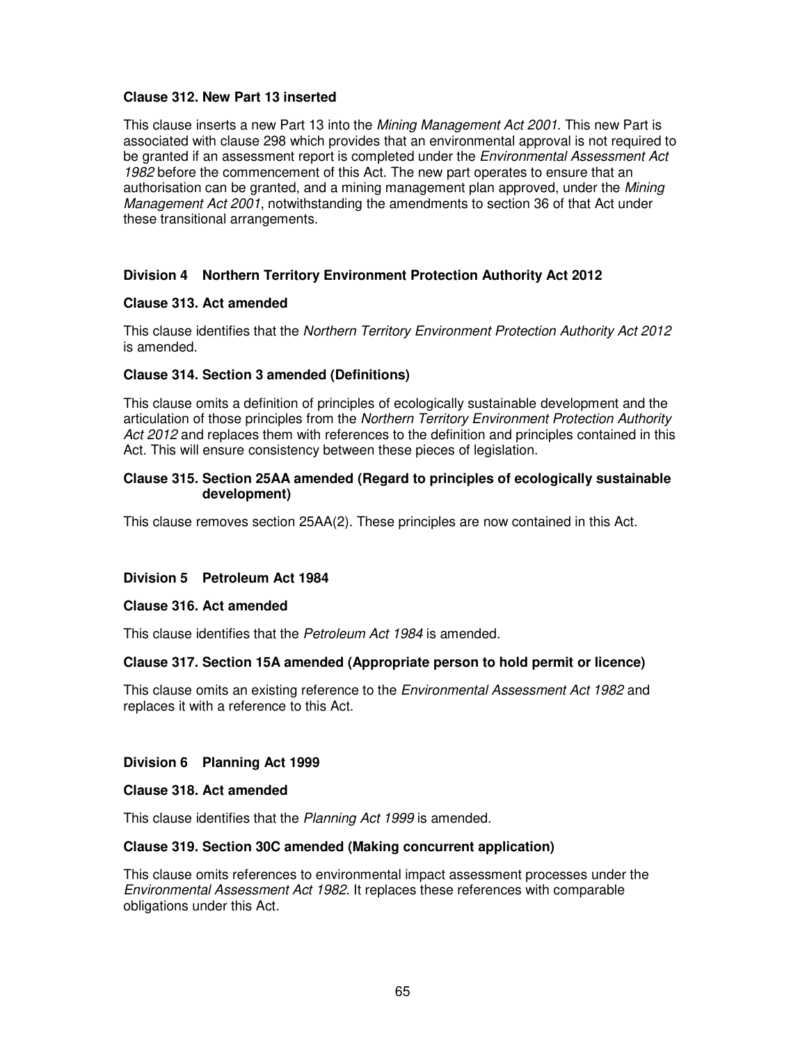**Clause 312. New Part 13 inserted**

This clause inserts a new Part 13 into the *Mining Management Act 2001*. This new Part is associated with clause 298 which provides that an environmental approval is not required to be granted if an assessment report is completed under the *Environmental Assessment Act 1982* before the commencement of this Act. The new part operates to ensure that an authorisation can be granted, and a mining management plan approved, under the *Mining Management Act 2001*, notwithstanding the amendments to section 36 of that Act under these transitional arrangements.

**Division 4 Northern Territory Environment Protection Authority Act 2012**

**Clause 313. Act amended**

This clause identifies that the *Northern Territory Environment Protection Authority Act 2012* is amended.

**Clause 314. Section 3 amended (Definitions)**

This clause omits a definition of principles of ecologically sustainable development and the articulation of those principles from the *Northern Territory Environment Protection Authority Act 2012* and replaces them with references to the definition and principles contained in this Act. This will ensure consistency between these pieces of legislation.

**Clause 315. Section 25AA amended (Regard to principles of ecologically sustainable development)**

This clause removes section 25AA(2). These principles are now contained in this Act.

**Division 5 Petroleum Act 1984**

**Clause 316. Act amended**

This clause identifies that the *Petroleum Act 1984* is amended.

**Clause 317. Section 15A amended (Appropriate person to hold permit or licence)**

This clause omits an existing reference to the *Environmental Assessment Act 1982* and replaces it with a reference to this Act.

**Division 6 Planning Act 1999**

**Clause 318. Act amended**

This clause identifies that the *Planning Act 1999* is amended.

**Clause 319. Section 30C amended (Making concurrent application)**

This clause omits references to environmental impact assessment processes under the *Environmental Assessment Act 1982*. It replaces these references with comparable obligations under this Act.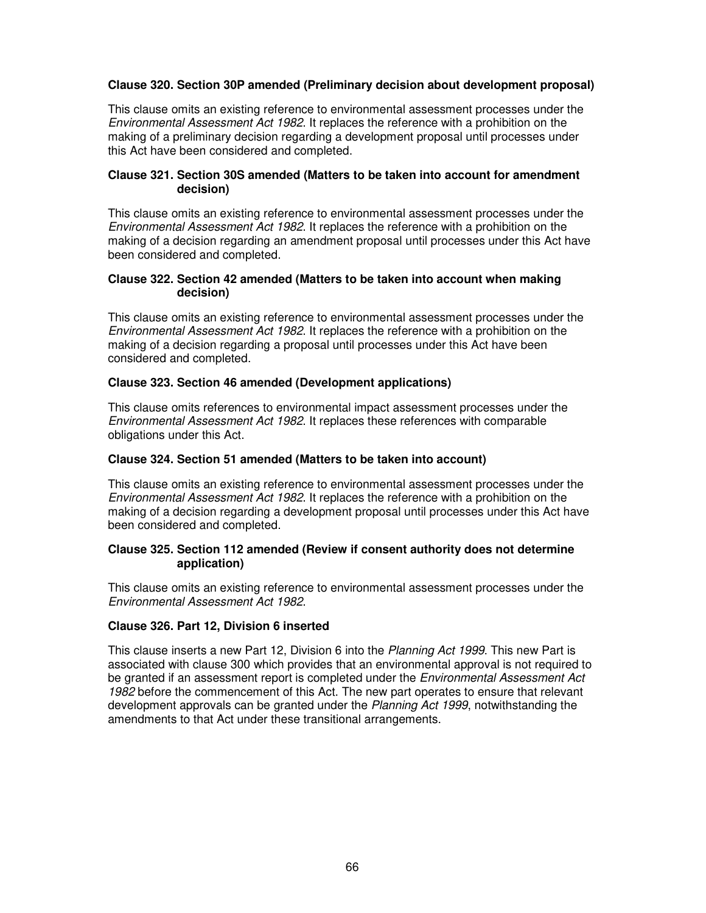**Clause 320. Section 30P amended (Preliminary decision about development proposal)**

This clause omits an existing reference to environmental assessment processes under the *Environmental Assessment Act 1982*. It replaces the reference with a prohibition on the making of a preliminary decision regarding a development proposal until processes under this Act have been considered and completed.

**Clause 321. Section 30S amended (Matters to be taken into account for amendment decision)**

This clause omits an existing reference to environmental assessment processes under the *Environmental Assessment Act 1982*. It replaces the reference with a prohibition on the making of a decision regarding an amendment proposal until processes under this Act have been considered and completed.

**Clause 322. Section 42 amended (Matters to be taken into account when making decision)**

This clause omits an existing reference to environmental assessment processes under the *Environmental Assessment Act 1982*. It replaces the reference with a prohibition on the making of a decision regarding a proposal until processes under this Act have been considered and completed.

**Clause 323. Section 46 amended (Development applications)**

This clause omits references to environmental impact assessment processes under the *Environmental Assessment Act 1982*. It replaces these references with comparable obligations under this Act.

**Clause 324. Section 51 amended (Matters to be taken into account)**

This clause omits an existing reference to environmental assessment processes under the *Environmental Assessment Act 1982*. It replaces the reference with a prohibition on the making of a decision regarding a development proposal until processes under this Act have been considered and completed.

**Clause 325. Section 112 amended (Review if consent authority does not determine application)**

This clause omits an existing reference to environmental assessment processes under the *Environmental Assessment Act 1982*.

**Clause 326. Part 12, Division 6 inserted**

This clause inserts a new Part 12, Division 6 into the *Planning Act 1999*. This new Part is associated with clause 300 which provides that an environmental approval is not required to be granted if an assessment report is completed under the *Environmental Assessment Act 1982* before the commencement of this Act. The new part operates to ensure that relevant development approvals can be granted under the *Planning Act 1999*, notwithstanding the amendments to that Act under these transitional arrangements.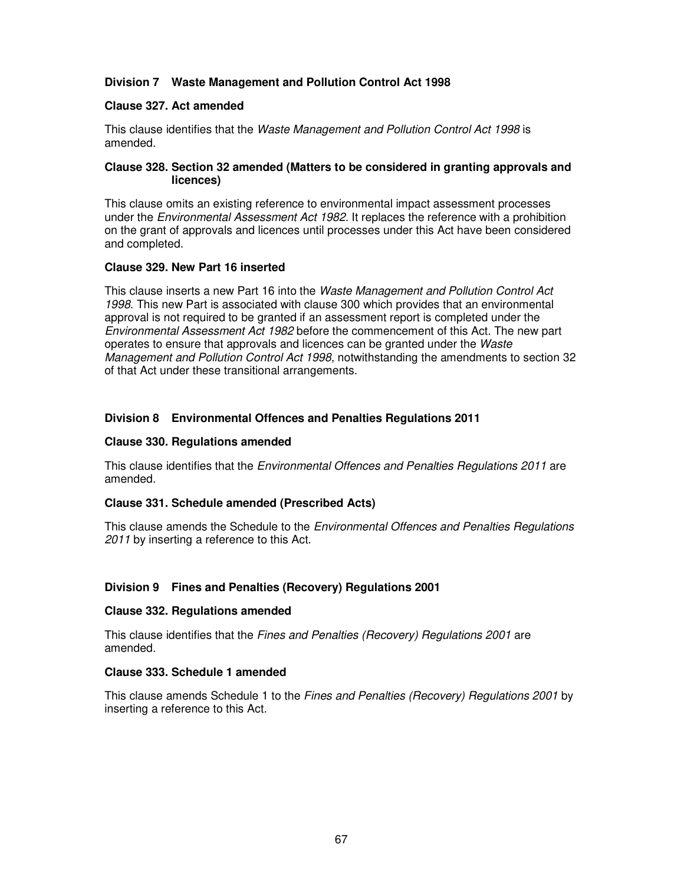### Division 7 Waste Management and Pollution Control Act 1998

#### Clause 327. Act amended

This clause identifies that the *Waste Management and Pollution Control Act 1998* is amended.

#### Clause 328. Section 32 amended (Matters to be considered in granting approvals and licences)

This clause omits an existing reference to environmental impact assessment processes under the *Environmental Assessment Act 1982*. It replaces the reference with a prohibition on the grant of approvals and licences until processes under this Act have been considered and completed.

#### Clause 329. New Part 16 inserted

This clause inserts a new Part 16 into the *Waste Management and Pollution Control Act 1998*. This new Part is associated with clause 300 which provides that an environmental approval is not required to be granted if an assessment report is completed under the *Environmental Assessment Act 1982* before the commencement of this Act. The new part operates to ensure that approvals and licences can be granted under the *Waste Management and Pollution Control Act 1998*, notwithstanding the amendments to section 32 of that Act under these transitional arrangements.

### Division 8 Environmental Offences and Penalties Regulations 2011

#### Clause 330. Regulations amended

This clause identifies that the *Environmental Offences and Penalties Regulations 2011* are amended.

#### Clause 331. Schedule amended (Prescribed Acts)

This clause amends the Schedule to the *Environmental Offences and Penalties Regulations 2011* by inserting a reference to this Act.

### Division 9 Fines and Penalties (Recovery) Regulations 2001

#### Clause 332. Regulations amended

This clause identifies that the *Fines and Penalties (Recovery) Regulations 2001* are amended.

#### Clause 333. Schedule 1 amended

This clause amends Schedule 1 to the *Fines and Penalties (Recovery) Regulations 2001* by inserting a reference to this Act.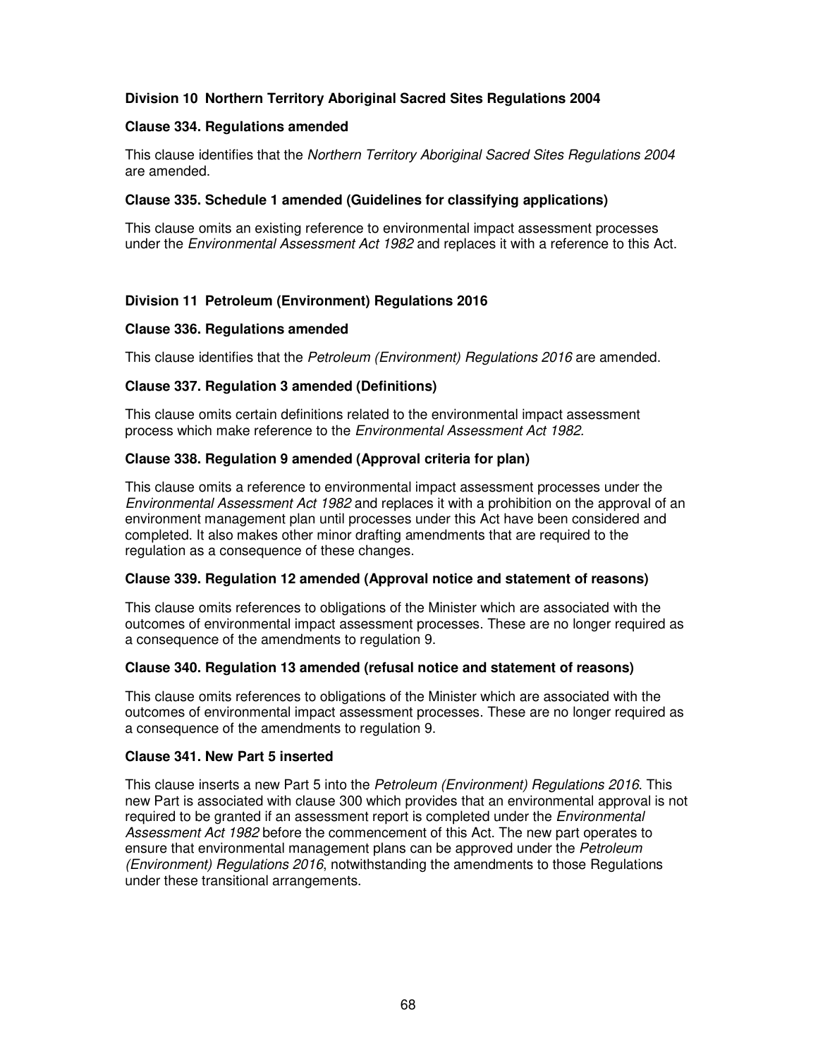### Division 10 Northern Territory Aboriginal Sacred Sites Regulations 2004

**Clause 334. Regulations amended**

This clause identifies that the *Northern Territory Aboriginal Sacred Sites Regulations 2004* are amended.

**Clause 335. Schedule 1 amended (Guidelines for classifying applications)**

This clause omits an existing reference to environmental impact assessment processes under the *Environmental Assessment Act 1982* and replaces it with a reference to this Act.

### Division 11 Petroleum (Environment) Regulations 2016

**Clause 336. Regulations amended**

This clause identifies that the *Petroleum (Environment) Regulations 2016* are amended.

**Clause 337. Regulation 3 amended (Definitions)**

This clause omits certain definitions related to the environmental impact assessment process which make reference to the *Environmental Assessment Act 1982.*

**Clause 338. Regulation 9 amended (Approval criteria for plan)**

This clause omits a reference to environmental impact assessment processes under the *Environmental Assessment Act 1982* and replaces it with a prohibition on the approval of an environment management plan until processes under this Act have been considered and completed. It also makes other minor drafting amendments that are required to the regulation as a consequence of these changes.

**Clause 339. Regulation 12 amended (Approval notice and statement of reasons)**

This clause omits references to obligations of the Minister which are associated with the outcomes of environmental impact assessment processes. These are no longer required as a consequence of the amendments to regulation 9.

**Clause 340. Regulation 13 amended (refusal notice and statement of reasons)**

This clause omits references to obligations of the Minister which are associated with the outcomes of environmental impact assessment processes. These are no longer required as a consequence of the amendments to regulation 9.

**Clause 341. New Part 5 inserted**

This clause inserts a new Part 5 into the *Petroleum (Environment) Regulations 2016*. This new Part is associated with clause 300 which provides that an environmental approval is not required to be granted if an assessment report is completed under the *Environmental Assessment Act 1982* before the commencement of this Act. The new part operates to ensure that environmental management plans can be approved under the *Petroleum (Environment) Regulations 2016*, notwithstanding the amendments to those Regulations under these transitional arrangements.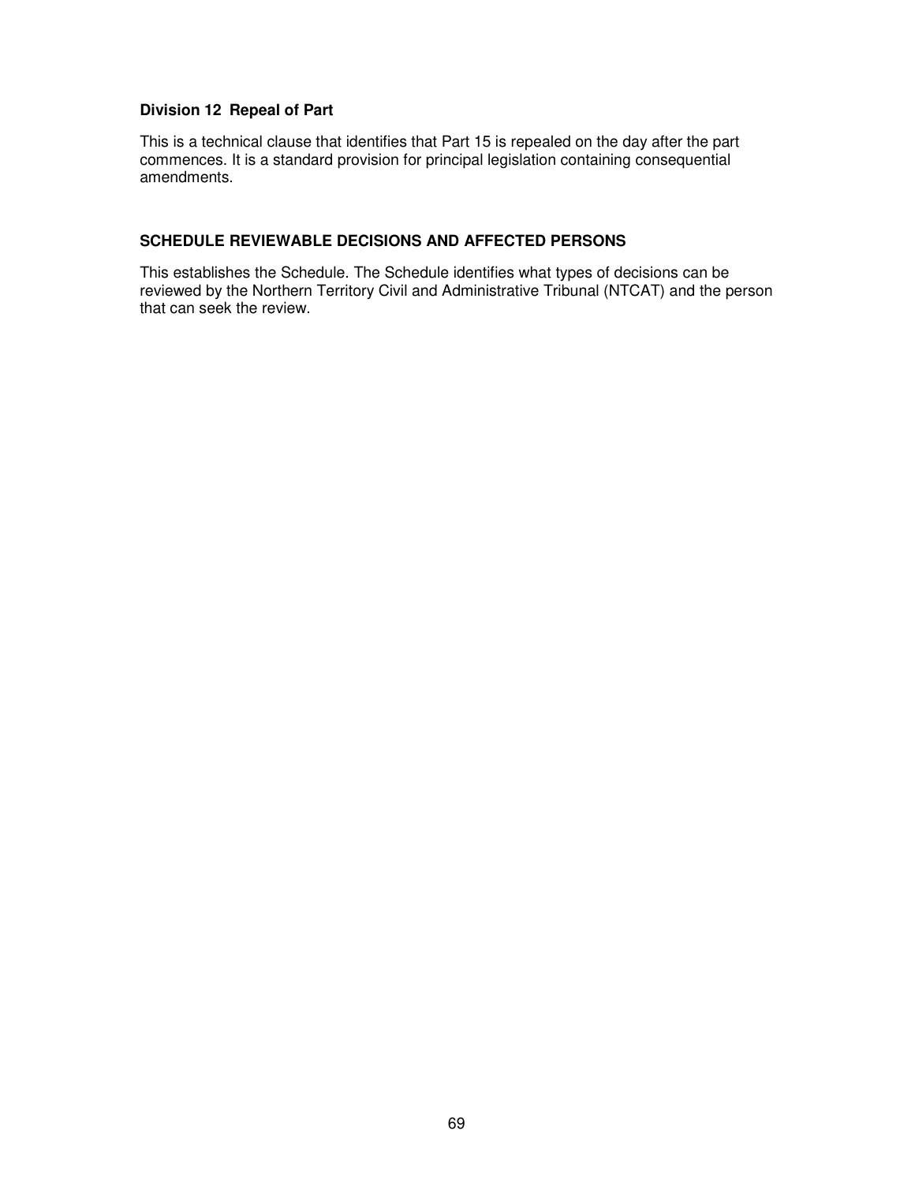**Division 12  Repeal of Part**

This is a technical clause that identifies that Part 15 is repealed on the day after the part commences. It is a standard provision for principal legislation containing consequential amendments.

**SCHEDULE REVIEWABLE DECISIONS AND AFFECTED PERSONS**

This establishes the Schedule. The Schedule identifies what types of decisions can be reviewed by the Northern Territory Civil and Administrative Tribunal (NTCAT) and the person that can seek the review.